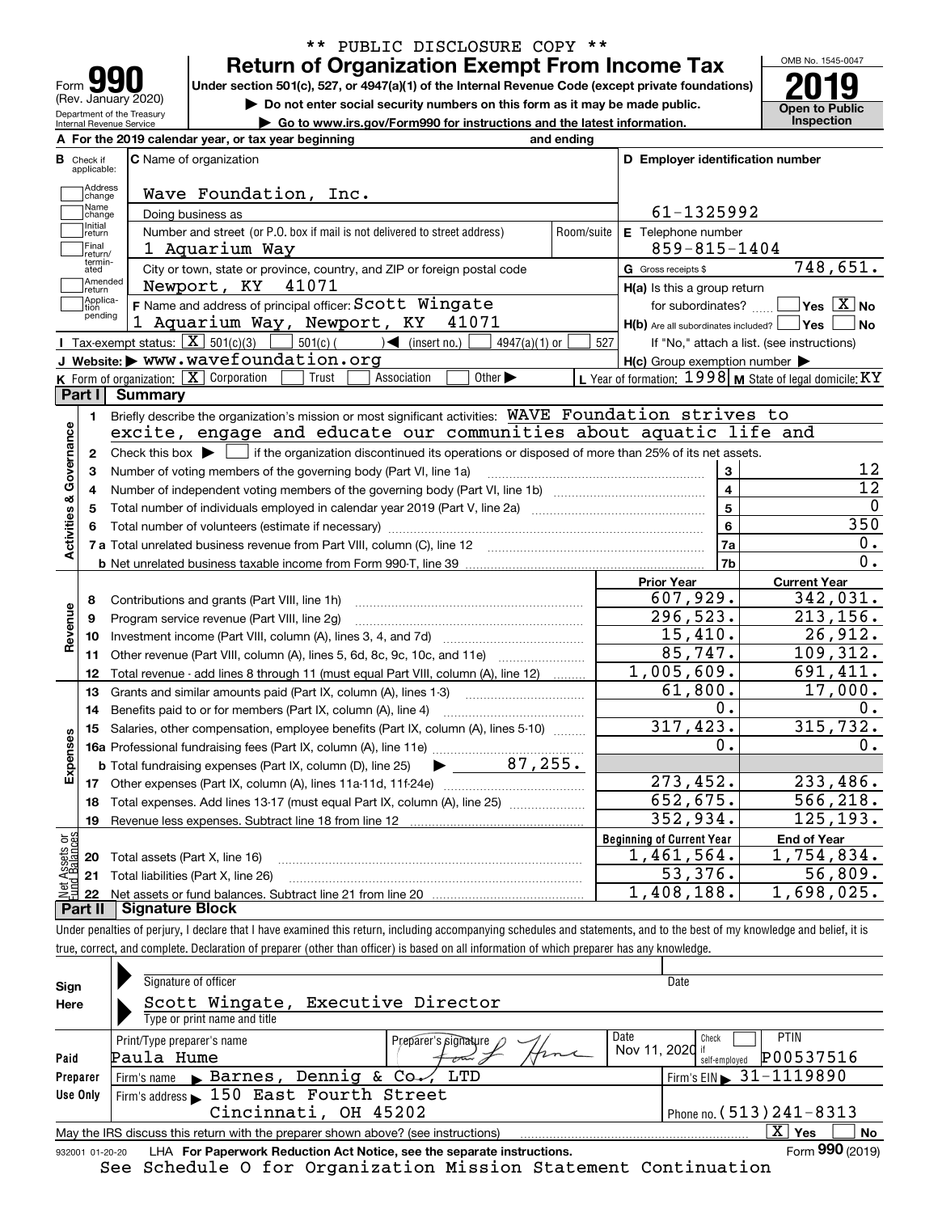** PUBLIC DISCLOSURE COPY **

# Form 990 — Return of Organization Exempt From Income Tax

Form **990** (Rev. January 2020)

Department of the Treasury
Internal Revenue Service

**Under section 501(c), 527, or 4947(a)(1) of the Internal Revenue Code (except private foundations)**

▶ Do not enter social security numbers on this form as it may be made public.

▶ Go to www.irs.gov/Form990 for instructions and the latest information.

OMB No. 1545-0047

**2019**

**Open to Public Inspection**

**A** For the 2019 calendar year, or tax year beginning and ending

**B** Check if applicable: Address change; Name change; Initial return; Final return/terminated; Amended return; Application pending

**C** Name of organization: Wave Foundation, Inc.

Doing business as

Number and street (or P.O. box if mail is not delivered to street address): 1 Aquarium Way — Room/suite

City or town, state or province, country, and ZIP or foreign postal code: Newport, KY 41071

**D** Employer identification number: 61-1325992

**E** Telephone number: 859-815-1404

**G** Gross receipts $ 748,651.

**F** Name and address of principal officer: Scott Wingate, 1 Aquarium Way, Newport, KY 41071

**H(a)** Is this a group return for subordinates? ☐ Yes ☒ No

**H(b)** Are all subordinates included? ☐ Yes ☐ No — If "No," attach a list. (see instructions)

**H(c)** Group exemption number ▶

**I** Tax-exempt status: ☒ 501(c)(3) ☐ 501(c) ( ) ◀ (insert no.) ☐ 4947(a)(1) or ☐ 527

**J** Website: ▶ www.wavefoundation.org

**K** Form of organization: ☒ Corporation ☐ Trust ☐ Association ☐ Other ▶

**L** Year of formation: 1998 **M** State of legal domicile: KY

## Part I Summary

**Activities & Governance**

1. Briefly describe the organization's mission or most significant activities: WAVE Foundation strives to excite, engage and educate our communities about aquatic life and
2. Check this box ▶ ☐ if the organization discontinued its operations or disposed of more than 25% of its net assets.

| | | Line | Value |
|---|---|---|---|
| 3 | Number of voting members of the governing body (Part VI, line 1a) | 3 | 12 |
| 4 | Number of independent voting members of the governing body (Part VI, line 1b) | 4 | 12 |
| 5 | Total number of individuals employed in calendar year 2019 (Part V, line 2a) | 5 | 0 |
| 6 | Total number of volunteers (estimate if necessary) | 6 | 350 |
| 7a | Total unrelated business revenue from Part VIII, column (C), line 12 | 7a | 0. |
| b | Net unrelated business taxable income from Form 990-T, line 39 | 7b | 0. |

| | | Prior Year | Current Year |
|---|---|---|---|
| **Revenue** | | | |
| 8 | Contributions and grants (Part VIII, line 1h) | 607,929. | 342,031. |
| 9 | Program service revenue (Part VIII, line 2g) | 296,523. | 213,156. |
| 10 | Investment income (Part VIII, column (A), lines 3, 4, and 7d) | 15,410. | 26,912. |
| 11 | Other revenue (Part VIII, column (A), lines 5, 6d, 8c, 9c, 10c, and 11e) | 85,747. | 109,312. |
| 12 | Total revenue - add lines 8 through 11 (must equal Part VIII, column (A), line 12) | 1,005,609. | 691,411. |
| **Expenses** | | | |
| 13 | Grants and similar amounts paid (Part IX, column (A), lines 1-3) | 61,800. | 17,000. |
| 14 | Benefits paid to or for members (Part IX, column (A), line 4) | 0. | 0. |
| 15 | Salaries, other compensation, employee benefits (Part IX, column (A), lines 5-10) | 317,423. | 315,732. |
| 16a | Professional fundraising fees (Part IX, column (A), line 11e) | 0. | 0. |
| b | Total fundraising expenses (Part IX, column (D), line 25) ▶ 87,255. | | |
| 17 | Other expenses (Part IX, column (A), lines 11a-11d, 11f-24e) | 273,452. | 233,486. |
| 18 | Total expenses. Add lines 13-17 (must equal Part IX, column (A), line 25) | 652,675. | 566,218. |
| 19 | Revenue less expenses. Subtract line 18 from line 12 | 352,934. | 125,193. |

| **Net Assets or Fund Balances** | | Beginning of Current Year | End of Year |
|---|---|---|---|
| 20 | Total assets (Part X, line 16) | 1,461,564. | 1,754,834. |
| 21 | Total liabilities (Part X, line 26) | 53,376. | 56,809. |
| 22 | Net assets or fund balances. Subtract line 21 from line 20 | 1,408,188. | 1,698,025. |

## Part II Signature Block

Under penalties of perjury, I declare that I have examined this return, including accompanying schedules and statements, and to the best of my knowledge and belief, it is true, correct, and complete. Declaration of preparer (other than officer) is based on all information of which preparer has any knowledge.

**Sign Here**

Signature of officer — Date

Scott Wingate, Executive Director
Type or print name and title

**Paid Preparer Use Only**

| Print/Type preparer's name | Preparer's signature | Date | Check ☐ if self-employed | PTIN |
|---|---|---|---|---|
| Paula Hume | | Nov 11, 2020 | | P00537516 |

Firm's name ▶ Barnes, Dennig & Co., LTD — Firm's EIN ▶ 31-1119890

Firm's address ▶ 150 East Fourth Street, Cincinnati, OH 45202 — Phone no. (513)241-8313

May the IRS discuss this return with the preparer shown above? (see instructions) ☒ Yes ☐ No

932001 01-20-20 LHA For Paperwork Reduction Act Notice, see the separate instructions. Form **990** (2019)

See Schedule O for Organization Mission Statement Continuation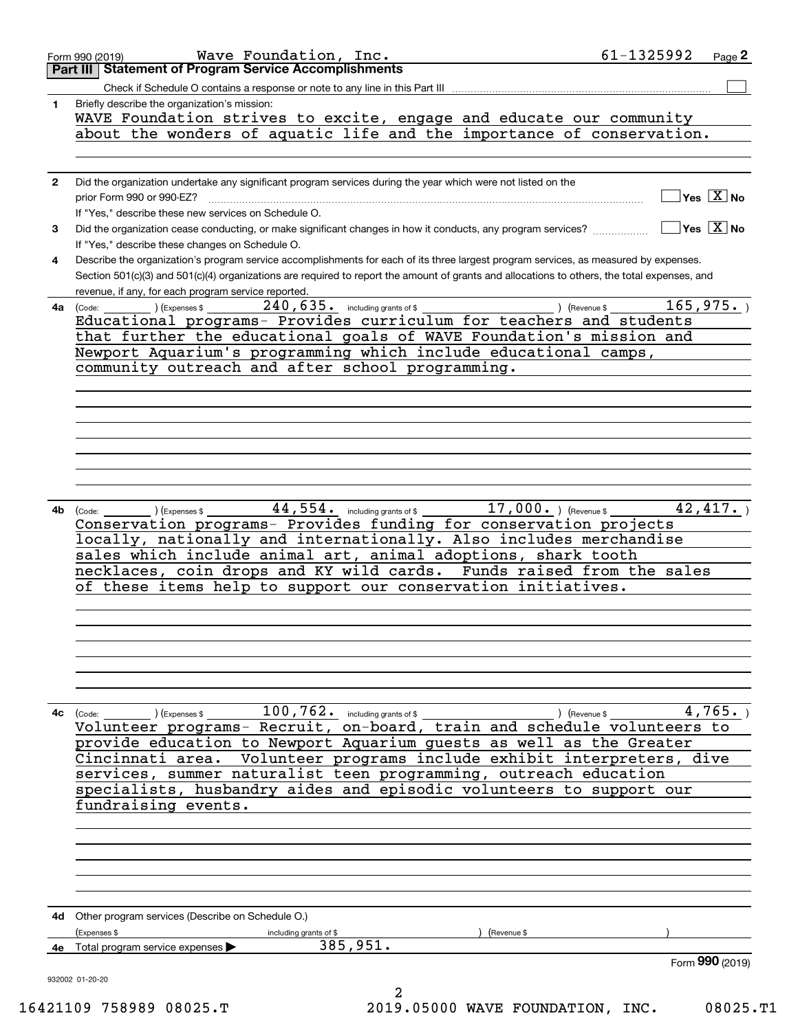Form 990 (2019) Wave Foundation, Inc. 61-1325992 Page **2**

## Part III Statement of Program Service Accomplishments

Check if Schedule O contains a response or note to any line in this Part III ☐

**1** Briefly describe the organization's mission:

WAVE Foundation strives to excite, engage and educate our community about the wonders of aquatic life and the importance of conservation.

**2** Did the organization undertake any significant program services during the year which were not listed on the prior Form 990 or 990-EZ? ☐ Yes ☒ No

If "Yes," describe these new services on Schedule O.

**3** Did the organization cease conducting, or make significant changes in how it conducts, any program services? ☐ Yes ☒ No

If "Yes," describe these changes on Schedule O.

**4** Describe the organization's program service accomplishments for each of its three largest program services, as measured by expenses. Section 501(c)(3) and 501(c)(4) organizations are required to report the amount of grants and allocations to others, the total expenses, and revenue, if any, for each program service reported.

**4a** (Code: ) (Expenses $ 240,635. including grants of $ ) (Revenue $ 165,975. )

Educational programs- Provides curriculum for teachers and students that further the educational goals of WAVE Foundation's mission and Newport Aquarium's programming which include educational camps, community outreach and after school programming.

**4b** (Code: ) (Expenses $ 44,554. including grants of $ 17,000. ) (Revenue $ 42,417. )

Conservation programs- Provides funding for conservation projects locally, nationally and internationally. Also includes merchandise sales which include animal art, animal adoptions, shark tooth necklaces, coin drops and KY wild cards. Funds raised from the sales of these items help to support our conservation initiatives.

**4c** (Code: ) (Expenses $ 100,762. including grants of $ ) (Revenue $ 4,765. )

Volunteer programs- Recruit, on-board, train and schedule volunteers to provide education to Newport Aquarium guests as well as the Greater Cincinnati area. Volunteer programs include exhibit interpreters, dive services, summer naturalist teen programming, outreach education specialists, husbandry aides and episodic volunteers to support our fundraising events.

**4d** Other program services (Describe on Schedule O.)

(Expenses $ including grants of $ ) (Revenue $ )

**4e** Total program service expenses ▶ 385,951.

Form **990** (2019)

932002 01-20-20

16421109 758989 08025.T 2019.05000 WAVE FOUNDATION, INC. 08025.T1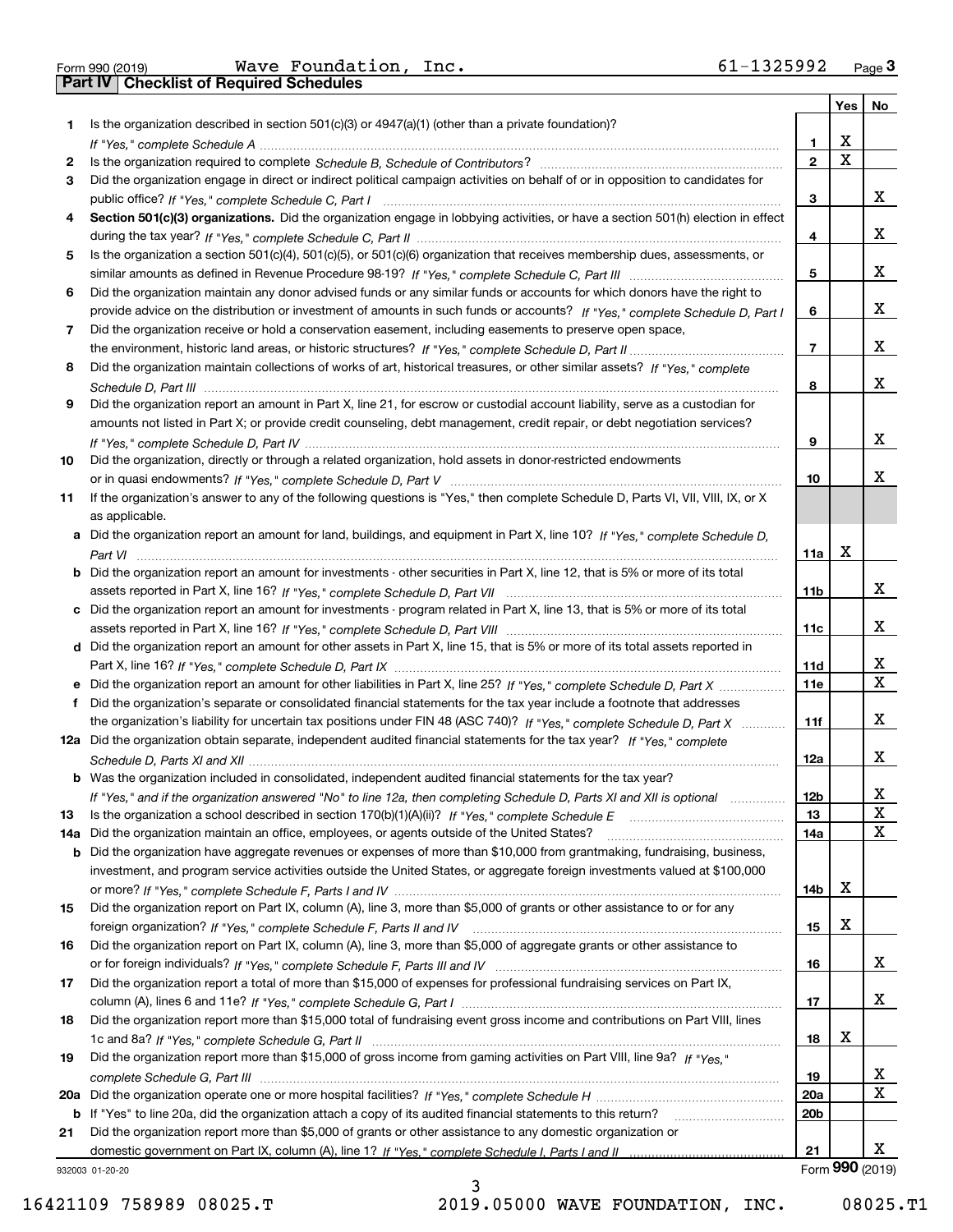Form 990 (2019) Wave Foundation, Inc. 61-1325992

## Part IV Checklist of Required Schedules

| | | | Yes | No |
|---|---|---|---|---|
| 1 | Is the organization described in section 501(c)(3) or 4947(a)(1) (other than a private foundation)? *If "Yes," complete Schedule A* | 1 | X | |
| 2 | Is the organization required to complete *Schedule B, Schedule of Contributors*? | 2 | X | |
| 3 | Did the organization engage in direct or indirect political campaign activities on behalf of or in opposition to candidates for public office? *If "Yes," complete Schedule C, Part I* | 3 | | X |
| 4 | **Section 501(c)(3) organizations.** Did the organization engage in lobbying activities, or have a section 501(h) election in effect during the tax year? *If "Yes," complete Schedule C, Part II* | 4 | | X |
| 5 | Is the organization a section 501(c)(4), 501(c)(5), or 501(c)(6) organization that receives membership dues, assessments, or similar amounts as defined in Revenue Procedure 98-19? *If "Yes," complete Schedule C, Part III* | 5 | | X |
| 6 | Did the organization maintain any donor advised funds or any similar funds or accounts for which donors have the right to provide advice on the distribution or investment of amounts in such funds or accounts? *If "Yes," complete Schedule D, Part I* | 6 | | X |
| 7 | Did the organization receive or hold a conservation easement, including easements to preserve open space, the environment, historic land areas, or historic structures? *If "Yes," complete Schedule D, Part II* | 7 | | X |
| 8 | Did the organization maintain collections of works of art, historical treasures, or other similar assets? *If "Yes," complete Schedule D, Part III* | 8 | | X |
| 9 | Did the organization report an amount in Part X, line 21, for escrow or custodial account liability, serve as a custodian for amounts not listed in Part X; or provide credit counseling, debt management, credit repair, or debt negotiation services? *If "Yes," complete Schedule D, Part IV* | 9 | | X |
| 10 | Did the organization, directly or through a related organization, hold assets in donor-restricted endowments or in quasi endowments? *If "Yes," complete Schedule D, Part V* | 10 | | X |
| 11 | If the organization's answer to any of the following questions is "Yes," then complete Schedule D, Parts VI, VII, VIII, IX, or X as applicable. | | | |
| a | Did the organization report an amount for land, buildings, and equipment in Part X, line 10? *If "Yes," complete Schedule D, Part VI* | 11a | X | |
| b | Did the organization report an amount for investments - other securities in Part X, line 12, that is 5% or more of its total assets reported in Part X, line 16? *If "Yes," complete Schedule D, Part VII* | 11b | | X |
| c | Did the organization report an amount for investments - program related in Part X, line 13, that is 5% or more of its total assets reported in Part X, line 16? *If "Yes," complete Schedule D, Part VIII* | 11c | | X |
| d | Did the organization report an amount for other assets in Part X, line 15, that is 5% or more of its total assets reported in Part X, line 16? *If "Yes," complete Schedule D, Part IX* | 11d | | X |
| e | Did the organization report an amount for other liabilities in Part X, line 25? *If "Yes," complete Schedule D, Part X* | 11e | | X |
| f | Did the organization's separate or consolidated financial statements for the tax year include a footnote that addresses the organization's liability for uncertain tax positions under FIN 48 (ASC 740)? *If "Yes," complete Schedule D, Part X* | 11f | | X |
| 12a | Did the organization obtain separate, independent audited financial statements for the tax year? *If "Yes," complete Schedule D, Parts XI and XII* | 12a | | X |
| b | Was the organization included in consolidated, independent audited financial statements for the tax year? *If "Yes," and if the organization answered "No" to line 12a, then completing Schedule D, Parts XI and XII is optional* | 12b | | X |
| 13 | Is the organization a school described in section 170(b)(1)(A)(ii)? *If "Yes," complete Schedule E* | 13 | | X |
| 14a | Did the organization maintain an office, employees, or agents outside of the United States? | 14a | | X |
| b | Did the organization have aggregate revenues or expenses of more than $10,000 from grantmaking, fundraising, business, investment, and program service activities outside the United States, or aggregate foreign investments valued at $100,000 or more? *If "Yes," complete Schedule F, Parts I and IV* | 14b | X | |
| 15 | Did the organization report on Part IX, column (A), line 3, more than $5,000 of grants or other assistance to or for any foreign organization? *If "Yes," complete Schedule F, Parts II and IV* | 15 | X | |
| 16 | Did the organization report on Part IX, column (A), line 3, more than $5,000 of aggregate grants or other assistance to or for foreign individuals? *If "Yes," complete Schedule F, Parts III and IV* | 16 | | X |
| 17 | Did the organization report a total of more than $15,000 of expenses for professional fundraising services on Part IX, column (A), lines 6 and 11e? *If "Yes," complete Schedule G, Part I* | 17 | | X |
| 18 | Did the organization report more than $15,000 total of fundraising event gross income and contributions on Part VIII, lines 1c and 8a? *If "Yes," complete Schedule G, Part II* | 18 | X | |
| 19 | Did the organization report more than $15,000 of gross income from gaming activities on Part VIII, line 9a? *If "Yes," complete Schedule G, Part III* | 19 | | X |
| 20a | Did the organization operate one or more hospital facilities? *If "Yes," complete Schedule H* | 20a | | X |
| b | If "Yes" to line 20a, did the organization attach a copy of its audited financial statements to this return? | 20b | | |
| 21 | Did the organization report more than $5,000 of grants or other assistance to any domestic organization or domestic government on Part IX, column (A), line 1? *If "Yes," complete Schedule I, Parts I and II* | 21 | | X |

932003 01-20-20 Form **990** (2019)

16421109 758989 08025.T 2019.05000 WAVE FOUNDATION, INC. 08025.T1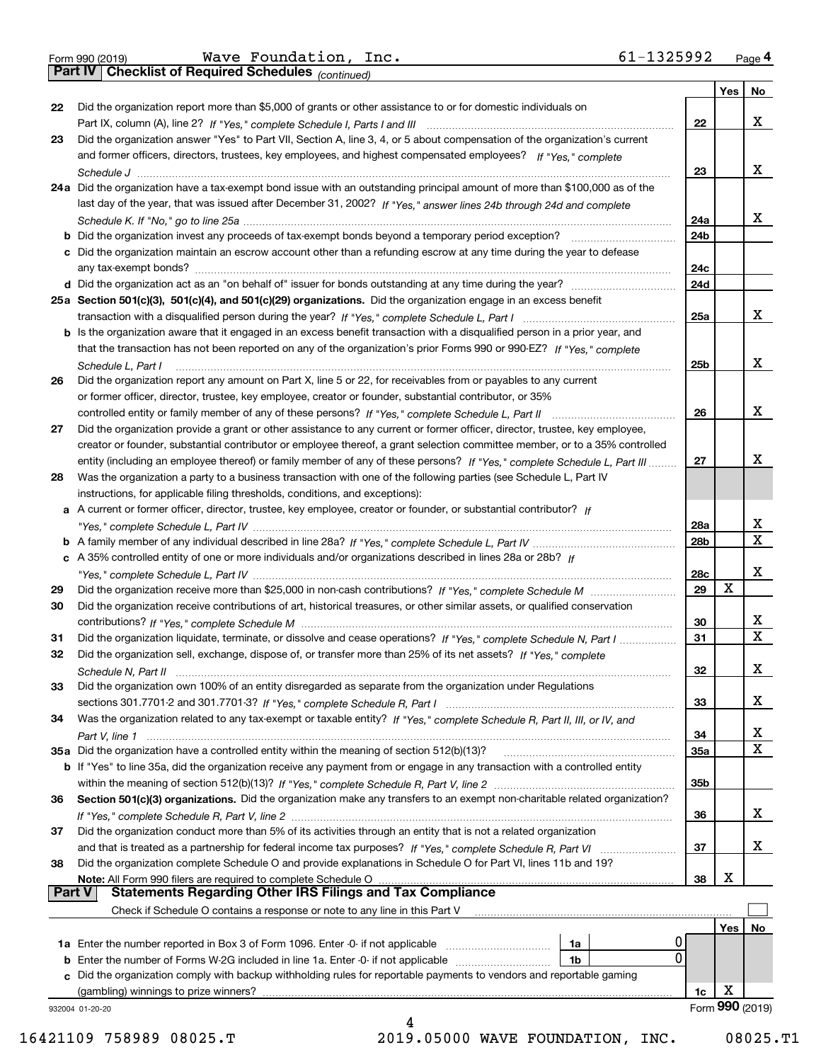Form 990 (2019) Wave Foundation, Inc. 61-1325992 Page 4

**Part IV Checklist of Required Schedules** *(continued)*

| | | | Yes | No |
|---|---|---|---|---|
| 22 | Did the organization report more than $5,000 of grants or other assistance to or for domestic individuals on Part IX, column (A), line 2? *If "Yes," complete Schedule I, Parts I and III* | 22 | | X |
| 23 | Did the organization answer "Yes" to Part VII, Section A, line 3, 4, or 5 about compensation of the organization's current and former officers, directors, trustees, key employees, and highest compensated employees? *If "Yes," complete Schedule J* | 23 | | X |
| 24a | Did the organization have a tax-exempt bond issue with an outstanding principal amount of more than $100,000 as of the last day of the year, that was issued after December 31, 2002? *If "Yes," answer lines 24b through 24d and complete Schedule K. If "No," go to line 25a* | 24a | | X |
| b | Did the organization invest any proceeds of tax-exempt bonds beyond a temporary period exception? | 24b | | |
| c | Did the organization maintain an escrow account other than a refunding escrow at any time during the year to defease any tax-exempt bonds? | 24c | | |
| d | Did the organization act as an "on behalf of" issuer for bonds outstanding at any time during the year? | 24d | | |
| 25a | **Section 501(c)(3), 501(c)(4), and 501(c)(29) organizations.** Did the organization engage in an excess benefit transaction with a disqualified person during the year? *If "Yes," complete Schedule L, Part I* | 25a | | X |
| b | Is the organization aware that it engaged in an excess benefit transaction with a disqualified person in a prior year, and that the transaction has not been reported on any of the organization's prior Forms 990 or 990-EZ? *If "Yes," complete Schedule L, Part I* | 25b | | X |
| 26 | Did the organization report any amount on Part X, line 5 or 22, for receivables from or payables to any current or former officer, director, trustee, key employee, creator or founder, substantial contributor, or 35% controlled entity or family member of any of these persons? *If "Yes," complete Schedule L, Part II* | 26 | | X |
| 27 | Did the organization provide a grant or other assistance to any current or former officer, director, trustee, key employee, creator or founder, substantial contributor or employee thereof, a grant selection committee member, or to a 35% controlled entity (including an employee thereof) or family member of any of these persons? *If "Yes," complete Schedule L, Part III* | 27 | | X |
| 28 | Was the organization a party to a business transaction with one of the following parties (see Schedule L, Part IV instructions, for applicable filing thresholds, conditions, and exceptions): | | | |
| a | A current or former officer, director, trustee, key employee, creator or founder, or substantial contributor? *If "Yes," complete Schedule L, Part IV* | 28a | | X |
| b | A family member of any individual described in line 28a? *If "Yes," complete Schedule L, Part IV* | 28b | | X |
| c | A 35% controlled entity of one or more individuals and/or organizations described in lines 28a or 28b? *If "Yes," complete Schedule L, Part IV* | 28c | | X |
| 29 | Did the organization receive more than $25,000 in non-cash contributions? *If "Yes," complete Schedule M* | 29 | X | |
| 30 | Did the organization receive contributions of art, historical treasures, or other similar assets, or qualified conservation contributions? *If "Yes," complete Schedule M* | 30 | | X |
| 31 | Did the organization liquidate, terminate, or dissolve and cease operations? *If "Yes," complete Schedule N, Part I* | 31 | | X |
| 32 | Did the organization sell, exchange, dispose of, or transfer more than 25% of its net assets? *If "Yes," complete Schedule N, Part II* | 32 | | X |
| 33 | Did the organization own 100% of an entity disregarded as separate from the organization under Regulations sections 301.7701-2 and 301.7701-3? *If "Yes," complete Schedule R, Part I* | 33 | | X |
| 34 | Was the organization related to any tax-exempt or taxable entity? *If "Yes," complete Schedule R, Part II, III, or IV, and Part V, line 1* | 34 | | X |
| 35a | Did the organization have a controlled entity within the meaning of section 512(b)(13)? | 35a | | X |
| b | If "Yes" to line 35a, did the organization receive any payment from or engage in any transaction with a controlled entity within the meaning of section 512(b)(13)? *If "Yes," complete Schedule R, Part V, line 2* | 35b | | |
| 36 | **Section 501(c)(3) organizations.** Did the organization make any transfers to an exempt non-charitable related organization? *If "Yes," complete Schedule R, Part V, line 2* | 36 | | X |
| 37 | Did the organization conduct more than 5% of its activities through an entity that is not a related organization and that is treated as a partnership for federal income tax purposes? *If "Yes," complete Schedule R, Part VI* | 37 | | X |
| 38 | Did the organization complete Schedule O and provide explanations in Schedule O for Part VI, lines 11b and 19? **Note:** All Form 990 filers are required to complete Schedule O | 38 | X | |

**Part V Statements Regarding Other IRS Filings and Tax Compliance**

Check if Schedule O contains a response or note to any line in this Part V ☐

| | | | | | Yes | No |
|---|---|---|---|---|---|---|
| 1a | Enter the number reported in Box 3 of Form 1096. Enter -0- if not applicable | 1a | 0 | | | |
| b | Enter the number of Forms W-2G included in line 1a. Enter -0- if not applicable | 1b | 0 | | | |
| c | Did the organization comply with backup withholding rules for reportable payments to vendors and reportable gaming (gambling) winnings to prize winners? | | | 1c | X | |

932004 01-20-20 Form **990** (2019)

16421109 758989 08025.T 2019.05000 WAVE FOUNDATION, INC. 08025.T1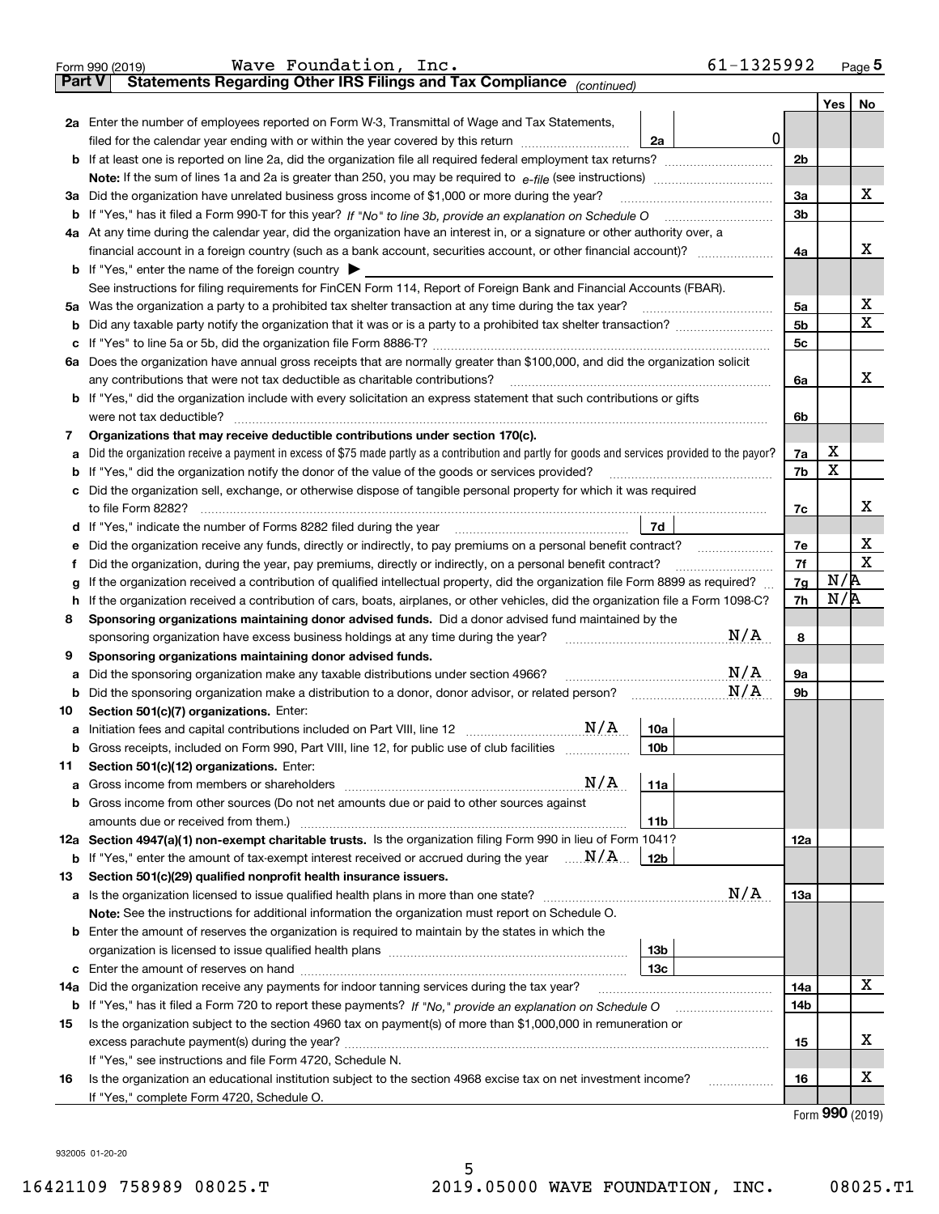Form 990 (2019) Wave Foundation, Inc. 61-1325992 Page 5

## Part V Statements Regarding Other IRS Filings and Tax Compliance *(continued)*

| | | | | Yes | No |
|---|---|---|---|---|---|
| **2a** | Enter the number of employees reported on Form W-3, Transmittal of Wage and Tax Statements, filed for the calendar year ending with or within the year covered by this return | 2a 0 | | | |
| **b** | If at least one is reported on line 2a, did the organization file all required federal employment tax returns? | | 2b | | |
| | **Note:** If the sum of lines 1a and 2a is greater than 250, you may be required to *e-file* (see instructions) | | | | |
| **3a** | Did the organization have unrelated business gross income of $1,000 or more during the year? | | 3a | | X |
| **b** | If "Yes," has it filed a Form 990-T for this year? *If "No" to line 3b, provide an explanation on Schedule O* | | 3b | | |
| **4a** | At any time during the calendar year, did the organization have an interest in, or a signature or other authority over, a financial account in a foreign country (such as a bank account, securities account, or other financial account)? | | 4a | | X |
| **b** | If "Yes," enter the name of the foreign country ▶ | | | | |
| | See instructions for filing requirements for FinCEN Form 114, Report of Foreign Bank and Financial Accounts (FBAR). | | | | |
| **5a** | Was the organization a party to a prohibited tax shelter transaction at any time during the tax year? | | 5a | | X |
| **b** | Did any taxable party notify the organization that it was or is a party to a prohibited tax shelter transaction? | | 5b | | X |
| **c** | If "Yes" to line 5a or 5b, did the organization file Form 8886-T? | | 5c | | |
| **6a** | Does the organization have annual gross receipts that are normally greater than $100,000, and did the organization solicit any contributions that were not tax deductible as charitable contributions? | | 6a | | X |
| **b** | If "Yes," did the organization include with every solicitation an express statement that such contributions or gifts were not tax deductible? | | 6b | | |
| **7** | **Organizations that may receive deductible contributions under section 170(c).** | | | | |
| **a** | Did the organization receive a payment in excess of $75 made partly as a contribution and partly for goods and services provided to the payor? | | 7a | X | |
| **b** | If "Yes," did the organization notify the donor of the value of the goods or services provided? | | 7b | X | |
| **c** | Did the organization sell, exchange, or otherwise dispose of tangible personal property for which it was required to file Form 8282? | | 7c | | X |
| **d** | If "Yes," indicate the number of Forms 8282 filed during the year | 7d | | | |
| **e** | Did the organization receive any funds, directly or indirectly, to pay premiums on a personal benefit contract? | | 7e | | X |
| **f** | Did the organization, during the year, pay premiums, directly or indirectly, on a personal benefit contract? | | 7f | | X |
| **g** | If the organization received a contribution of qualified intellectual property, did the organization file Form 8899 as required? | | 7g | N/A | |
| **h** | If the organization received a contribution of cars, boats, airplanes, or other vehicles, did the organization file a Form 1098-C? | | 7h | N/A | |
| **8** | **Sponsoring organizations maintaining donor advised funds.** Did a donor advised fund maintained by the sponsoring organization have excess business holdings at any time during the year? N/A | | 8 | | |
| **9** | **Sponsoring organizations maintaining donor advised funds.** | | | | |
| **a** | Did the sponsoring organization make any taxable distributions under section 4966? N/A | | 9a | | |
| **b** | Did the sponsoring organization make a distribution to a donor, donor advisor, or related person? N/A | | 9b | | |
| **10** | **Section 501(c)(7) organizations.** Enter: | | | | |
| **a** | Initiation fees and capital contributions included on Part VIII, line 12 N/A | 10a | | | |
| **b** | Gross receipts, included on Form 990, Part VIII, line 12, for public use of club facilities | 10b | | | |
| **11** | **Section 501(c)(12) organizations.** Enter: | | | | |
| **a** | Gross income from members or shareholders N/A | 11a | | | |
| **b** | Gross income from other sources (Do not net amounts due or paid to other sources against amounts due or received from them.) | 11b | | | |
| **12a** | **Section 4947(a)(1) non-exempt charitable trusts.** Is the organization filing Form 990 in lieu of Form 1041? | | 12a | | |
| **b** | If "Yes," enter the amount of tax-exempt interest received or accrued during the year N/A | 12b | | | |
| **13** | **Section 501(c)(29) qualified nonprofit health insurance issuers.** | | | | |
| **a** | Is the organization licensed to issue qualified health plans in more than one state? N/A | | 13a | | |
| | **Note:** See the instructions for additional information the organization must report on Schedule O. | | | | |
| **b** | Enter the amount of reserves the organization is required to maintain by the states in which the organization is licensed to issue qualified health plans | 13b | | | |
| **c** | Enter the amount of reserves on hand | 13c | | | |
| **14a** | Did the organization receive any payments for indoor tanning services during the tax year? | | 14a | | X |
| **b** | If "Yes," has it filed a Form 720 to report these payments? *If "No," provide an explanation on Schedule O* | | 14b | | |
| **15** | Is the organization subject to the section 4960 tax on payment(s) of more than $1,000,000 in remuneration or excess parachute payment(s) during the year? | | 15 | | X |
| | If "Yes," see instructions and file Form 4720, Schedule N. | | | | |
| **16** | Is the organization an educational institution subject to the section 4968 excise tax on net investment income? | | 16 | | X |
| | If "Yes," complete Form 4720, Schedule O. | | | | |

Form **990** (2019)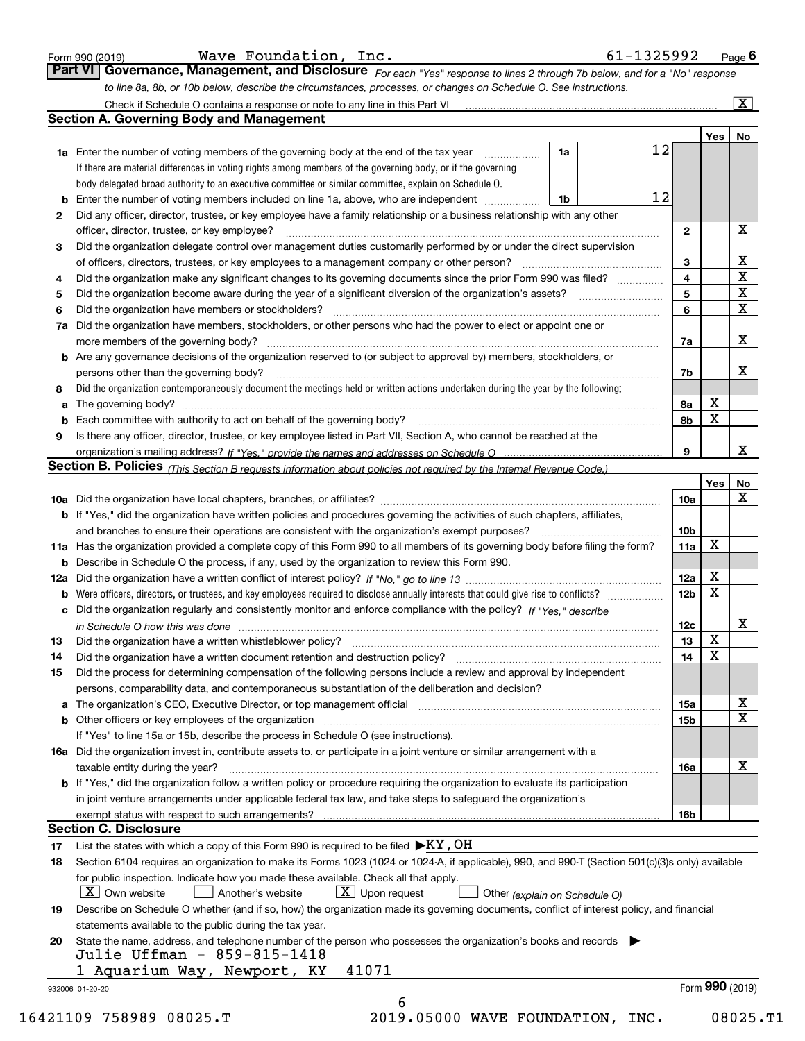Form 990 (2019) Wave Foundation, Inc. 61-1325992 Page 6

## Part VI Governance, Management, and Disclosure

*For each "Yes" response to lines 2 through 7b below, and for a "No" response to line 8a, 8b, or 10b below, describe the circumstances, processes, or changes on Schedule O. See instructions.*

Check if Schedule O contains a response or note to any line in this Part VI ..... [X]

### Section A. Governing Body and Management

| | | | | Yes | No |
|---|---|---|---|---|---|
| **1a** | Enter the number of voting members of the governing body at the end of the tax year ..... **1a** 12. If there are material differences in voting rights among members of the governing body, or if the governing body delegated broad authority to an executive committee or similar committee, explain on Schedule O. | | | | |
| **b** | Enter the number of voting members included on line 1a, above, who are independent ..... **1b** 12 | | | | |
| **2** | Did any officer, director, trustee, or key employee have a family relationship or a business relationship with any other officer, director, trustee, or key employee? | | 2 | | X |
| **3** | Did the organization delegate control over management duties customarily performed by or under the direct supervision of officers, directors, trustees, or key employees to a management company or other person? | | 3 | | X |
| **4** | Did the organization make any significant changes to its governing documents since the prior Form 990 was filed? | | 4 | | X |
| **5** | Did the organization become aware during the year of a significant diversion of the organization's assets? | | 5 | | X |
| **6** | Did the organization have members or stockholders? | | 6 | | X |
| **7a** | Did the organization have members, stockholders, or other persons who had the power to elect or appoint one or more members of the governing body? | | 7a | | X |
| **b** | Are any governance decisions of the organization reserved to (or subject to approval by) members, stockholders, or persons other than the governing body? | | 7b | | X |
| **8** | Did the organization contemporaneously document the meetings held or written actions undertaken during the year by the following: | | | | |
| **a** | The governing body? | | 8a | X | |
| **b** | Each committee with authority to act on behalf of the governing body? | | 8b | X | |
| **9** | Is there any officer, director, trustee, or key employee listed in Part VII, Section A, who cannot be reached at the organization's mailing address? *If "Yes," provide the names and addresses on Schedule O* | | 9 | | X |

### Section B. Policies *(This Section B requests information about policies not required by the Internal Revenue Code.)*

| | | | Yes | No |
|---|---|---|---|---|
| **10a** | Did the organization have local chapters, branches, or affiliates? | 10a | | X |
| **b** | If "Yes," did the organization have written policies and procedures governing the activities of such chapters, affiliates, and branches to ensure their operations are consistent with the organization's exempt purposes? | 10b | | |
| **11a** | Has the organization provided a complete copy of this Form 990 to all members of its governing body before filing the form? | 11a | X | |
| **b** | Describe in Schedule O the process, if any, used by the organization to review this Form 990. | | | |
| **12a** | Did the organization have a written conflict of interest policy? *If "No," go to line 13* | 12a | X | |
| **b** | Were officers, directors, or trustees, and key employees required to disclose annually interests that could give rise to conflicts? | 12b | X | |
| **c** | Did the organization regularly and consistently monitor and enforce compliance with the policy? *If "Yes," describe in Schedule O how this was done* | 12c | | X |
| **13** | Did the organization have a written whistleblower policy? | 13 | X | |
| **14** | Did the organization have a written document retention and destruction policy? | 14 | X | |
| **15** | Did the process for determining compensation of the following persons include a review and approval by independent persons, comparability data, and contemporaneous substantiation of the deliberation and decision? | | | |
| **a** | The organization's CEO, Executive Director, or top management official | 15a | | X |
| **b** | Other officers or key employees of the organization | 15b | | X |
| | If "Yes" to line 15a or 15b, describe the process in Schedule O (see instructions). | | | |
| **16a** | Did the organization invest in, contribute assets to, or participate in a joint venture or similar arrangement with a taxable entity during the year? | 16a | | X |
| **b** | If "Yes," did the organization follow a written policy or procedure requiring the organization to evaluate its participation in joint venture arrangements under applicable federal tax law, and take steps to safeguard the organization's exempt status with respect to such arrangements? | 16b | | |

### Section C. Disclosure

**17** List the states with which a copy of this Form 990 is required to be filed ▶ KY, OH

**18** Section 6104 requires an organization to make its Forms 1023 (1024 or 1024-A, if applicable), 990, and 990-T (Section 501(c)(3)s only) available for public inspection. Indicate how you made these available. Check all that apply.

[X] Own website [ ] Another's website [X] Upon request [ ] Other *(explain on Schedule O)*

**19** Describe on Schedule O whether (and if so, how) the organization made its governing documents, conflict of interest policy, and financial statements available to the public during the tax year.

**20** State the name, address, and telephone number of the person who possesses the organization's books and records ▶

Julie Uffman - 859-815-1418
1 Aquarium Way, Newport, KY 41071

932006 01-20-20 Form **990** (2019)

16421109 758989 08025.T 2019.05000 WAVE FOUNDATION, INC. 08025.T1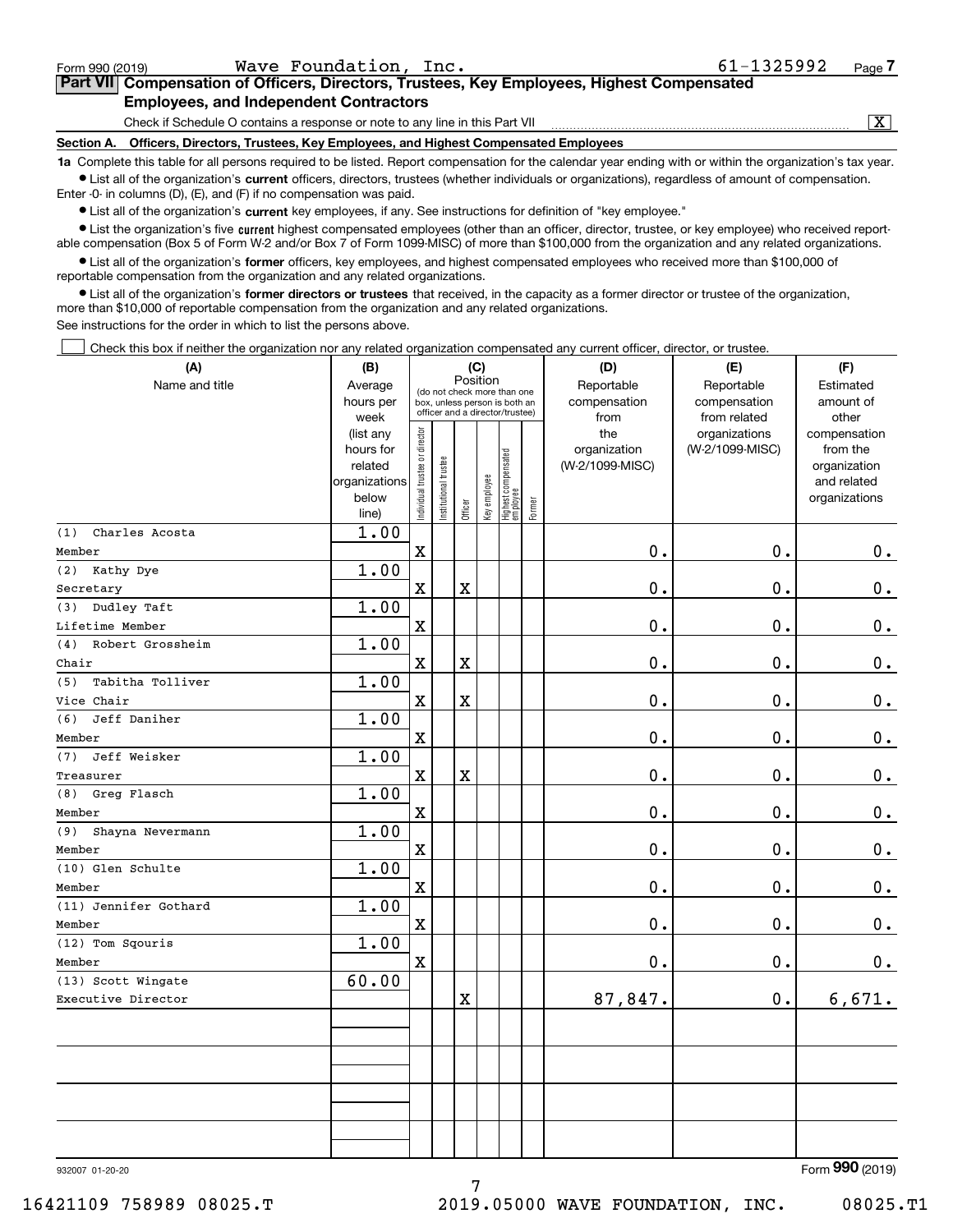Form 990 (2019) Wave Foundation, Inc. 61-1325992 Page 7

**Part VII Compensation of Officers, Directors, Trustees, Key Employees, Highest Compensated Employees, and Independent Contractors**

Check if Schedule O contains a response or note to any line in this Part VII ..... [X]

**Section A. Officers, Directors, Trustees, Key Employees, and Highest Compensated Employees**

**1a** Complete this table for all persons required to be listed. Report compensation for the calendar year ending with or within the organization's tax year.

- List all of the organization's **current** officers, directors, trustees (whether individuals or organizations), regardless of amount of compensation. Enter -0- in columns (D), (E), and (F) if no compensation was paid.
- List all of the organization's **current** key employees, if any. See instructions for definition of "key employee."
- List the organization's five **current** highest compensated employees (other than an officer, director, trustee, or key employee) who received reportable compensation (Box 5 of Form W-2 and/or Box 7 of Form 1099-MISC) of more than $100,000 from the organization and any related organizations.
- List all of the organization's **former** officers, key employees, and highest compensated employees who received more than $100,000 of reportable compensation from the organization and any related organizations.
- List all of the organization's **former directors or trustees** that received, in the capacity as a former director or trustee of the organization, more than $10,000 of reportable compensation from the organization and any related organizations.

See instructions for the order in which to list the persons above.

[ ] Check this box if neither the organization nor any related organization compensated any current officer, director, or trustee.

| (A) Name and title | (B) Average hours per week (list any hours for related organizations below line) | (C) Position: Individual trustee or director | Institutional trustee | Officer | Key employee | Highest compensated employee | Former | (D) Reportable compensation from the organization (W-2/1099-MISC) | (E) Reportable compensation from related organizations (W-2/1099-MISC) | (F) Estimated amount of other compensation from the organization and related organizations |
|---|---|---|---|---|---|---|---|---|---|---|
| (1) Charles Acosta<br>Member | 1.00 | X | | | | | | 0. | 0. | 0. |
| (2) Kathy Dye<br>Secretary | 1.00 | X | | X | | | | 0. | 0. | 0. |
| (3) Dudley Taft<br>Lifetime Member | 1.00 | X | | | | | | 0. | 0. | 0. |
| (4) Robert Grossheim<br>Chair | 1.00 | X | | X | | | | 0. | 0. | 0. |
| (5) Tabitha Tolliver<br>Vice Chair | 1.00 | X | | X | | | | 0. | 0. | 0. |
| (6) Jeff Daniher<br>Member | 1.00 | X | | | | | | 0. | 0. | 0. |
| (7) Jeff Weisker<br>Treasurer | 1.00 | X | | X | | | | 0. | 0. | 0. |
| (8) Greg Flasch<br>Member | 1.00 | X | | | | | | 0. | 0. | 0. |
| (9) Shayna Nevermann<br>Member | 1.00 | X | | | | | | 0. | 0. | 0. |
| (10) Glen Schulte<br>Member | 1.00 | X | | | | | | 0. | 0. | 0. |
| (11) Jennifer Gothard<br>Member | 1.00 | X | | | | | | 0. | 0. | 0. |
| (12) Tom Sgouris<br>Member | 1.00 | X | | | | | | 0. | 0. | 0. |
| (13) Scott Wingate<br>Executive Director | 60.00 | | | X | | | | 87,847. | 0. | 6,671. |
| | | | | | | | | | | |
| | | | | | | | | | | |
| | | | | | | | | | | |
| | | | | | | | | | | |

932007 01-20-20 Form 990 (2019)

16421109 758989 08025.T 2019.05000 WAVE FOUNDATION, INC. 08025.T1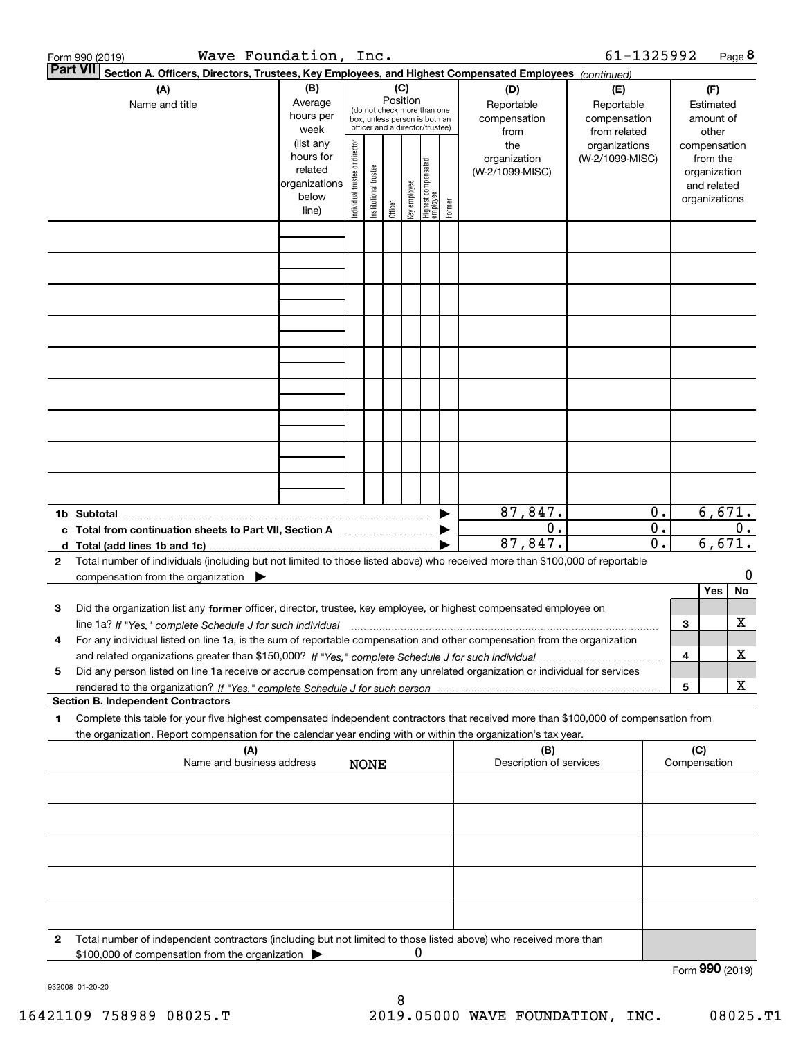Form 990 (2019) Wave Foundation, Inc. 61-1325992 Page 8

**Part VII** **Section A. Officers, Directors, Trustees, Key Employees, and Highest Compensated Employees** *(continued)*

| (A) Name and title | (B) Average hours per week (list any hours for related organizations below line) | (C) Position (do not check more than one box, unless person is both an officer and a director/trustee): Individual trustee or director | Institutional trustee | Officer | Key employee | Highest compensated employee | Former | (D) Reportable compensation from the organization (W-2/1099-MISC) | (E) Reportable compensation from related organizations (W-2/1099-MISC) | (F) Estimated amount of other compensation from the organization and related organizations |
|---|---|---|---|---|---|---|---|---|---|---|
| | | | | | | | | | | |
| | | | | | | | | | | |
| | | | | | | | | | | |
| | | | | | | | | | | |
| | | | | | | | | | | |
| | | | | | | | | | | |
| | | | | | | | | | | |
| | | | | | | | | | | |
| | | | | | | | | | | |
| **1b Subtotal** | | | | | | | ▶ | 87,847. | 0. | 6,671. |
| **c Total from continuation sheets to Part VII, Section A** | | | | | | | ▶ | 0. | 0. | 0. |
| **d Total (add lines 1b and 1c)** | | | | | | | ▶ | 87,847. | 0. | 6,671. |

**2** Total number of individuals (including but not limited to those listed above) who received more than $100,000 of reportable compensation from the organization ▶ 0

| | | | Yes | No |
|---|---|---|---|---|
| **3** | Did the organization list any **former** officer, director, trustee, key employee, or highest compensated employee on line 1a? *If "Yes," complete Schedule J for such individual* | 3 | | X |
| **4** | For any individual listed on line 1a, is the sum of reportable compensation and other compensation from the organization and related organizations greater than $150,000? *If "Yes," complete Schedule J for such individual* | 4 | | X |
| **5** | Did any person listed on line 1a receive or accrue compensation from any unrelated organization or individual for services rendered to the organization? *If "Yes," complete Schedule J for such person* | 5 | | X |

**Section B. Independent Contractors**

**1** Complete this table for your five highest compensated independent contractors that received more than $100,000 of compensation from the organization. Report compensation for the calendar year ending with or within the organization's tax year.

| (A) Name and business address | (B) Description of services | (C) Compensation |
|---|---|---|
| NONE | | |
| | | |
| | | |
| | | |
| | | |

**2** Total number of independent contractors (including but not limited to those listed above) who received more than $100,000 of compensation from the organization ▶ 0

Form **990** (2019)

932008 01-20-20

16421109 758989 08025.T 2019.05000 WAVE FOUNDATION, INC. 08025.T1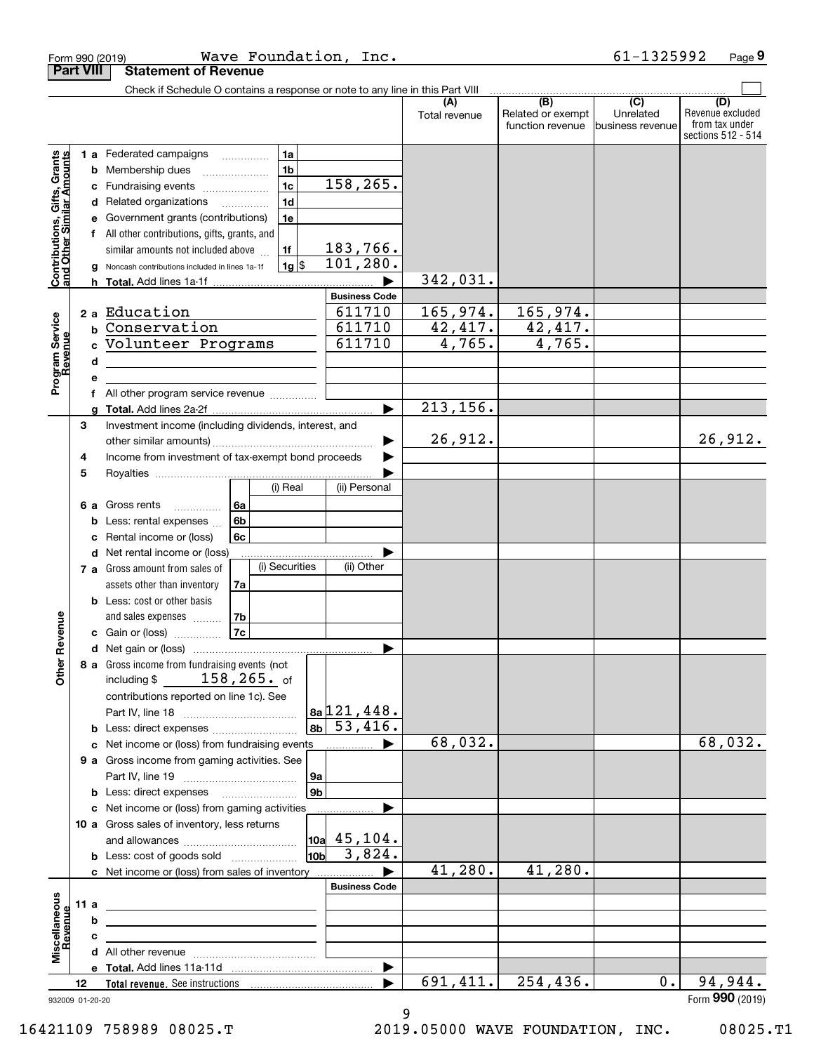Form 990 (2019) Wave Foundation, Inc. 61-1325992 Page 9

## Part VIII Statement of Revenue

Check if Schedule O contains a response or note to any line in this Part VIII ☐

| | | | | (A) Total revenue | (B) Related or exempt function revenue | (C) Unrelated business revenue | (D) Revenue excluded from tax under sections 512 - 514 |
|---|---|---|---|---|---|---|---|
| **Contributions, Gifts, Grants and Other Similar Amounts** | 1 a Federated campaigns | 1a | | | | | |
| | b Membership dues | 1b | | | | | |
| | c Fundraising events | 1c | 158,265. | | | | |
| | d Related organizations | 1d | | | | | |
| | e Government grants (contributions) | 1e | | | | | |
| | f All other contributions, gifts, grants, and similar amounts not included above | 1f | 183,766. | | | | |
| | g Noncash contributions included in lines 1a-1f | 1g $ | 101,280. | | | | |
| | h **Total.** Add lines 1a-1f | | ▶ | 342,031. | | | |
| **Program Service Revenue** | | | Business Code | | | | |
| | 2 a Education | | 611710 | 165,974. | 165,974. | | |
| | b Conservation | | 611710 | 42,417. | 42,417. | | |
| | c Volunteer Programs | | 611710 | 4,765. | 4,765. | | |
| | d | | | | | | |
| | e | | | | | | |
| | f All other program service revenue | | | | | | |
| | g **Total.** Add lines 2a-2f | | ▶ | 213,156. | | | |
| **Other Revenue** | 3 Investment income (including dividends, interest, and other similar amounts) | | ▶ | 26,912. | | | 26,912. |
| | 4 Income from investment of tax-exempt bond proceeds | | ▶ | | | | |
| | 5 Royalties | | ▶ | | | | |
| | | (i) Real | (ii) Personal | | | | |
| | 6 a Gross rents 6a | | | | | | |
| | b Less: rental expenses 6b | | | | | | |
| | c Rental income or (loss) 6c | | | | | | |
| | d Net rental income or (loss) | | ▶ | | | | |
| | | (i) Securities | (ii) Other | | | | |
| | 7 a Gross amount from sales of assets other than inventory 7a | | | | | | |
| | b Less: cost or other basis and sales expenses 7b | | | | | | |
| | c Gain or (loss) 7c | | | | | | |
| | d Net gain or (loss) | | ▶ | | | | |
| | 8 a Gross income from fundraising events (not including $ 158,265. of contributions reported on line 1c). See Part IV, line 18 | 8a | 121,448. | | | | |
| | b Less: direct expenses | 8b | 53,416. | | | | |
| | c Net income or (loss) from fundraising events | | ▶ | 68,032. | | | 68,032. |
| | 9 a Gross income from gaming activities. See Part IV, line 19 | 9a | | | | | |
| | b Less: direct expenses | 9b | | | | | |
| | c Net income or (loss) from gaming activities | | ▶ | | | | |
| | 10 a Gross sales of inventory, less returns and allowances | 10a | 45,104. | | | | |
| | b Less: cost of goods sold | 10b | 3,824. | | | | |
| | c Net income or (loss) from sales of inventory | | ▶ | 41,280. | 41,280. | | |
| **Miscellaneous Revenue** | | | Business Code | | | | |
| | 11 a | | | | | | |
| | b | | | | | | |
| | c | | | | | | |
| | d All other revenue | | | | | | |
| | e **Total.** Add lines 11a-11d | | ▶ | | | | |
| | 12 **Total revenue.** See instructions | | ▶ | 691,411. | 254,436. | 0. | 94,944. |

932009 01-20-20 Form **990** (2019)

16421109 758989 08025.T 2019.05000 WAVE FOUNDATION, INC. 08025.T1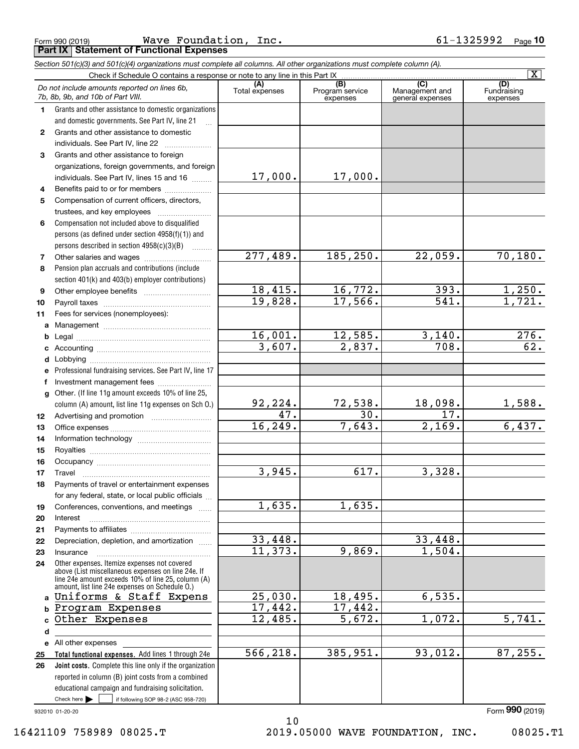Form 990 (2019) Wave Foundation, Inc. 61-1325992 Page 10

**Part IX Statement of Functional Expenses**

*Section 501(c)(3) and 501(c)(4) organizations must complete all columns. All other organizations must complete column (A).*

Check if Schedule O contains a response or note to any line in this Part IX [X]

| | *Do not include amounts reported on lines 6b, 7b, 8b, 9b, and 10b of Part VIII.* | (A) Total expenses | (B) Program service expenses | (C) Management and general expenses | (D) Fundraising expenses |
|---|---|---|---|---|---|
| 1 | Grants and other assistance to domestic organizations and domestic governments. See Part IV, line 21 | | | | |
| 2 | Grants and other assistance to domestic individuals. See Part IV, line 22 | | | | |
| 3 | Grants and other assistance to foreign organizations, foreign governments, and foreign individuals. See Part IV, lines 15 and 16 | 17,000. | 17,000. | | |
| 4 | Benefits paid to or for members | | | | |
| 5 | Compensation of current officers, directors, trustees, and key employees | | | | |
| 6 | Compensation not included above to disqualified persons (as defined under section 4958(f)(1)) and persons described in section 4958(c)(3)(B) | | | | |
| 7 | Other salaries and wages | 277,489. | 185,250. | 22,059. | 70,180. |
| 8 | Pension plan accruals and contributions (include section 401(k) and 403(b) employer contributions) | | | | |
| 9 | Other employee benefits | 18,415. | 16,772. | 393. | 1,250. |
| 10 | Payroll taxes | 19,828. | 17,566. | 541. | 1,721. |
| 11 | Fees for services (nonemployees): | | | | |
| a | Management | | | | |
| b | Legal | 16,001. | 12,585. | 3,140. | 276. |
| c | Accounting | 3,607. | 2,837. | 708. | 62. |
| d | Lobbying | | | | |
| e | Professional fundraising services. See Part IV, line 17 | | | | |
| f | Investment management fees | | | | |
| g | Other. (If line 11g amount exceeds 10% of line 25, column (A) amount, list line 11g expenses on Sch O.) | 92,224. | 72,538. | 18,098. | 1,588. |
| 12 | Advertising and promotion | 47. | 30. | 17. | |
| 13 | Office expenses | 16,249. | 7,643. | 2,169. | 6,437. |
| 14 | Information technology | | | | |
| 15 | Royalties | | | | |
| 16 | Occupancy | | | | |
| 17 | Travel | 3,945. | 617. | 3,328. | |
| 18 | Payments of travel or entertainment expenses for any federal, state, or local public officials | | | | |
| 19 | Conferences, conventions, and meetings | 1,635. | 1,635. | | |
| 20 | Interest | | | | |
| 21 | Payments to affiliates | | | | |
| 22 | Depreciation, depletion, and amortization | 33,448. | | 33,448. | |
| 23 | Insurance | 11,373. | 9,869. | 1,504. | |
| 24 | Other expenses. Itemize expenses not covered above (List miscellaneous expenses on line 24e. If line 24e amount exceeds 10% of line 25, column (A) amount, list line 24e expenses on Schedule O.) | | | | |
| a | Uniforms & Staff Expens | 25,030. | 18,495. | 6,535. | |
| b | Program Expenses | 17,442. | 17,442. | | |
| c | Other Expenses | 12,485. | 5,672. | 1,072. | 5,741. |
| d | | | | | |
| e | All other expenses | | | | |
| 25 | **Total functional expenses.** Add lines 1 through 24e | 566,218. | 385,951. | 93,012. | 87,255. |
| 26 | **Joint costs.** Complete this line only if the organization reported in column (B) joint costs from a combined educational campaign and fundraising solicitation. Check here [ ] if following SOP 98-2 (ASC 958-720) | | | | |

932010 01-20-20 Form 990 (2019)

16421109 758989 08025.T 2019.05000 WAVE FOUNDATION, INC. 08025.T1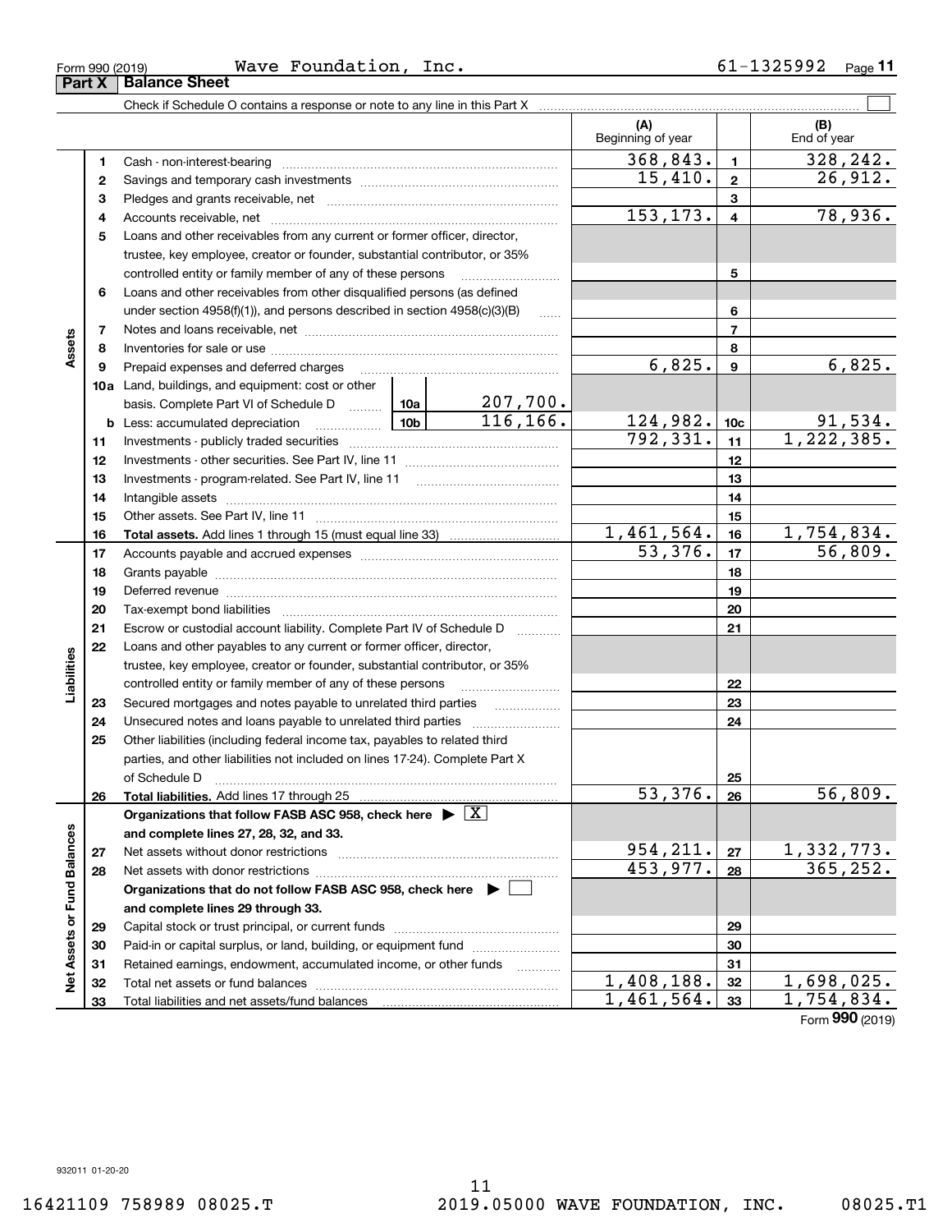Form 990 (2019) Wave Foundation, Inc. 61-1325992 Page 11

**Part X Balance Sheet**

Check if Schedule O contains a response or note to any line in this Part X ☐

| | | | (A) Beginning of year | | (B) End of year |
|---|---|---|---|---|---|
| **Assets** | 1 | Cash - non-interest-bearing | 368,843. | 1 | 328,242. |
| | 2 | Savings and temporary cash investments | 15,410. | 2 | 26,912. |
| | 3 | Pledges and grants receivable, net | | 3 | |
| | 4 | Accounts receivable, net | 153,173. | 4 | 78,936. |
| | 5 | Loans and other receivables from any current or former officer, director, trustee, key employee, creator or founder, substantial contributor, or 35% controlled entity or family member of any of these persons | | 5 | |
| | 6 | Loans and other receivables from other disqualified persons (as defined under section 4958(f)(1)), and persons described in section 4958(c)(3)(B) | | 6 | |
| | 7 | Notes and loans receivable, net | | 7 | |
| | 8 | Inventories for sale or use | | 8 | |
| | 9 | Prepaid expenses and deferred charges | 6,825. | 9 | 6,825. |
| | 10a | Land, buildings, and equipment: cost or other basis. Complete Part VI of Schedule D — 10a: 207,700. | | | |
| | b | Less: accumulated depreciation — 10b: 116,166. | 124,982. | 10c | 91,534. |
| | 11 | Investments - publicly traded securities | 792,331. | 11 | 1,222,385. |
| | 12 | Investments - other securities. See Part IV, line 11 | | 12 | |
| | 13 | Investments - program-related. See Part IV, line 11 | | 13 | |
| | 14 | Intangible assets | | 14 | |
| | 15 | Other assets. See Part IV, line 11 | | 15 | |
| | 16 | **Total assets.** Add lines 1 through 15 (must equal line 33) | 1,461,564. | 16 | 1,754,834. |
| **Liabilities** | 17 | Accounts payable and accrued expenses | 53,376. | 17 | 56,809. |
| | 18 | Grants payable | | 18 | |
| | 19 | Deferred revenue | | 19 | |
| | 20 | Tax-exempt bond liabilities | | 20 | |
| | 21 | Escrow or custodial account liability. Complete Part IV of Schedule D | | 21 | |
| | 22 | Loans and other payables to any current or former officer, director, trustee, key employee, creator or founder, substantial contributor, or 35% controlled entity or family member of any of these persons | | 22 | |
| | 23 | Secured mortgages and notes payable to unrelated third parties | | 23 | |
| | 24 | Unsecured notes and loans payable to unrelated third parties | | 24 | |
| | 25 | Other liabilities (including federal income tax, payables to related third parties, and other liabilities not included on lines 17-24). Complete Part X of Schedule D | | 25 | |
| | 26 | **Total liabilities.** Add lines 17 through 25 | 53,376. | 26 | 56,809. |
| **Net Assets or Fund Balances** | | **Organizations that follow FASB ASC 958, check here ▶ ☒ and complete lines 27, 28, 32, and 33.** | | | |
| | 27 | Net assets without donor restrictions | 954,211. | 27 | 1,332,773. |
| | 28 | Net assets with donor restrictions | 453,977. | 28 | 365,252. |
| | | **Organizations that do not follow FASB ASC 958, check here ▶ ☐ and complete lines 29 through 33.** | | | |
| | 29 | Capital stock or trust principal, or current funds | | 29 | |
| | 30 | Paid-in or capital surplus, or land, building, or equipment fund | | 30 | |
| | 31 | Retained earnings, endowment, accumulated income, or other funds | | 31 | |
| | 32 | Total net assets or fund balances | 1,408,188. | 32 | 1,698,025. |
| | 33 | Total liabilities and net assets/fund balances | 1,461,564. | 33 | 1,754,834. |

Form **990** (2019)

932011 01-20-20

16421109 758989 08025.T 2019.05000 WAVE FOUNDATION, INC. 08025.T1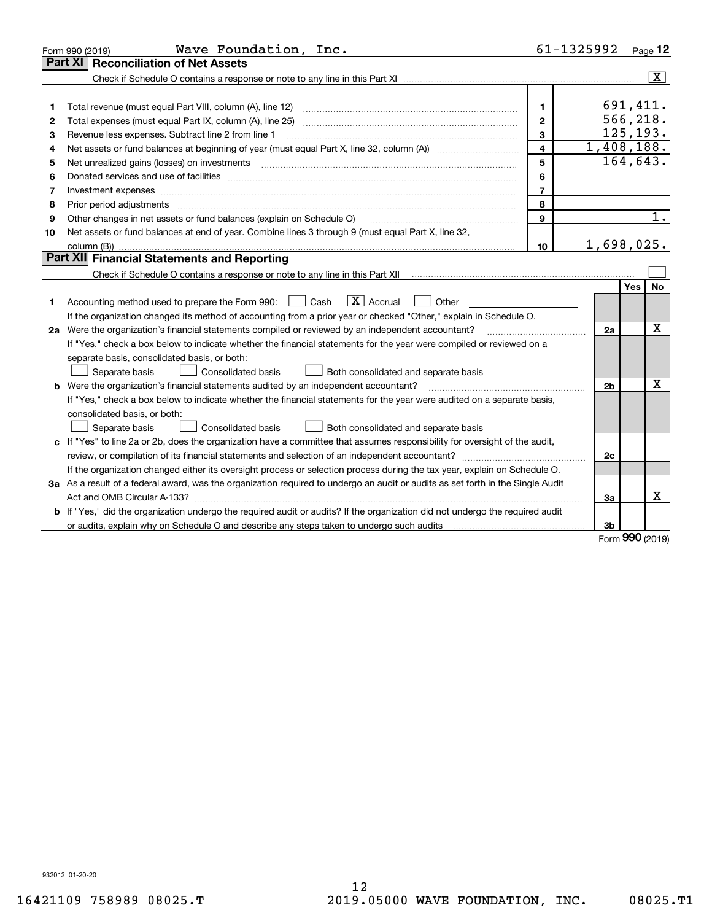Form 990 (2019) Wave Foundation, Inc. 61-1325992 Page 12

## Part XI Reconciliation of Net Assets

Check if Schedule O contains a response or note to any line in this Part XI .......... [X]

| | | | |
|---|---|---|---|
| 1 | Total revenue (must equal Part VIII, column (A), line 12) | 1 | 691,411. |
| 2 | Total expenses (must equal Part IX, column (A), line 25) | 2 | 566,218. |
| 3 | Revenue less expenses. Subtract line 2 from line 1 | 3 | 125,193. |
| 4 | Net assets or fund balances at beginning of year (must equal Part X, line 32, column (A)) | 4 | 1,408,188. |
| 5 | Net unrealized gains (losses) on investments | 5 | 164,643. |
| 6 | Donated services and use of facilities | 6 | |
| 7 | Investment expenses | 7 | |
| 8 | Prior period adjustments | 8 | |
| 9 | Other changes in net assets or fund balances (explain on Schedule O) | 9 | 1. |
| 10 | Net assets or fund balances at end of year. Combine lines 3 through 9 (must equal Part X, line 32, column (B)) | 10 | 1,698,025. |

## Part XII Financial Statements and Reporting

Check if Schedule O contains a response or note to any line in this Part XII .......... [ ]

| | | | Yes | No |
|---|---|---|---|---|
| 1 | Accounting method used to prepare the Form 990: [ ] Cash [X] Accrual [ ] Other | | | |
| | If the organization changed its method of accounting from a prior year or checked "Other," explain in Schedule O. | | | |
| 2a | Were the organization's financial statements compiled or reviewed by an independent accountant? | 2a | | X |
| | If "Yes," check a box below to indicate whether the financial statements for the year were compiled or reviewed on a separate basis, consolidated basis, or both: [ ] Separate basis [ ] Consolidated basis [ ] Both consolidated and separate basis | | | |
| b | Were the organization's financial statements audited by an independent accountant? | 2b | | X |
| | If "Yes," check a box below to indicate whether the financial statements for the year were audited on a separate basis, consolidated basis, or both: [ ] Separate basis [ ] Consolidated basis [ ] Both consolidated and separate basis | | | |
| c | If "Yes" to line 2a or 2b, does the organization have a committee that assumes responsibility for oversight of the audit, review, or compilation of its financial statements and selection of an independent accountant? | 2c | | |
| | If the organization changed either its oversight process or selection process during the tax year, explain on Schedule O. | | | |
| 3a | As a result of a federal award, was the organization required to undergo an audit or audits as set forth in the Single Audit Act and OMB Circular A-133? | 3a | | X |
| b | If "Yes," did the organization undergo the required audit or audits? If the organization did not undergo the required audit or audits, explain why on Schedule O and describe any steps taken to undergo such audits | 3b | | |

Form 990 (2019)

932012 01-20-20

16421109 758989 08025.T 2019.05000 WAVE FOUNDATION, INC. 08025.T1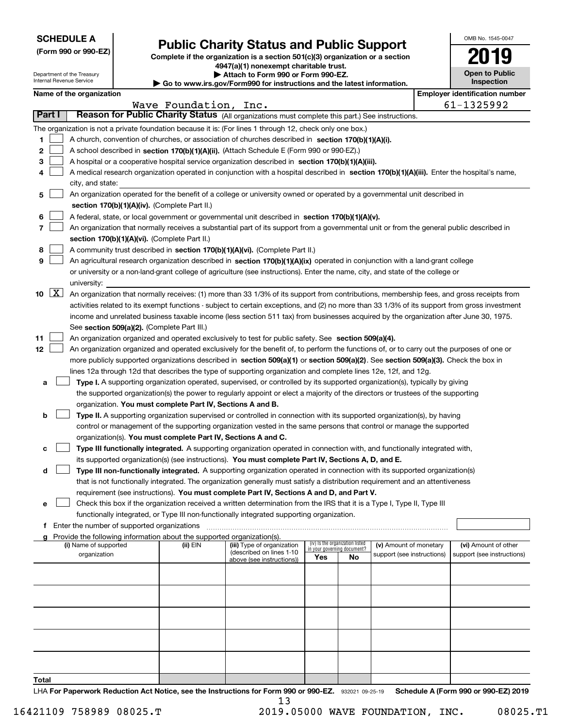**SCHEDULE A**
**(Form 990 or 990-EZ)**

Department of the Treasury
Internal Revenue Service

# Public Charity Status and Public Support

**Complete if the organization is a section 501(c)(3) organization or a section 4947(a)(1) nonexempt charitable trust.**
**▶ Attach to Form 990 or Form 990-EZ.**
**▶ Go to www.irs.gov/Form990 for instructions and the latest information.**

OMB No. 1545-0047
**2019**
**Open to Public Inspection**

**Name of the organization**
Wave Foundation, Inc.

**Employer identification number**
61-1325992

**Part I — Reason for Public Charity Status** (All organizations must complete this part.) See instructions.

The organization is not a private foundation because it is: (For lines 1 through 12, check only one box.)

1 ☐ A church, convention of churches, or association of churches described in **section 170(b)(1)(A)(i).**
2 ☐ A school described in **section 170(b)(1)(A)(ii).** (Attach Schedule E (Form 990 or 990-EZ).)
3 ☐ A hospital or a cooperative hospital service organization described in **section 170(b)(1)(A)(iii).**
4 ☐ A medical research organization operated in conjunction with a hospital described in **section 170(b)(1)(A)(iii).** Enter the hospital's name, city, and state:
5 ☐ An organization operated for the benefit of a college or university owned or operated by a governmental unit described in **section 170(b)(1)(A)(iv).** (Complete Part II.)
6 ☐ A federal, state, or local government or governmental unit described in **section 170(b)(1)(A)(v).**
7 ☐ An organization that normally receives a substantial part of its support from a governmental unit or from the general public described in **section 170(b)(1)(A)(vi).** (Complete Part II.)
8 ☐ A community trust described in **section 170(b)(1)(A)(vi).** (Complete Part II.)
9 ☐ An agricultural research organization described in **section 170(b)(1)(A)(ix)** operated in conjunction with a land-grant college or university or a non-land-grant college of agriculture (see instructions). Enter the name, city, and state of the college or university:
10 ☒ An organization that normally receives: (1) more than 33 1/3% of its support from contributions, membership fees, and gross receipts from activities related to its exempt functions - subject to certain exceptions, and (2) no more than 33 1/3% of its support from gross investment income and unrelated business taxable income (less section 511 tax) from businesses acquired by the organization after June 30, 1975. See **section 509(a)(2).** (Complete Part III.)
11 ☐ An organization organized and operated exclusively to test for public safety. See **section 509(a)(4).**
12 ☐ An organization organized and operated exclusively for the benefit of, to perform the functions of, or to carry out the purposes of one or more publicly supported organizations described in **section 509(a)(1)** or **section 509(a)(2)**. See **section 509(a)(3).** Check the box in lines 12a through 12d that describes the type of supporting organization and complete lines 12e, 12f, and 12g.

a ☐ **Type I.** A supporting organization operated, supervised, or controlled by its supported organization(s), typically by giving the supported organization(s) the power to regularly appoint or elect a majority of the directors or trustees of the supporting organization. **You must complete Part IV, Sections A and B.**

b ☐ **Type II.** A supporting organization supervised or controlled in connection with its supported organization(s), by having control or management of the supporting organization vested in the same persons that control or manage the supported organization(s). **You must complete Part IV, Sections A and C.**

c ☐ **Type III functionally integrated.** A supporting organization operated in connection with, and functionally integrated with, its supported organization(s) (see instructions). **You must complete Part IV, Sections A, D, and E.**

d ☐ **Type III non-functionally integrated.** A supporting organization operated in connection with its supported organization(s) that is not functionally integrated. The organization generally must satisfy a distribution requirement and an attentiveness requirement (see instructions). **You must complete Part IV, Sections A and D, and Part V.**

e ☐ Check this box if the organization received a written determination from the IRS that it is a Type I, Type II, Type III functionally integrated, or Type III non-functionally integrated supporting organization.

f Enter the number of supported organizations

g Provide the following information about the supported organization(s).

| (i) Name of supported organization | (ii) EIN | (iii) Type of organization (described on lines 1-10 above (see instructions)) | (iv) Is the organization listed in your governing document? Yes | No | (v) Amount of monetary support (see instructions) | (vi) Amount of other support (see instructions) |
|---|---|---|---|---|---|---|
| | | | | | | |
| | | | | | | |
| | | | | | | |
| | | | | | | |
| | | | | | | |
| **Total** | | | | | | |

LHA **For Paperwork Reduction Act Notice, see the Instructions for Form 990 or 990-EZ.** 932021 09-25-19 **Schedule A (Form 990 or 990-EZ) 2019**

16421109 758989 08025.T 2019.05000 WAVE FOUNDATION, INC. 08025.T1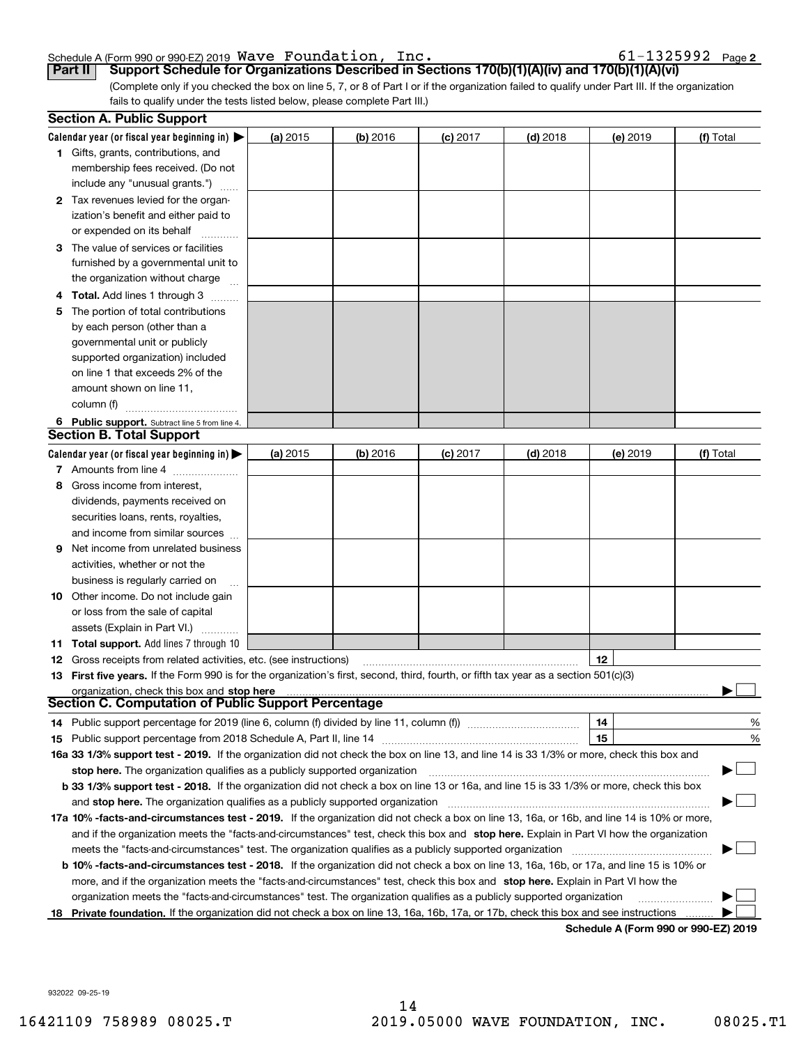Schedule A (Form 990 or 990-EZ) 2019 Wave Foundation, Inc. 61-1325992 Page 2

**Part II** **Support Schedule for Organizations Described in Sections 170(b)(1)(A)(iv) and 170(b)(1)(A)(vi)**

(Complete only if you checked the box on line 5, 7, or 8 of Part I or if the organization failed to qualify under Part III. If the organization fails to qualify under the tests listed below, please complete Part III.)

**Section A. Public Support**

| Calendar year (or fiscal year beginning in) ▶ | (a) 2015 | (b) 2016 | (c) 2017 | (d) 2018 | (e) 2019 | (f) Total |
|---|---|---|---|---|---|---|
| **1** Gifts, grants, contributions, and membership fees received. (Do not include any "unusual grants.") | | | | | | |
| **2** Tax revenues levied for the organization's benefit and either paid to or expended on its behalf | | | | | | |
| **3** The value of services or facilities furnished by a governmental unit to the organization without charge | | | | | | |
| **4 Total.** Add lines 1 through 3 | | | | | | |
| **5** The portion of total contributions by each person (other than a governmental unit or publicly supported organization) included on line 1 that exceeds 2% of the amount shown on line 11, column (f) | | | | | | |
| **6 Public support.** Subtract line 5 from line 4. | | | | | | |

**Section B. Total Support**

| Calendar year (or fiscal year beginning in) ▶ | (a) 2015 | (b) 2016 | (c) 2017 | (d) 2018 | (e) 2019 | (f) Total |
|---|---|---|---|---|---|---|
| **7** Amounts from line 4 | | | | | | |
| **8** Gross income from interest, dividends, payments received on securities loans, rents, royalties, and income from similar sources | | | | | | |
| **9** Net income from unrelated business activities, whether or not the business is regularly carried on | | | | | | |
| **10** Other income. Do not include gain or loss from the sale of capital assets (Explain in Part VI.) | | | | | | |
| **11 Total support.** Add lines 7 through 10 | | | | | | |

**12** Gross receipts from related activities, etc. (see instructions) | **12** |

**13 First five years.** If the Form 990 is for the organization's first, second, third, fourth, or fifth tax year as a section 501(c)(3) organization, check this box and **stop here** ▶ ☐

**Section C. Computation of Public Support Percentage**

**14** Public support percentage for 2019 (line 6, column (f) divided by line 11, column (f)) | **14** | %

**15** Public support percentage from 2018 Schedule A, Part II, line 14 | **15** | %

**16a 33 1/3% support test - 2019.** If the organization did not check the box on line 13, and line 14 is 33 1/3% or more, check this box and **stop here.** The organization qualifies as a publicly supported organization ▶ ☐

**b 33 1/3% support test - 2018.** If the organization did not check a box on line 13 or 16a, and line 15 is 33 1/3% or more, check this box and **stop here.** The organization qualifies as a publicly supported organization ▶ ☐

**17a 10% -facts-and-circumstances test - 2019.** If the organization did not check a box on line 13, 16a, or 16b, and line 14 is 10% or more, and if the organization meets the "facts-and-circumstances" test, check this box and **stop here.** Explain in Part VI how the organization meets the "facts-and-circumstances" test. The organization qualifies as a publicly supported organization ▶ ☐

**b 10% -facts-and-circumstances test - 2018.** If the organization did not check a box on line 13, 16a, 16b, or 17a, and line 15 is 10% or more, and if the organization meets the "facts-and-circumstances" test, check this box and **stop here.** Explain in Part VI how the organization meets the "facts-and-circumstances" test. The organization qualifies as a publicly supported organization ▶ ☐

**18 Private foundation.** If the organization did not check a box on line 13, 16a, 16b, 17a, or 17b, check this box and see instructions ▶ ☐

**Schedule A (Form 990 or 990-EZ) 2019**

932022 09-25-19

16421109 758989 08025.T 2019.05000 WAVE FOUNDATION, INC. 08025.T1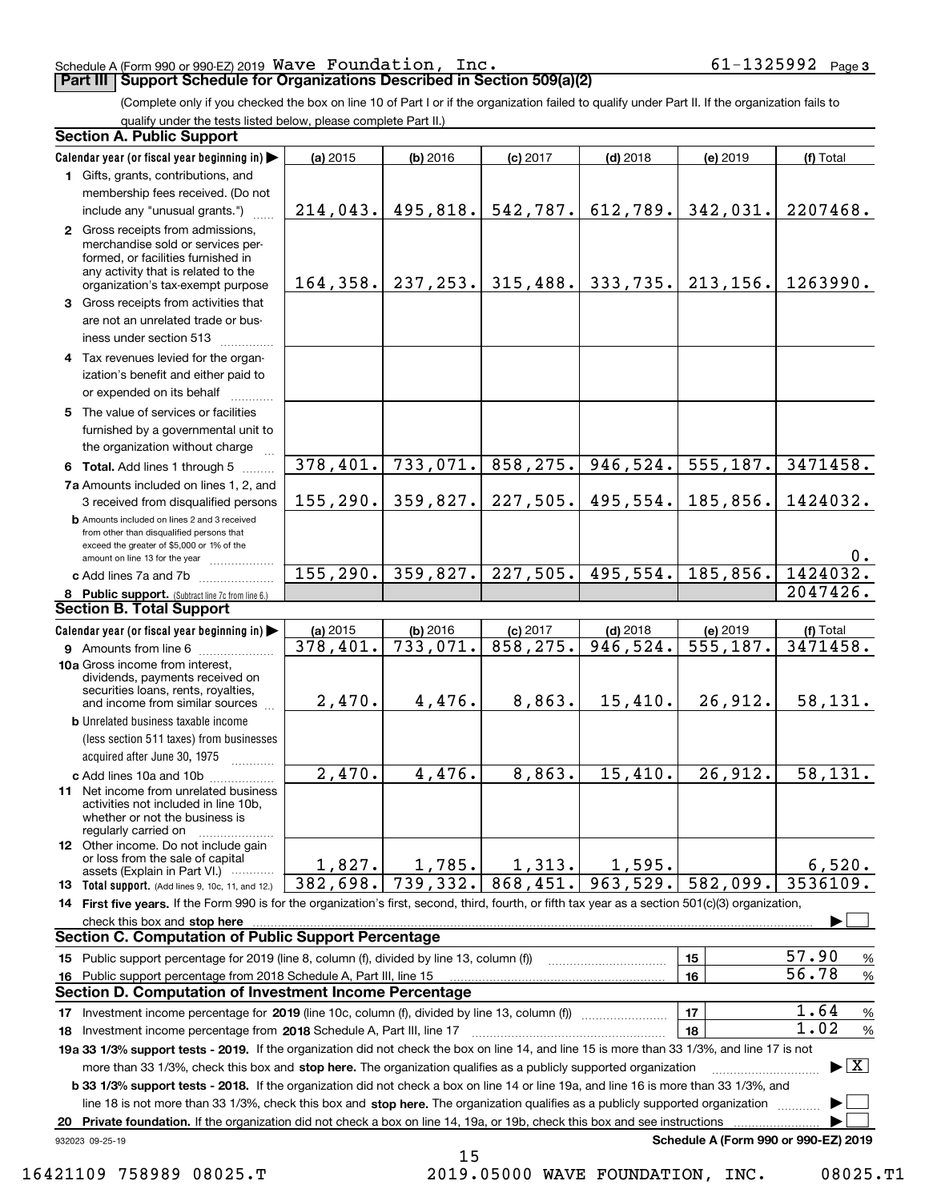Schedule A (Form 990 or 990-EZ) 2019 Wave Foundation, Inc. 61-1325992 Page 3

## Part III Support Schedule for Organizations Described in Section 509(a)(2)

(Complete only if you checked the box on line 10 of Part I or if the organization failed to qualify under Part II. If the organization fails to qualify under the tests listed below, please complete Part II.)

### Section A. Public Support

| Calendar year (or fiscal year beginning in) | (a) 2015 | (b) 2016 | (c) 2017 | (d) 2018 | (e) 2019 | (f) Total |
|---|---|---|---|---|---|---|
| 1 Gifts, grants, contributions, and membership fees received. (Do not include any "unusual grants.") | 214,043. | 495,818. | 542,787. | 612,789. | 342,031. | 2207468. |
| 2 Gross receipts from admissions, merchandise sold or services performed, or facilities furnished in any activity that is related to the organization's tax-exempt purpose | 164,358. | 237,253. | 315,488. | 333,735. | 213,156. | 1263990. |
| 3 Gross receipts from activities that are not an unrelated trade or business under section 513 | | | | | | |
| 4 Tax revenues levied for the organization's benefit and either paid to or expended on its behalf | | | | | | |
| 5 The value of services or facilities furnished by a governmental unit to the organization without charge | | | | | | |
| 6 **Total.** Add lines 1 through 5 | 378,401. | 733,071. | 858,275. | 946,524. | 555,187. | 3471458. |
| 7a Amounts included on lines 1, 2, and 3 received from disqualified persons | 155,290. | 359,827. | 227,505. | 495,554. | 185,856. | 1424032. |
| b Amounts included on lines 2 and 3 received from other than disqualified persons that exceed the greater of $5,000 or 1% of the amount on line 13 for the year | | | | | | 0. |
| c Add lines 7a and 7b | 155,290. | 359,827. | 227,505. | 495,554. | 185,856. | 1424032. |
| 8 **Public support.** (Subtract line 7c from line 6.) | | | | | | 2047426. |

### Section B. Total Support

| Calendar year (or fiscal year beginning in) | (a) 2015 | (b) 2016 | (c) 2017 | (d) 2018 | (e) 2019 | (f) Total |
|---|---|---|---|---|---|---|
| 9 Amounts from line 6 | 378,401. | 733,071. | 858,275. | 946,524. | 555,187. | 3471458. |
| 10a Gross income from interest, dividends, payments received on securities loans, rents, royalties, and income from similar sources | 2,470. | 4,476. | 8,863. | 15,410. | 26,912. | 58,131. |
| b Unrelated business taxable income (less section 511 taxes) from businesses acquired after June 30, 1975 | | | | | | |
| c Add lines 10a and 10b | 2,470. | 4,476. | 8,863. | 15,410. | 26,912. | 58,131. |
| 11 Net income from unrelated business activities not included in line 10b, whether or not the business is regularly carried on | | | | | | |
| 12 Other income. Do not include gain or loss from the sale of capital assets (Explain in Part VI.) | 1,827. | 1,785. | 1,313. | 1,595. | | 6,520. |
| 13 **Total support.** (Add lines 9, 10c, 11, and 12.) | 382,698. | 739,332. | 868,451. | 963,529. | 582,099. | 3536109. |

14 **First five years.** If the Form 990 is for the organization's first, second, third, fourth, or fifth tax year as a section 501(c)(3) organization, check this box and **stop here** ☐

### Section C. Computation of Public Support Percentage

15 Public support percentage for 2019 (line 8, column (f), divided by line 13, column (f)) — 15 — 57.90 %

16 Public support percentage from 2018 Schedule A, Part III, line 15 — 16 — 56.78 %

### Section D. Computation of Investment Income Percentage

17 Investment income percentage for **2019** (line 10c, column (f), divided by line 13, column (f)) — 17 — 1.64 %

18 Investment income percentage from **2018** Schedule A, Part III, line 17 — 18 — 1.02 %

**19a 33 1/3% support tests - 2019.** If the organization did not check the box on line 14, and line 15 is more than 33 1/3%, and line 17 is not more than 33 1/3%, check this box and **stop here.** The organization qualifies as a publicly supported organization ☒

**b 33 1/3% support tests - 2018.** If the organization did not check a box on line 14 or line 19a, and line 16 is more than 33 1/3%, and line 18 is not more than 33 1/3%, check this box and **stop here.** The organization qualifies as a publicly supported organization ☐

**20 Private foundation.** If the organization did not check a box on line 14, 19a, or 19b, check this box and see instructions ☐

932023 09-25-19 **Schedule A (Form 990 or 990-EZ) 2019**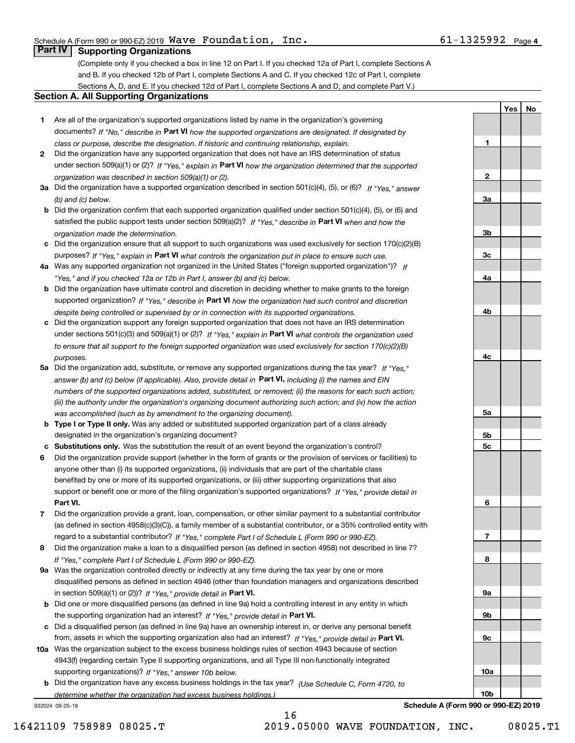Schedule A (Form 990 or 990-EZ) 2019 Wave Foundation, Inc. 61-1325992 Page 4

## Part IV Supporting Organizations

(Complete only if you checked a box in line 12 on Part I. If you checked 12a of Part I, complete Sections A and B. If you checked 12b of Part I, complete Sections A and C. If you checked 12c of Part I, complete Sections A, D, and E. If you checked 12d of Part I, complete Sections A and D, and complete Part V.)

### Section A. All Supporting Organizations

| | | | Yes | No |
|---|---|---|---|---|
| 1 | Are all of the organization's supported organizations listed by name in the organization's governing documents? *If "No," describe in* **Part VI** *how the supported organizations are designated. If designated by class or purpose, describe the designation. If historic and continuing relationship, explain.* | 1 | | |
| 2 | Did the organization have any supported organization that does not have an IRS determination of status under section 509(a)(1) or (2)? *If "Yes," explain in* **Part VI** *how the organization determined that the supported organization was described in section 509(a)(1) or (2).* | 2 | | |
| 3a | Did the organization have a supported organization described in section 501(c)(4), (5), or (6)? *If "Yes," answer (b) and (c) below.* | 3a | | |
| b | Did the organization confirm that each supported organization qualified under section 501(c)(4), (5), or (6) and satisfied the public support tests under section 509(a)(2)? *If "Yes," describe in* **Part VI** *when and how the organization made the determination.* | 3b | | |
| c | Did the organization ensure that all support to such organizations was used exclusively for section 170(c)(2)(B) purposes? *If "Yes," explain in* **Part VI** *what controls the organization put in place to ensure such use.* | 3c | | |
| 4a | Was any supported organization not organized in the United States ("foreign supported organization")? *If "Yes," and if you checked 12a or 12b in Part I, answer (b) and (c) below.* | 4a | | |
| b | Did the organization have ultimate control and discretion in deciding whether to make grants to the foreign supported organization? *If "Yes," describe in* **Part VI** *how the organization had such control and discretion despite being controlled or supervised by or in connection with its supported organizations.* | 4b | | |
| c | Did the organization support any foreign supported organization that does not have an IRS determination under sections 501(c)(3) and 509(a)(1) or (2)? *If "Yes," explain in* **Part VI** *what controls the organization used to ensure that all support to the foreign supported organization was used exclusively for section 170(c)(2)(B) purposes.* | 4c | | |
| 5a | Did the organization add, substitute, or remove any supported organizations during the tax year? *If "Yes," answer (b) and (c) below (if applicable). Also, provide detail in* **Part VI,** *including (i) the names and EIN numbers of the supported organizations added, substituted, or removed; (ii) the reasons for each such action; (iii) the authority under the organization's organizing document authorizing such action; and (iv) how the action was accomplished (such as by amendment to the organizing document).* | 5a | | |
| b | **Type I or Type II only.** Was any added or substituted supported organization part of a class already designated in the organization's organizing document? | 5b | | |
| c | **Substitutions only.** Was the substitution the result of an event beyond the organization's control? | 5c | | |
| 6 | Did the organization provide support (whether in the form of grants or the provision of services or facilities) to anyone other than (i) its supported organizations, (ii) individuals that are part of the charitable class benefited by one or more of its supported organizations, or (iii) other supporting organizations that also support or benefit one or more of the filing organization's supported organizations? *If "Yes," provide detail in* **Part VI.** | 6 | | |
| 7 | Did the organization provide a grant, loan, compensation, or other similar payment to a substantial contributor (as defined in section 4958(c)(3)(C)), a family member of a substantial contributor, or a 35% controlled entity with regard to a substantial contributor? *If "Yes," complete Part I of Schedule L (Form 990 or 990-EZ).* | 7 | | |
| 8 | Did the organization make a loan to a disqualified person (as defined in section 4958) not described in line 7? *If "Yes," complete Part I of Schedule L (Form 990 or 990-EZ).* | 8 | | |
| 9a | Was the organization controlled directly or indirectly at any time during the tax year by one or more disqualified persons as defined in section 4946 (other than foundation managers and organizations described in section 509(a)(1) or (2))? *If "Yes," provide detail in* **Part VI.** | 9a | | |
| b | Did one or more disqualified persons (as defined in line 9a) hold a controlling interest in any entity in which the supporting organization had an interest? *If "Yes," provide detail in* **Part VI.** | 9b | | |
| c | Did a disqualified person (as defined in line 9a) have an ownership interest in, or derive any personal benefit from, assets in which the supporting organization also had an interest? *If "Yes," provide detail in* **Part VI.** | 9c | | |
| 10a | Was the organization subject to the excess business holdings rules of section 4943 because of section 4943(f) (regarding certain Type II supporting organizations, and all Type III non-functionally integrated supporting organizations)? *If "Yes," answer 10b below.* | 10a | | |
| b | Did the organization have any excess business holdings in the tax year? *(Use Schedule C, Form 4720, to determine whether the organization had excess business holdings.)* | 10b | | |

932024 09-25-19

**Schedule A (Form 990 or 990-EZ) 2019**

16421109 758989 08025.T 2019.05000 WAVE FOUNDATION, INC. 08025.T1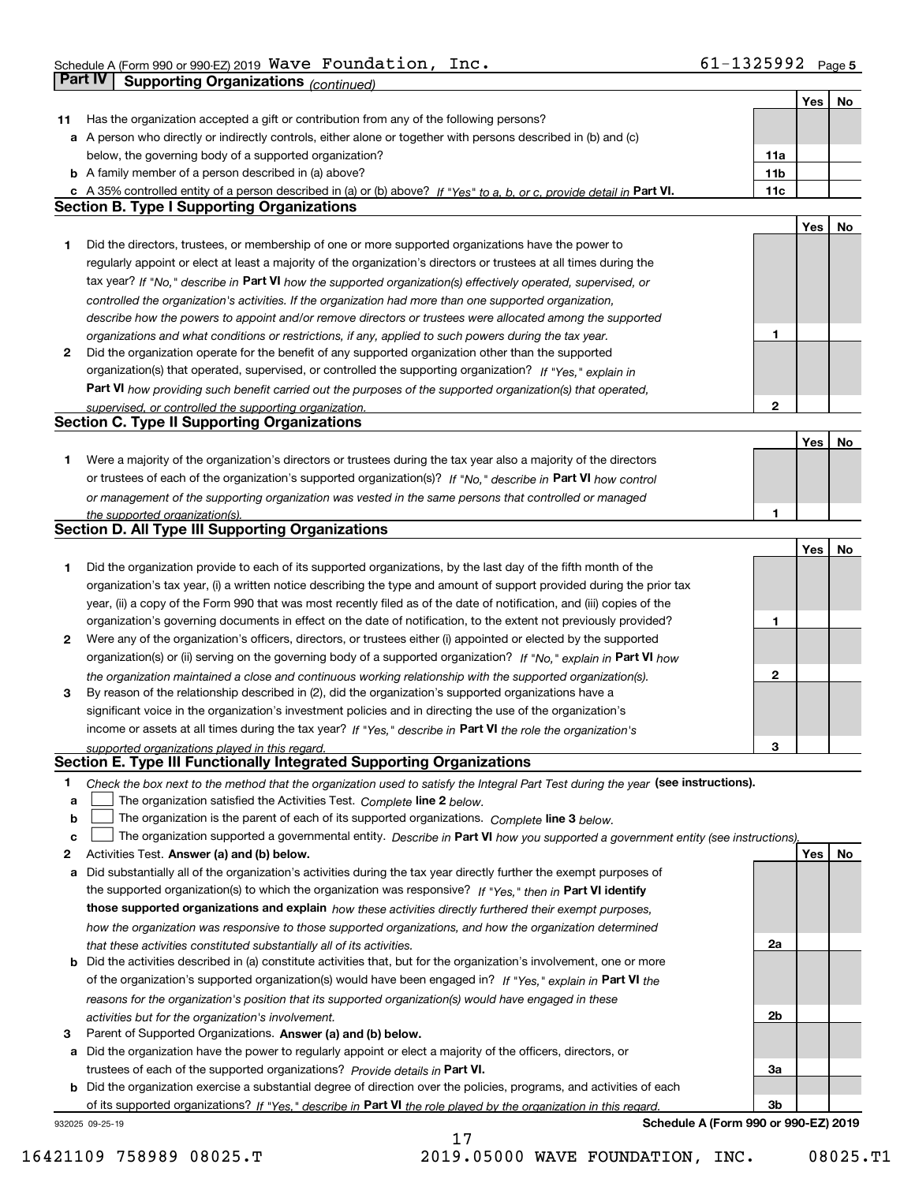Schedule A (Form 990 or 990-EZ) 2019 Wave Foundation, Inc. 61-1325992 Page 5

**Part IV Supporting Organizations** *(continued)*

| | | | Yes | No |
|---|---|---|---|---|
| **11** | Has the organization accepted a gift or contribution from any of the following persons? | | | |
| **a** | A person who directly or indirectly controls, either alone or together with persons described in (b) and (c) below, the governing body of a supported organization? | **11a** | | |
| **b** | A family member of a person described in (a) above? | **11b** | | |
| **c** | A 35% controlled entity of a person described in (a) or (b) above? *If "Yes" to a, b, or c, provide detail in* **Part VI.** | **11c** | | |

### Section B. Type I Supporting Organizations

| | | | Yes | No |
|---|---|---|---|---|
| **1** | Did the directors, trustees, or membership of one or more supported organizations have the power to regularly appoint or elect at least a majority of the organization's directors or trustees at all times during the tax year? *If "No," describe in* **Part VI** *how the supported organization(s) effectively operated, supervised, or controlled the organization's activities. If the organization had more than one supported organization, describe how the powers to appoint and/or remove directors or trustees were allocated among the supported organizations and what conditions or restrictions, if any, applied to such powers during the tax year.* | **1** | | |
| **2** | Did the organization operate for the benefit of any supported organization other than the supported organization(s) that operated, supervised, or controlled the supporting organization? *If "Yes," explain in* **Part VI** *how providing such benefit carried out the purposes of the supported organization(s) that operated, supervised, or controlled the supporting organization.* | **2** | | |

### Section C. Type II Supporting Organizations

| | | | Yes | No |
|---|---|---|---|---|
| **1** | Were a majority of the organization's directors or trustees during the tax year also a majority of the directors or trustees of each of the organization's supported organization(s)? *If "No," describe in* **Part VI** *how control or management of the supporting organization was vested in the same persons that controlled or managed the supported organization(s).* | **1** | | |

### Section D. All Type III Supporting Organizations

| | | | Yes | No |
|---|---|---|---|---|
| **1** | Did the organization provide to each of its supported organizations, by the last day of the fifth month of the organization's tax year, (i) a written notice describing the type and amount of support provided during the prior tax year, (ii) a copy of the Form 990 that was most recently filed as of the date of notification, and (iii) copies of the organization's governing documents in effect on the date of notification, to the extent not previously provided? | **1** | | |
| **2** | Were any of the organization's officers, directors, or trustees either (i) appointed or elected by the supported organization(s) or (ii) serving on the governing body of a supported organization? *If "No," explain in* **Part VI** *how the organization maintained a close and continuous working relationship with the supported organization(s).* | **2** | | |
| **3** | By reason of the relationship described in (2), did the organization's supported organizations have a significant voice in the organization's investment policies and in directing the use of the organization's income or assets at all times during the tax year? *If "Yes," describe in* **Part VI** *the role the organization's supported organizations played in this regard.* | **3** | | |

### Section E. Type III Functionally Integrated Supporting Organizations

**1** *Check the box next to the method that the organization used to satisfy the Integral Part Test during the year* **(see instructions).**

**a** ☐ The organization satisfied the Activities Test. *Complete* **line 2** *below.*

**b** ☐ The organization is the parent of each of its supported organizations. *Complete* **line 3** *below.*

**c** ☐ The organization supported a governmental entity. *Describe in* **Part VI** *how you supported a government entity (see instructions).*

| | | | Yes | No |
|---|---|---|---|---|
| **2** | Activities Test. **Answer (a) and (b) below.** | | | |
| **a** | Did substantially all of the organization's activities during the tax year directly further the exempt purposes of the supported organization(s) to which the organization was responsive? *If "Yes," then in* **Part VI identify those supported organizations and explain** *how these activities directly furthered their exempt purposes, how the organization was responsive to those supported organizations, and how the organization determined that these activities constituted substantially all of its activities.* | **2a** | | |
| **b** | Did the activities described in (a) constitute activities that, but for the organization's involvement, one or more of the organization's supported organization(s) would have been engaged in? *If "Yes," explain in* **Part VI** *the reasons for the organization's position that its supported organization(s) would have engaged in these activities but for the organization's involvement.* | **2b** | | |
| **3** | Parent of Supported Organizations. **Answer (a) and (b) below.** | | | |
| **a** | Did the organization have the power to regularly appoint or elect a majority of the officers, directors, or trustees of each of the supported organizations? *Provide details in* **Part VI.** | **3a** | | |
| **b** | Did the organization exercise a substantial degree of direction over the policies, programs, and activities of each of its supported organizations? *If "Yes," describe in* **Part VI** *the role played by the organization in this regard.* | **3b** | | |

932025 09-25-19 **Schedule A (Form 990 or 990-EZ) 2019**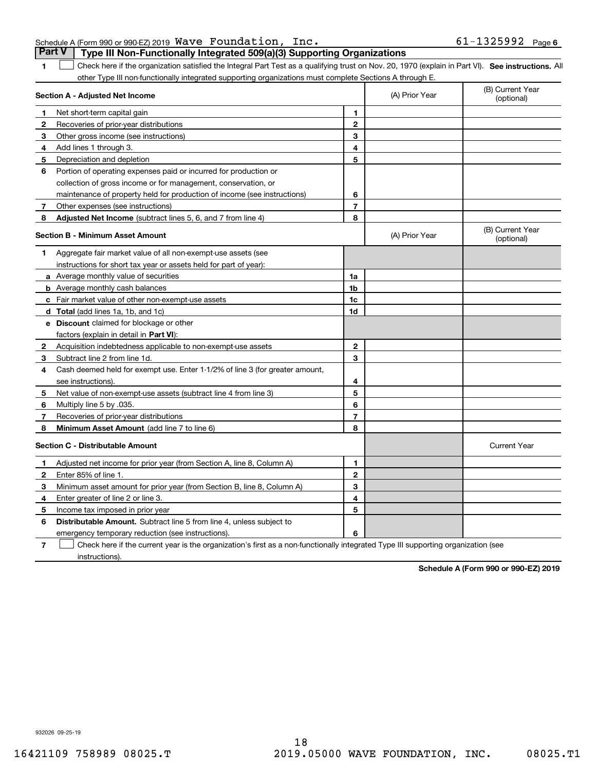Schedule A (Form 990 or 990-EZ) 2019 Wave Foundation, Inc. 61-1325992 Page 6

## Part V Type III Non-Functionally Integrated 509(a)(3) Supporting Organizations

**1** ☐ Check here if the organization satisfied the Integral Part Test as a qualifying trust on Nov. 20, 1970 (explain in Part VI). **See instructions.** All other Type III non-functionally integrated supporting organizations must complete Sections A through E.

| **Section A - Adjusted Net Income** | | | (A) Prior Year | (B) Current Year (optional) |
|---|---|---|---|---|
| **1** | Net short-term capital gain | **1** | | |
| **2** | Recoveries of prior-year distributions | **2** | | |
| **3** | Other gross income (see instructions) | **3** | | |
| **4** | Add lines 1 through 3. | **4** | | |
| **5** | Depreciation and depletion | **5** | | |
| **6** | Portion of operating expenses paid or incurred for production or collection of gross income or for management, conservation, or maintenance of property held for production of income (see instructions) | **6** | | |
| **7** | Other expenses (see instructions) | **7** | | |
| **8** | **Adjusted Net Income** (subtract lines 5, 6, and 7 from line 4) | **8** | | |

| **Section B - Minimum Asset Amount** | | | (A) Prior Year | (B) Current Year (optional) |
|---|---|---|---|---|
| **1** | Aggregate fair market value of all non-exempt-use assets (see instructions for short tax year or assets held for part of year): | | | |
| **a** | Average monthly value of securities | **1a** | | |
| **b** | Average monthly cash balances | **1b** | | |
| **c** | Fair market value of other non-exempt-use assets | **1c** | | |
| **d** | **Total** (add lines 1a, 1b, and 1c) | **1d** | | |
| **e** | **Discount** claimed for blockage or other factors (explain in detail in **Part VI**): | | | |
| **2** | Acquisition indebtedness applicable to non-exempt-use assets | **2** | | |
| **3** | Subtract line 2 from line 1d. | **3** | | |
| **4** | Cash deemed held for exempt use. Enter 1-1/2% of line 3 (for greater amount, see instructions). | **4** | | |
| **5** | Net value of non-exempt-use assets (subtract line 4 from line 3) | **5** | | |
| **6** | Multiply line 5 by .035. | **6** | | |
| **7** | Recoveries of prior-year distributions | **7** | | |
| **8** | **Minimum Asset Amount** (add line 7 to line 6) | **8** | | |

| **Section C - Distributable Amount** | | | | Current Year |
|---|---|---|---|---|
| **1** | Adjusted net income for prior year (from Section A, line 8, Column A) | **1** | | |
| **2** | Enter 85% of line 1. | **2** | | |
| **3** | Minimum asset amount for prior year (from Section B, line 8, Column A) | **3** | | |
| **4** | Enter greater of line 2 or line 3. | **4** | | |
| **5** | Income tax imposed in prior year | **5** | | |
| **6** | **Distributable Amount.** Subtract line 5 from line 4, unless subject to emergency temporary reduction (see instructions). | **6** | | |

**7** ☐ Check here if the current year is the organization's first as a non-functionally integrated Type III supporting organization (see instructions).

**Schedule A (Form 990 or 990-EZ) 2019**

932026 09-25-19

16421109 758989 08025.T 2019.05000 WAVE FOUNDATION, INC. 08025.T1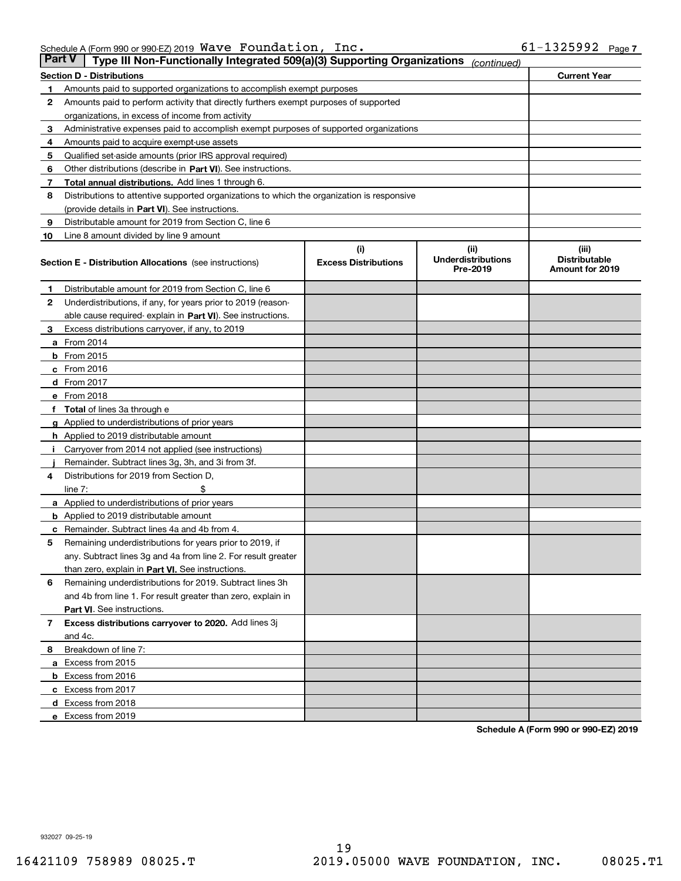Schedule A (Form 990 or 990-EZ) 2019 Wave Foundation, Inc. 61-1325992 Page 7

## Part V Type III Non-Functionally Integrated 509(a)(3) Supporting Organizations *(continued)*

| Section D - Distributions | | Current Year |
|---|---|---|
| 1 | Amounts paid to supported organizations to accomplish exempt purposes | |
| 2 | Amounts paid to perform activity that directly furthers exempt purposes of supported organizations, in excess of income from activity | |
| 3 | Administrative expenses paid to accomplish exempt purposes of supported organizations | |
| 4 | Amounts paid to acquire exempt-use assets | |
| 5 | Qualified set-aside amounts (prior IRS approval required) | |
| 6 | Other distributions (describe in **Part VI**). See instructions. | |
| 7 | **Total annual distributions.** Add lines 1 through 6. | |
| 8 | Distributions to attentive supported organizations to which the organization is responsive (provide details in **Part VI**). See instructions. | |
| 9 | Distributable amount for 2019 from Section C, line 6 | |
| 10 | Line 8 amount divided by line 9 amount | |

| Section E - Distribution Allocations (see instructions) | (i) Excess Distributions | (ii) Underdistributions Pre-2019 | (iii) Distributable Amount for 2019 |
|---|---|---|---|
| **1** Distributable amount for 2019 from Section C, line 6 | | | |
| **2** Underdistributions, if any, for years prior to 2019 (reasonable cause required- explain in **Part VI**). See instructions. | | | |
| **3** Excess distributions carryover, if any, to 2019 | | | |
| **a** From 2014 | | | |
| **b** From 2015 | | | |
| **c** From 2016 | | | |
| **d** From 2017 | | | |
| **e** From 2018 | | | |
| **f Total** of lines 3a through e | | | |
| **g** Applied to underdistributions of prior years | | | |
| **h** Applied to 2019 distributable amount | | | |
| **i** Carryover from 2014 not applied (see instructions) | | | |
| **j** Remainder. Subtract lines 3g, 3h, and 3i from 3f. | | | |
| **4** Distributions for 2019 from Section D, line 7: $ | | | |
| **a** Applied to underdistributions of prior years | | | |
| **b** Applied to 2019 distributable amount | | | |
| **c** Remainder. Subtract lines 4a and 4b from 4. | | | |
| **5** Remaining underdistributions for years prior to 2019, if any. Subtract lines 3g and 4a from line 2. For result greater than zero, explain in **Part VI.** See instructions. | | | |
| **6** Remaining underdistributions for 2019. Subtract lines 3h and 4b from line 1. For result greater than zero, explain in **Part VI**. See instructions. | | | |
| **7 Excess distributions carryover to 2020.** Add lines 3j and 4c. | | | |
| **8** Breakdown of line 7: | | | |
| **a** Excess from 2015 | | | |
| **b** Excess from 2016 | | | |
| **c** Excess from 2017 | | | |
| **d** Excess from 2018 | | | |
| **e** Excess from 2019 | | | |

**Schedule A (Form 990 or 990-EZ) 2019**

932027 09-25-19

16421109 758989 08025.T 2019.05000 WAVE FOUNDATION, INC. 08025.T1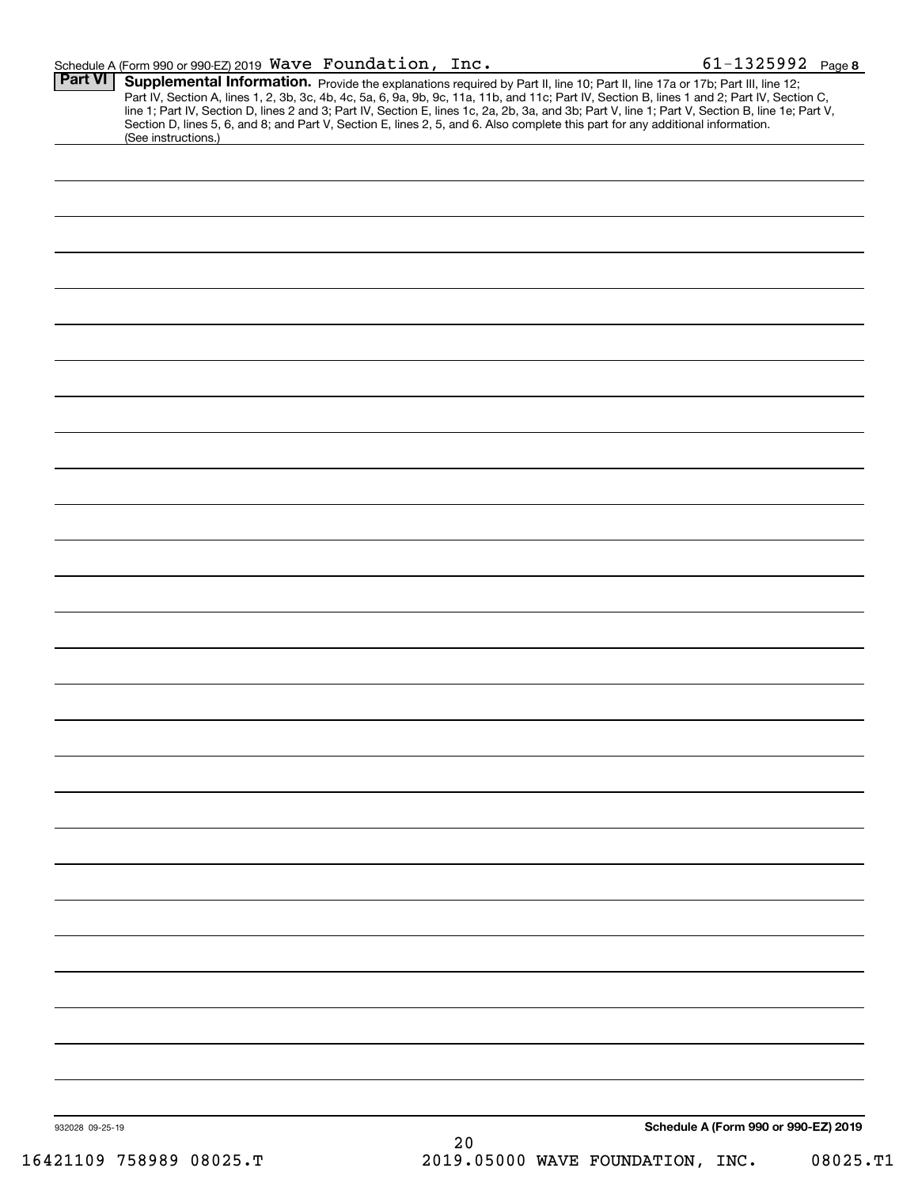Schedule A (Form 990 or 990-EZ) 2019 Wave Foundation, Inc. 61-1325992 Page **8**

## Part VI Supplemental Information.

Provide the explanations required by Part II, line 10; Part II, line 17a or 17b; Part III, line 12; Part IV, Section A, lines 1, 2, 3b, 3c, 4b, 4c, 5a, 6, 9a, 9b, 9c, 11a, 11b, and 11c; Part IV, Section B, lines 1 and 2; Part IV, Section C, line 1; Part IV, Section D, lines 2 and 3; Part IV, Section E, lines 1c, 2a, 2b, 3a, and 3b; Part V, line 1; Part V, Section B, line 1e; Part V, Section D, lines 5, 6, and 8; and Part V, Section E, lines 2, 5, and 6. Also complete this part for any additional information. (See instructions.)

932028 09-25-19

**Schedule A (Form 990 or 990-EZ) 2019**

16421109 758989 08025.T 2019.05000 WAVE FOUNDATION, INC. 08025.T1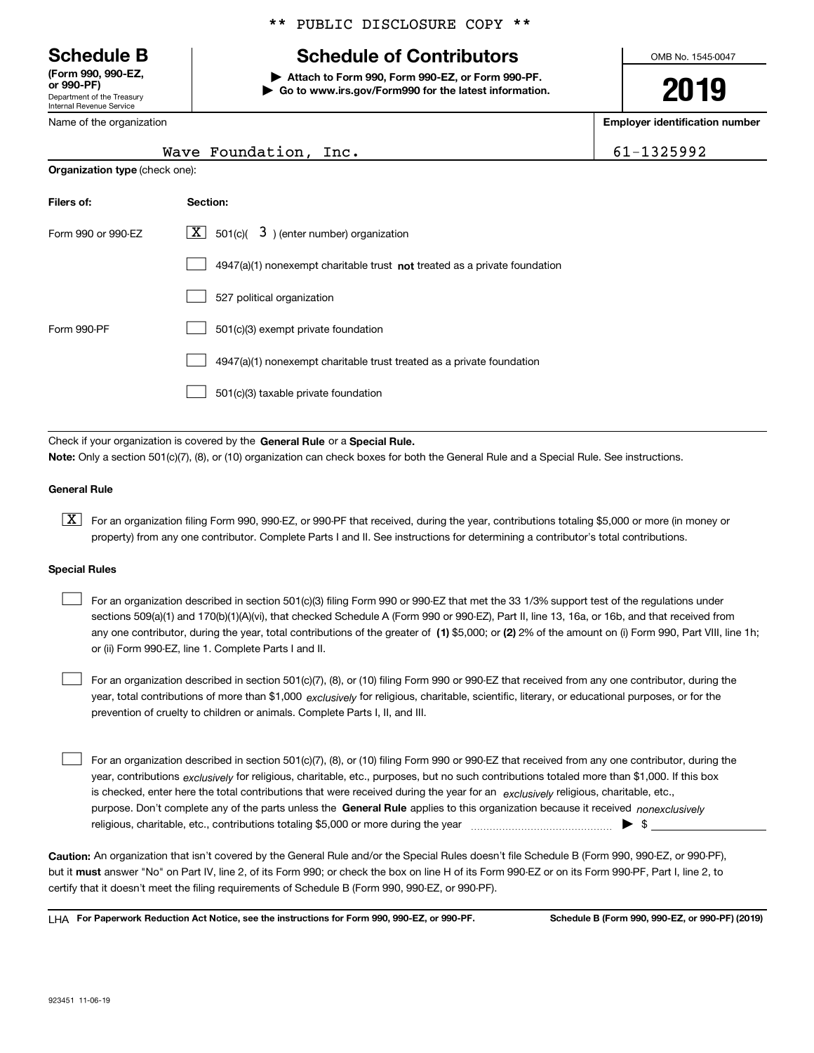** PUBLIC DISCLOSURE COPY **

**Schedule B**
**(Form 990, 990-EZ, or 990-PF)**
Department of the Treasury
Internal Revenue Service

# Schedule of Contributors

▶ **Attach to Form 990, Form 990-EZ, or Form 990-PF.**
▶ **Go to www.irs.gov/Form990 for the latest information.**

OMB No. 1545-0047

**2019**

| Name of the organization | Employer identification number |
|---|---|
| Wave Foundation, Inc. | 61-1325992 |

**Organization type** (check one):

| Filers of: | Section: |
|---|---|
| Form 990 or 990-EZ | [X] 501(c)( 3 ) (enter number) organization |
| | [ ] 4947(a)(1) nonexempt charitable trust **not** treated as a private foundation |
| | [ ] 527 political organization |
| Form 990-PF | [ ] 501(c)(3) exempt private foundation |
| | [ ] 4947(a)(1) nonexempt charitable trust treated as a private foundation |
| | [ ] 501(c)(3) taxable private foundation |

Check if your organization is covered by the **General Rule** or a **Special Rule.**

**Note:** Only a section 501(c)(7), (8), or (10) organization can check boxes for both the General Rule and a Special Rule. See instructions.

**General Rule**

[X] For an organization filing Form 990, 990-EZ, or 990-PF that received, during the year, contributions totaling $5,000 or more (in money or property) from any one contributor. Complete Parts I and II. See instructions for determining a contributor's total contributions.

**Special Rules**

[ ] For an organization described in section 501(c)(3) filing Form 990 or 990-EZ that met the 33 1/3% support test of the regulations under sections 509(a)(1) and 170(b)(1)(A)(vi), that checked Schedule A (Form 990 or 990-EZ), Part II, line 13, 16a, or 16b, and that received from any one contributor, during the year, total contributions of the greater of **(1)** $5,000; or **(2)** 2% of the amount on (i) Form 990, Part VIII, line 1h; or (ii) Form 990-EZ, line 1. Complete Parts I and II.

[ ] For an organization described in section 501(c)(7), (8), or (10) filing Form 990 or 990-EZ that received from any one contributor, during the year, total contributions of more than $1,000 *exclusively* for religious, charitable, scientific, literary, or educational purposes, or for the prevention of cruelty to children or animals. Complete Parts I, II, and III.

[ ] For an organization described in section 501(c)(7), (8), or (10) filing Form 990 or 990-EZ that received from any one contributor, during the year, contributions *exclusively* for religious, charitable, etc., purposes, but no such contributions totaled more than $1,000. If this box is checked, enter here the total contributions that were received during the year for an *exclusively* religious, charitable, etc., purpose. Don't complete any of the parts unless the **General Rule** applies to this organization because it received *nonexclusively* religious, charitable, etc., contributions totaling $5,000 or more during the year ▶ $

**Caution:** An organization that isn't covered by the General Rule and/or the Special Rules doesn't file Schedule B (Form 990, 990-EZ, or 990-PF), but it **must** answer "No" on Part IV, line 2, of its Form 990; or check the box on line H of its Form 990-EZ or on its Form 990-PF, Part I, line 2, to certify that it doesn't meet the filing requirements of Schedule B (Form 990, 990-EZ, or 990-PF).

LHA **For Paperwork Reduction Act Notice, see the instructions for Form 990, 990-EZ, or 990-PF.** **Schedule B (Form 990, 990-EZ, or 990-PF) (2019)**

923451 11-06-19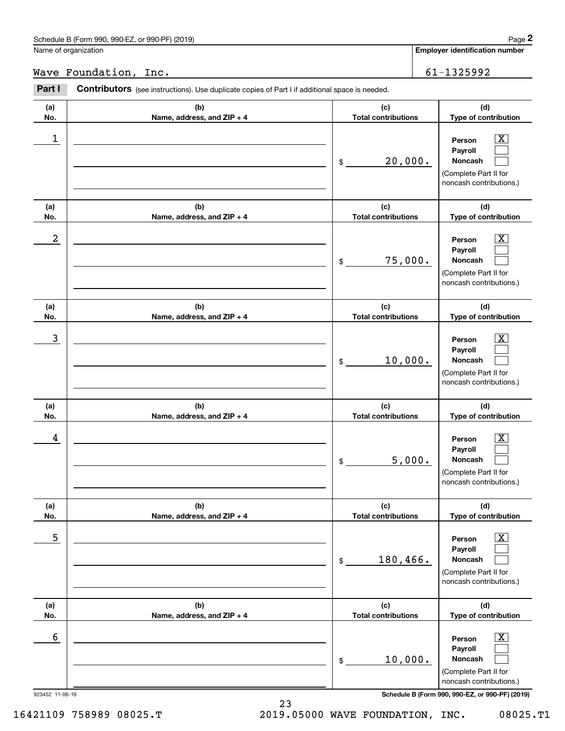Schedule B (Form 990, 990-EZ, or 990-PF) (2019)

Name of organization: Wave Foundation, Inc.

**Employer identification number**: 61-1325992

**Part I** **Contributors** (see instructions). Use duplicate copies of Part I if additional space is needed.

| (a) No. | (b) Name, address, and ZIP + 4 | (c) Total contributions | (d) Type of contribution |
|---|---|---|---|
| 1 | | $ 20,000. | Person [X] Payroll [ ] Noncash [ ] (Complete Part II for noncash contributions.) |
| 2 | | $ 75,000. | Person [X] Payroll [ ] Noncash [ ] (Complete Part II for noncash contributions.) |
| 3 | | $ 10,000. | Person [X] Payroll [ ] Noncash [ ] (Complete Part II for noncash contributions.) |
| 4 | | $ 5,000. | Person [X] Payroll [ ] Noncash [ ] (Complete Part II for noncash contributions.) |
| 5 | | $ 180,466. | Person [X] Payroll [ ] Noncash [ ] (Complete Part II for noncash contributions.) |
| 6 | | $ 10,000. | Person [X] Payroll [ ] Noncash [ ] (Complete Part II for noncash contributions.) |

923452 11-06-19

**Schedule B (Form 990, 990-EZ, or 990-PF) (2019)**

16421109 758989 08025.T 2019.05000 WAVE FOUNDATION, INC. 08025.T1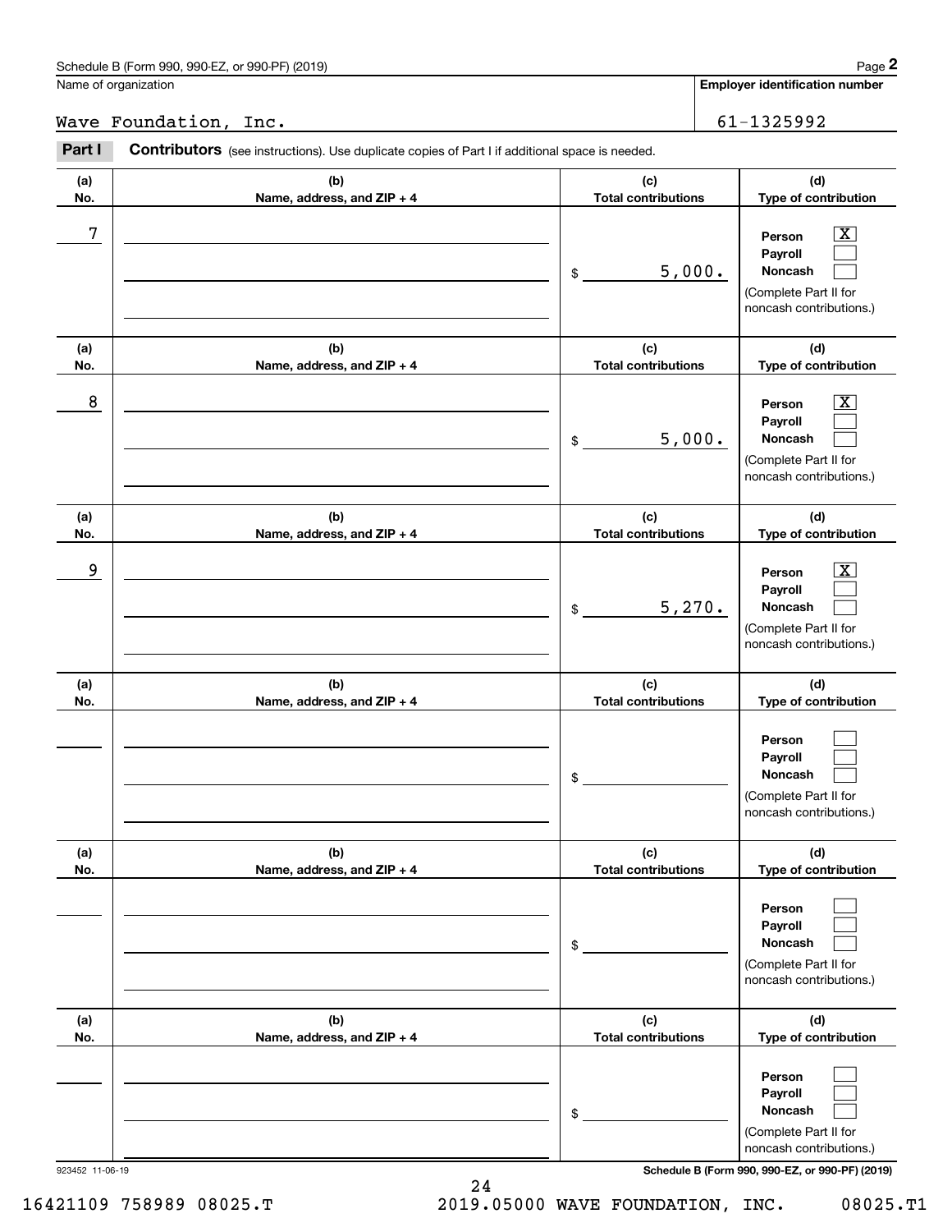Schedule B (Form 990, 990-EZ, or 990-PF) (2019)

Name of organization: Wave Foundation, Inc.

Employer identification number: 61-1325992

**Part I** **Contributors** (see instructions). Use duplicate copies of Part I if additional space is needed.

| (a) No. | (b) Name, address, and ZIP + 4 | (c) Total contributions | (d) Type of contribution |
|---|---|---|---|
| 7 | | $ 5,000. | Person [X] Payroll [ ] Noncash [ ] (Complete Part II for noncash contributions.) |
| 8 | | $ 5,000. | Person [X] Payroll [ ] Noncash [ ] (Complete Part II for noncash contributions.) |
| 9 | | $ 5,270. | Person [X] Payroll [ ] Noncash [ ] (Complete Part II for noncash contributions.) |
| | | $ | Person [ ] Payroll [ ] Noncash [ ] (Complete Part II for noncash contributions.) |
| | | $ | Person [ ] Payroll [ ] Noncash [ ] (Complete Part II for noncash contributions.) |
| | | $ | Person [ ] Payroll [ ] Noncash [ ] (Complete Part II for noncash contributions.) |

923452 11-06-19

Schedule B (Form 990, 990-EZ, or 990-PF) (2019)

16421109 758989 08025.T 2019.05000 WAVE FOUNDATION, INC. 08025.T1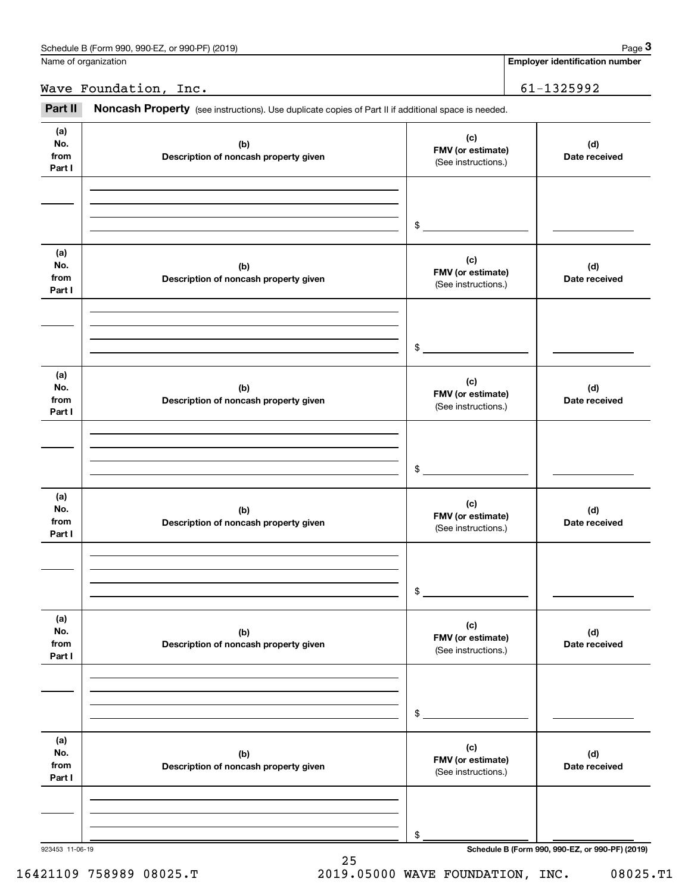Schedule B (Form 990, 990-EZ, or 990-PF) (2019)

Name of organization: Wave Foundation, Inc.

Employer identification number: 61-1325992

**Part II** **Noncash Property** (see instructions). Use duplicate copies of Part II if additional space is needed.

| (a) No. from Part I | (b) Description of noncash property given | (c) FMV (or estimate) (See instructions.) | (d) Date received |
|---|---|---|---|
| | | $ | |

| (a) No. from Part I | (b) Description of noncash property given | (c) FMV (or estimate) (See instructions.) | (d) Date received |
|---|---|---|---|
| | | $ | |

| (a) No. from Part I | (b) Description of noncash property given | (c) FMV (or estimate) (See instructions.) | (d) Date received |
|---|---|---|---|
| | | $ | |

| (a) No. from Part I | (b) Description of noncash property given | (c) FMV (or estimate) (See instructions.) | (d) Date received |
|---|---|---|---|
| | | $ | |

| (a) No. from Part I | (b) Description of noncash property given | (c) FMV (or estimate) (See instructions.) | (d) Date received |
|---|---|---|---|
| | | $ | |

| (a) No. from Part I | (b) Description of noncash property given | (c) FMV (or estimate) (See instructions.) | (d) Date received |
|---|---|---|---|
| | | $ | |

923453 11-06-19

Schedule B (Form 990, 990-EZ, or 990-PF) (2019)

16421109 758989 08025.T 2019.05000 WAVE FOUNDATION, INC. 08025.T1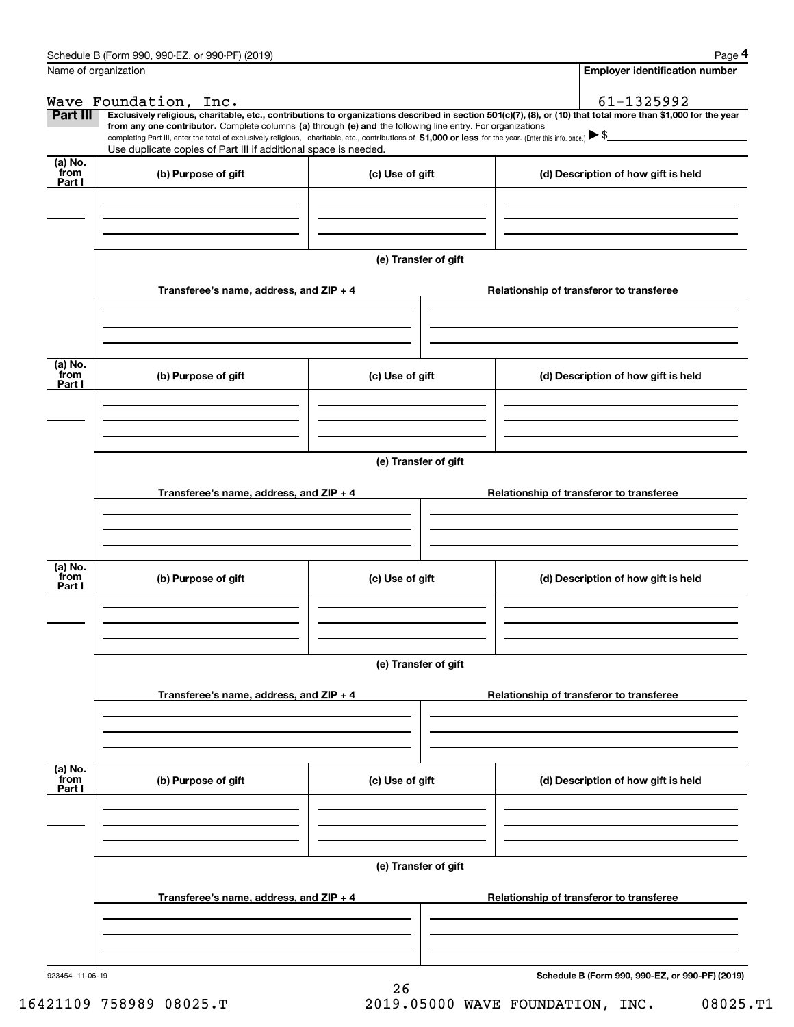Name of organization

Wave Foundation, Inc.

**Employer identification number**

61-1325992

**Part III** **Exclusively religious, charitable, etc., contributions to organizations described in section 501(c)(7), (8), or (10) that total more than $1,000 for the year from any one contributor.** Complete columns **(a)** through **(e) and** the following line entry. For organizations completing Part III, enter the total of exclusively religious, charitable, etc., contributions of **$1,000 or less** for the year. (Enter this info. once.) ▶ $

Use duplicate copies of Part III if additional space is needed.

| (a) No. from Part I | (b) Purpose of gift | (c) Use of gift | (d) Description of how gift is held |
|---|---|---|---|
| | | | |

**(e) Transfer of gift**

| Transferee's name, address, and ZIP + 4 | Relationship of transferor to transferee |
|---|---|
| | |

| (a) No. from Part I | (b) Purpose of gift | (c) Use of gift | (d) Description of how gift is held |
|---|---|---|---|
| | | | |

**(e) Transfer of gift**

| Transferee's name, address, and ZIP + 4 | Relationship of transferor to transferee |
|---|---|
| | |

| (a) No. from Part I | (b) Purpose of gift | (c) Use of gift | (d) Description of how gift is held |
|---|---|---|---|
| | | | |

**(e) Transfer of gift**

| Transferee's name, address, and ZIP + 4 | Relationship of transferor to transferee |
|---|---|
| | |

| (a) No. from Part I | (b) Purpose of gift | (c) Use of gift | (d) Description of how gift is held |
|---|---|---|---|
| | | | |

**(e) Transfer of gift**

| Transferee's name, address, and ZIP + 4 | Relationship of transferor to transferee |
|---|---|
| | |

923454 11-06-19

**Schedule B (Form 990, 990-EZ, or 990-PF) (2019)**

16421109 758989 08025.T 2019.05000 WAVE FOUNDATION, INC. 08025.T1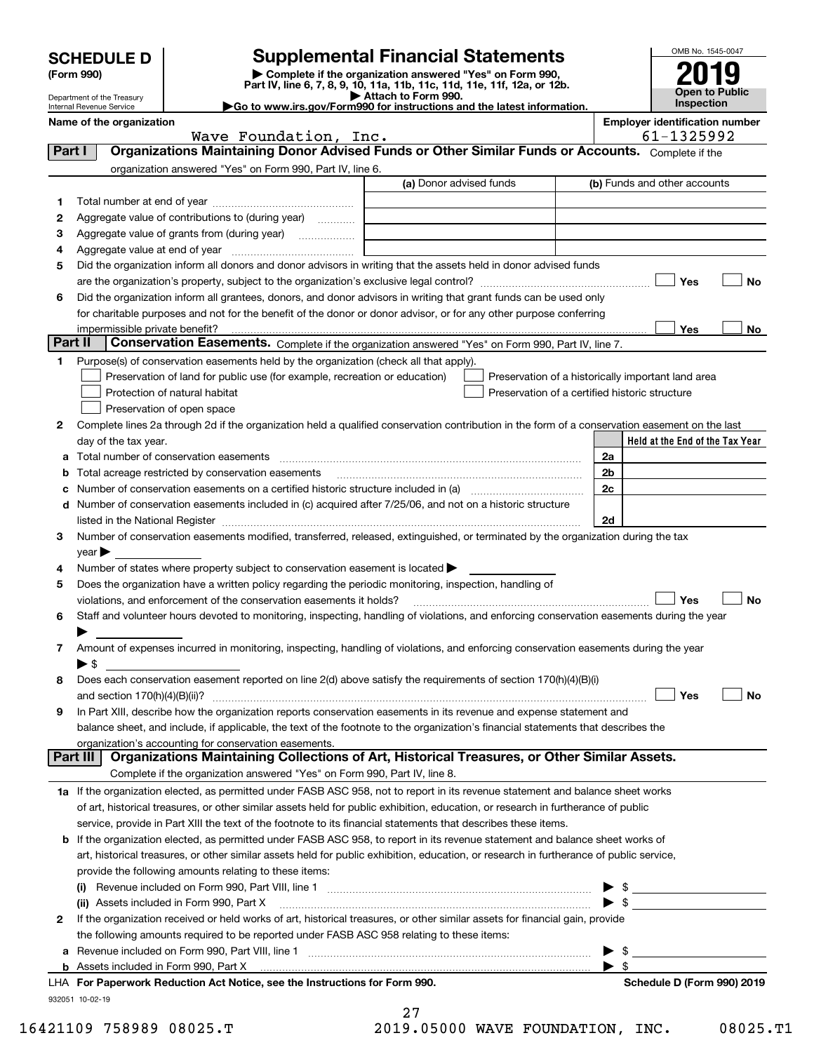# SCHEDULE D (Form 990)

Department of the Treasury
Internal Revenue Service

# Supplemental Financial Statements

▶ Complete if the organization answered "Yes" on Form 990, Part IV, line 6, 7, 8, 9, 10, 11a, 11b, 11c, 11d, 11e, 11f, 12a, or 12b.
▶ Attach to Form 990.
▶Go to www.irs.gov/Form990 for instructions and the latest information.

OMB No. 1545-0047

**2019**

**Open to Public Inspection**

**Name of the organization:** Wave Foundation, Inc.

**Employer identification number:** 61-1325992

## Part I Organizations Maintaining Donor Advised Funds or Other Similar Funds or Accounts. Complete if the organization answered "Yes" on Form 990, Part IV, line 6.

| | | (a) Donor advised funds | (b) Funds and other accounts |
|---|---|---|---|
| 1 | Total number at end of year | | |
| 2 | Aggregate value of contributions to (during year) | | |
| 3 | Aggregate value of grants from (during year) | | |
| 4 | Aggregate value at end of year | | |

5 Did the organization inform all donors and donor advisors in writing that the assets held in donor advised funds are the organization's property, subject to the organization's exclusive legal control? ☐ Yes ☐ No

6 Did the organization inform all grantees, donors, and donor advisors in writing that grant funds can be used only for charitable purposes and not for the benefit of the donor or donor advisor, or for any other purpose conferring impermissible private benefit? ☐ Yes ☐ No

## Part II Conservation Easements. Complete if the organization answered "Yes" on Form 990, Part IV, line 7.

1 Purpose(s) of conservation easements held by the organization (check all that apply).

- ☐ Preservation of land for public use (for example, recreation or education)
- ☐ Protection of natural habitat
- ☐ Preservation of open space
- ☐ Preservation of a historically important land area
- ☐ Preservation of a certified historic structure

2 Complete lines 2a through 2d if the organization held a qualified conservation contribution in the form of a conservation easement on the last day of the tax year.

| | | | Held at the End of the Tax Year |
|---|---|---|---|
| a | Total number of conservation easements | 2a | |
| b | Total acreage restricted by conservation easements | 2b | |
| c | Number of conservation easements on a certified historic structure included in (a) | 2c | |
| d | Number of conservation easements included in (c) acquired after 7/25/06, and not on a historic structure listed in the National Register | 2d | |

3 Number of conservation easements modified, transferred, released, extinguished, or terminated by the organization during the tax year ▶

4 Number of states where property subject to conservation easement is located ▶

5 Does the organization have a written policy regarding the periodic monitoring, inspection, handling of violations, and enforcement of the conservation easements it holds? ☐ Yes ☐ No

6 Staff and volunteer hours devoted to monitoring, inspecting, handling of violations, and enforcing conservation easements during the year ▶

7 Amount of expenses incurred in monitoring, inspecting, handling of violations, and enforcing conservation easements during the year ▶ $

8 Does each conservation easement reported on line 2(d) above satisfy the requirements of section 170(h)(4)(B)(i) and section 170(h)(4)(B)(ii)? ☐ Yes ☐ No

9 In Part XIII, describe how the organization reports conservation easements in its revenue and expense statement and balance sheet, and include, if applicable, the text of the footnote to the organization's financial statements that describes the organization's accounting for conservation easements.

## Part III Organizations Maintaining Collections of Art, Historical Treasures, or Other Similar Assets. Complete if the organization answered "Yes" on Form 990, Part IV, line 8.

1a If the organization elected, as permitted under FASB ASC 958, not to report in its revenue statement and balance sheet works of art, historical treasures, or other similar assets held for public exhibition, education, or research in furtherance of public service, provide in Part XIII the text of the footnote to its financial statements that describes these items.

b If the organization elected, as permitted under FASB ASC 958, to report in its revenue statement and balance sheet works of art, historical treasures, or other similar assets held for public exhibition, education, or research in furtherance of public service, provide the following amounts relating to these items:

(i) Revenue included on Form 990, Part VIII, line 1 ▶ $

(ii) Assets included in Form 990, Part X ▶ $

2 If the organization received or held works of art, historical treasures, or other similar assets for financial gain, provide the following amounts required to be reported under FASB ASC 958 relating to these items:

a Revenue included on Form 990, Part VIII, line 1 ▶ $

b Assets included in Form 990, Part X ▶ $

LHA For Paperwork Reduction Act Notice, see the Instructions for Form 990. Schedule D (Form 990) 2019

932051 10-02-19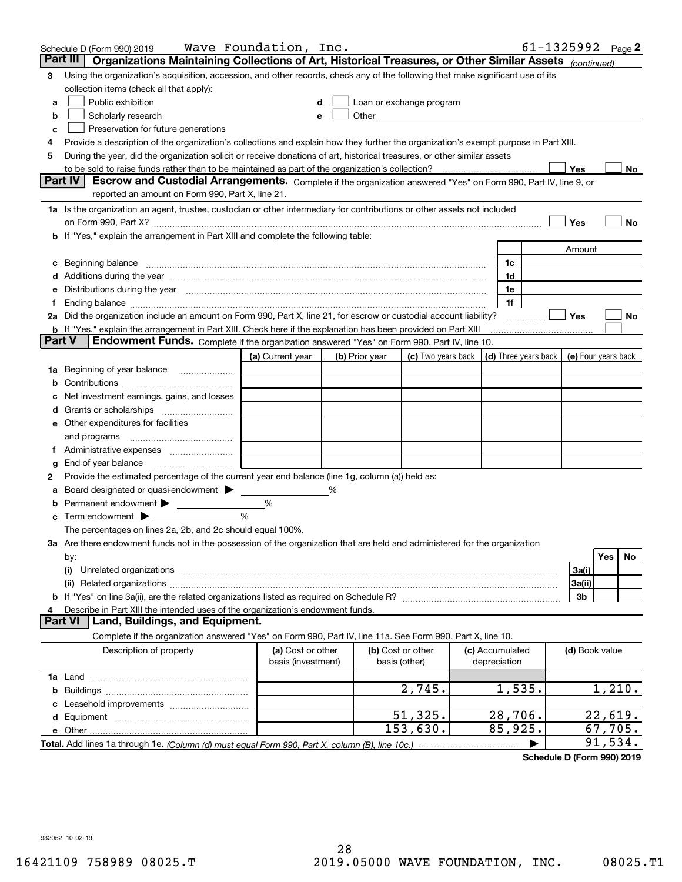Schedule D (Form 990) 2019 Wave Foundation, Inc. 61-1325992 Page 2

## Part III Organizations Maintaining Collections of Art, Historical Treasures, or Other Similar Assets *(continued)*

**3** Using the organization's acquisition, accession, and other records, check any of the following that make significant use of its collection items (check all that apply):

- **a** ☐ Public exhibition
- **b** ☐ Scholarly research
- **c** ☐ Preservation for future generations
- **d** ☐ Loan or exchange program
- **e** ☐ Other

**4** Provide a description of the organization's collections and explain how they further the organization's exempt purpose in Part XIII.

**5** During the year, did the organization solicit or receive donations of art, historical treasures, or other similar assets to be sold to raise funds rather than to be maintained as part of the organization's collection? ☐ Yes ☐ No

## Part IV Escrow and Custodial Arrangements.

Complete if the organization answered "Yes" on Form 990, Part IV, line 9, or reported an amount on Form 990, Part X, line 21.

**1a** Is the organization an agent, trustee, custodian or other intermediary for contributions or other assets not included on Form 990, Part X? ☐ Yes ☐ No

**b** If "Yes," explain the arrangement in Part XIII and complete the following table:

| | | Amount |
|---|---|---|
| **c** Beginning balance | 1c | |
| **d** Additions during the year | 1d | |
| **e** Distributions during the year | 1e | |
| **f** Ending balance | 1f | |

**2a** Did the organization include an amount on Form 990, Part X, line 21, for escrow or custodial account liability? ☐ Yes ☐ No

**b** If "Yes," explain the arrangement in Part XIII. Check here if the explanation has been provided on Part XIII ☐

## Part V Endowment Funds.

Complete if the organization answered "Yes" on Form 990, Part IV, line 10.

| | (a) Current year | (b) Prior year | (c) Two years back | (d) Three years back | (e) Four years back |
|---|---|---|---|---|---|
| **1a** Beginning of year balance | | | | | |
| **b** Contributions | | | | | |
| **c** Net investment earnings, gains, and losses | | | | | |
| **d** Grants or scholarships | | | | | |
| **e** Other expenditures for facilities and programs | | | | | |
| **f** Administrative expenses | | | | | |
| **g** End of year balance | | | | | |

**2** Provide the estimated percentage of the current year end balance (line 1g, column (a)) held as:

- **a** Board designated or quasi-endowment ▶ %
- **b** Permanent endowment ▶ %
- **c** Term endowment ▶ %

The percentages on lines 2a, 2b, and 2c should equal 100%.

**3a** Are there endowment funds not in the possession of the organization that are held and administered for the organization by:

| | | Yes | No |
|---|---|---|---|
| **(i)** Unrelated organizations | 3a(i) | | |
| **(ii)** Related organizations | 3a(ii) | | |
| **b** If "Yes" on line 3a(ii), are the related organizations listed as required on Schedule R? | 3b | | |

**4** Describe in Part XIII the intended uses of the organization's endowment funds.

## Part VI Land, Buildings, and Equipment.

Complete if the organization answered "Yes" on Form 990, Part IV, line 11a. See Form 990, Part X, line 10.

| Description of property | (a) Cost or other basis (investment) | (b) Cost or other basis (other) | (c) Accumulated depreciation | (d) Book value |
|---|---|---|---|---|
| **1a** Land | | | | |
| **b** Buildings | | 2,745. | 1,535. | 1,210. |
| **c** Leasehold improvements | | | | |
| **d** Equipment | | 51,325. | 28,706. | 22,619. |
| **e** Other | | 153,630. | 85,925. | 67,705. |
| **Total.** Add lines 1a through 1e. *(Column (d) must equal Form 990, Part X, column (B), line 10c.)* | | | ▶ | 91,534. |

Schedule D (Form 990) 2019

932052 10-02-19

16421109 758989 08025.T 2019.05000 WAVE FOUNDATION, INC. 08025.T1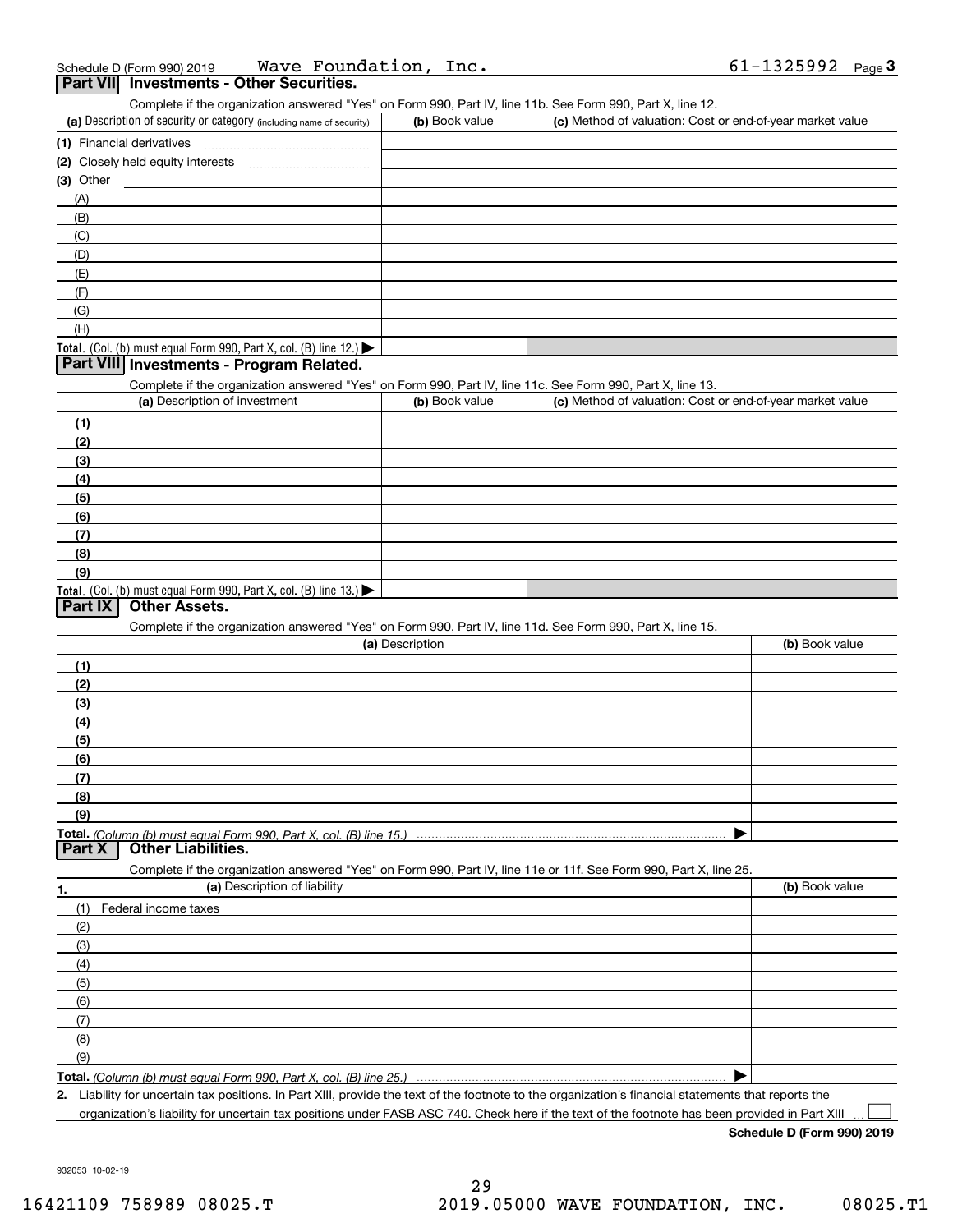Schedule D (Form 990) 2019 Wave Foundation, Inc. 61-1325992 Page 3

## Part VII Investments - Other Securities.

Complete if the organization answered "Yes" on Form 990, Part IV, line 11b. See Form 990, Part X, line 12.

| (a) Description of security or category (including name of security) | (b) Book value | (c) Method of valuation: Cost or end-of-year market value |
|---|---|---|
| (1) Financial derivatives | | |
| (2) Closely held equity interests | | |
| (3) Other | | |
| (A) | | |
| (B) | | |
| (C) | | |
| (D) | | |
| (E) | | |
| (F) | | |
| (G) | | |
| (H) | | |
| Total. (Col. (b) must equal Form 990, Part X, col. (B) line 12.) ▶ | | |

## Part VIII Investments - Program Related.

Complete if the organization answered "Yes" on Form 990, Part IV, line 11c. See Form 990, Part X, line 13.

| (a) Description of investment | (b) Book value | (c) Method of valuation: Cost or end-of-year market value |
|---|---|---|
| (1) | | |
| (2) | | |
| (3) | | |
| (4) | | |
| (5) | | |
| (6) | | |
| (7) | | |
| (8) | | |
| (9) | | |
| Total. (Col. (b) must equal Form 990, Part X, col. (B) line 13.) ▶ | | |

## Part IX Other Assets.

Complete if the organization answered "Yes" on Form 990, Part IV, line 11d. See Form 990, Part X, line 15.

| (a) Description | (b) Book value |
|---|---|
| (1) | |
| (2) | |
| (3) | |
| (4) | |
| (5) | |
| (6) | |
| (7) | |
| (8) | |
| (9) | |
| Total. *(Column (b) must equal Form 990, Part X, col. (B) line 15.)* ▶ | |

## Part X Other Liabilities.

Complete if the organization answered "Yes" on Form 990, Part IV, line 11e or 11f. See Form 990, Part X, line 25.

| 1. (a) Description of liability | (b) Book value |
|---|---|
| (1) Federal income taxes | |
| (2) | |
| (3) | |
| (4) | |
| (5) | |
| (6) | |
| (7) | |
| (8) | |
| (9) | |
| Total. *(Column (b) must equal Form 990, Part X, col. (B) line 25.)* ▶ | |

2. Liability for uncertain tax positions. In Part XIII, provide the text of the footnote to the organization's financial statements that reports the organization's liability for uncertain tax positions under FASB ASC 740. Check here if the text of the footnote has been provided in Part XIII ☐

Schedule D (Form 990) 2019

932053 10-02-19

16421109 758989 08025.T 2019.05000 WAVE FOUNDATION, INC. 08025.T1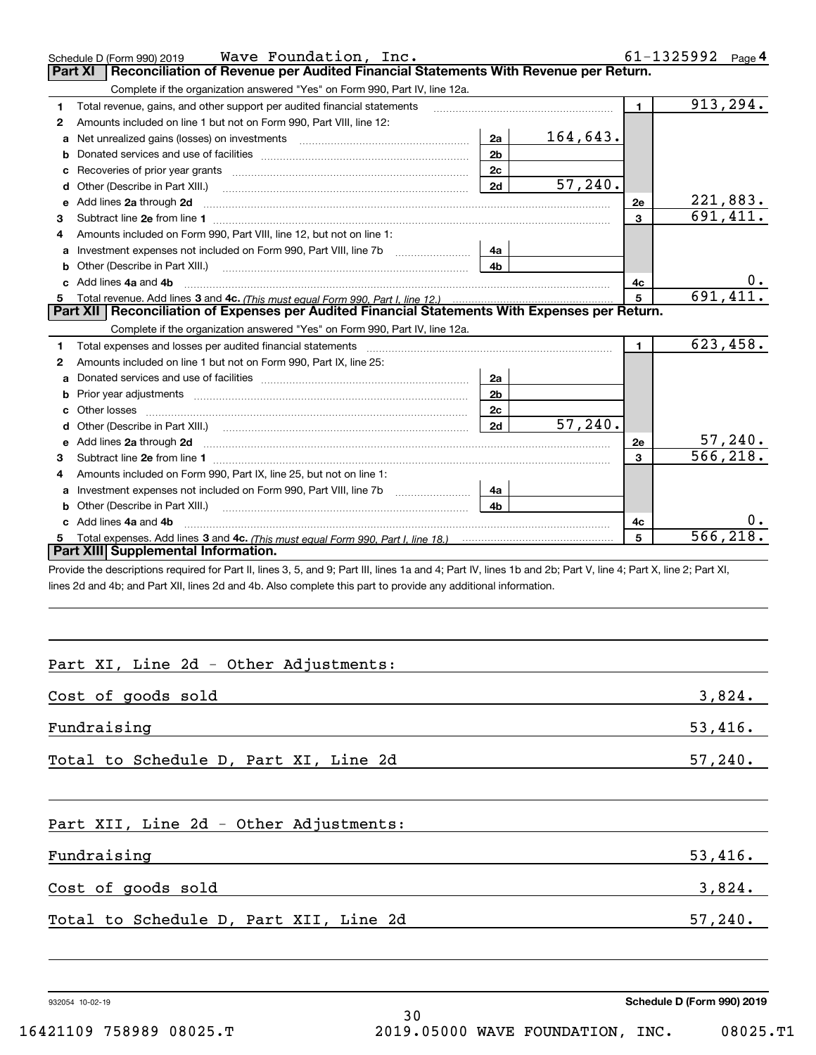Schedule D (Form 990) 2019 Wave Foundation, Inc. 61-1325992 Page 4

## Part XI Reconciliation of Revenue per Audited Financial Statements With Revenue per Return.

Complete if the organization answered "Yes" on Form 990, Part IV, line 12a.

| | | | | | |
|---|---|---|---|---|---|
| **1** | Total revenue, gains, and other support per audited financial statements | | | 1 | 913,294. |
| **2** | Amounts included on line 1 but not on Form 990, Part VIII, line 12: | | | | |
| **a** | Net unrealized gains (losses) on investments | 2a | 164,643. | | |
| **b** | Donated services and use of facilities | 2b | | | |
| **c** | Recoveries of prior year grants | 2c | | | |
| **d** | Other (Describe in Part XIII.) | 2d | 57,240. | | |
| **e** | Add lines **2a** through **2d** | | | 2e | 221,883. |
| **3** | Subtract line **2e** from line **1** | | | 3 | 691,411. |
| **4** | Amounts included on Form 990, Part VIII, line 12, but not on line 1: | | | | |
| **a** | Investment expenses not included on Form 990, Part VIII, line 7b | 4a | | | |
| **b** | Other (Describe in Part XIII.) | 4b | | | |
| **c** | Add lines **4a** and **4b** | | | 4c | 0. |
| **5** | Total revenue. Add lines **3** and **4c.** *(This must equal Form 990, Part I, line 12.)* | | | 5 | 691,411. |

## Part XII Reconciliation of Expenses per Audited Financial Statements With Expenses per Return.

Complete if the organization answered "Yes" on Form 990, Part IV, line 12a.

| | | | | | |
|---|---|---|---|---|---|
| **1** | Total expenses and losses per audited financial statements | | | 1 | 623,458. |
| **2** | Amounts included on line 1 but not on Form 990, Part IX, line 25: | | | | |
| **a** | Donated services and use of facilities | 2a | | | |
| **b** | Prior year adjustments | 2b | | | |
| **c** | Other losses | 2c | | | |
| **d** | Other (Describe in Part XIII.) | 2d | 57,240. | | |
| **e** | Add lines **2a** through **2d** | | | 2e | 57,240. |
| **3** | Subtract line **2e** from line **1** | | | 3 | 566,218. |
| **4** | Amounts included on Form 990, Part IX, line 25, but not on line 1: | | | | |
| **a** | Investment expenses not included on Form 990, Part VIII, line 7b | 4a | | | |
| **b** | Other (Describe in Part XIII.) | 4b | | | |
| **c** | Add lines **4a** and **4b** | | | 4c | 0. |
| **5** | Total expenses. Add lines **3** and **4c.** *(This must equal Form 990, Part I, line 18.)* | | | 5 | 566,218. |

## Part XIII Supplemental Information.

Provide the descriptions required for Part II, lines 3, 5, and 9; Part III, lines 1a and 4; Part IV, lines 1b and 2b; Part V, line 4; Part X, line 2; Part XI, lines 2d and 4b; and Part XII, lines 2d and 4b. Also complete this part to provide any additional information.

Part XI, Line 2d - Other Adjustments:

| | |
|---|---|
| Cost of goods sold | 3,824. |
| Fundraising | 53,416. |
| Total to Schedule D, Part XI, Line 2d | 57,240. |

Part XII, Line 2d - Other Adjustments:

| | |
|---|---|
| Fundraising | 53,416. |
| Cost of goods sold | 3,824. |
| Total to Schedule D, Part XII, Line 2d | 57,240. |

932054 10-02-19 **Schedule D (Form 990) 2019**

16421109 758989 08025.T 2019.05000 WAVE FOUNDATION, INC. 08025.T1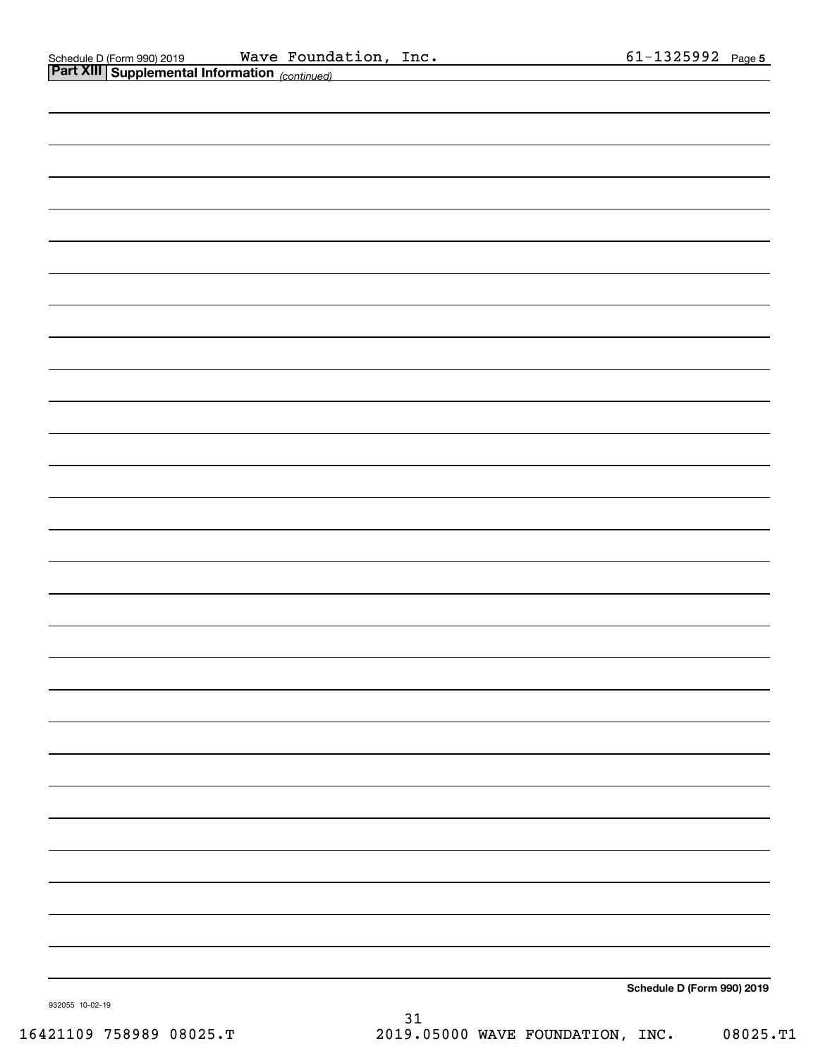Schedule D (Form 990) 2019 Wave Foundation, Inc. 61-1325992 Page 5

**Part XIII Supplemental Information** *(continued)*

**Schedule D (Form 990) 2019**

932055 10-02-19

16421109 758989 08025.T 2019.05000 WAVE FOUNDATION, INC. 08025.T1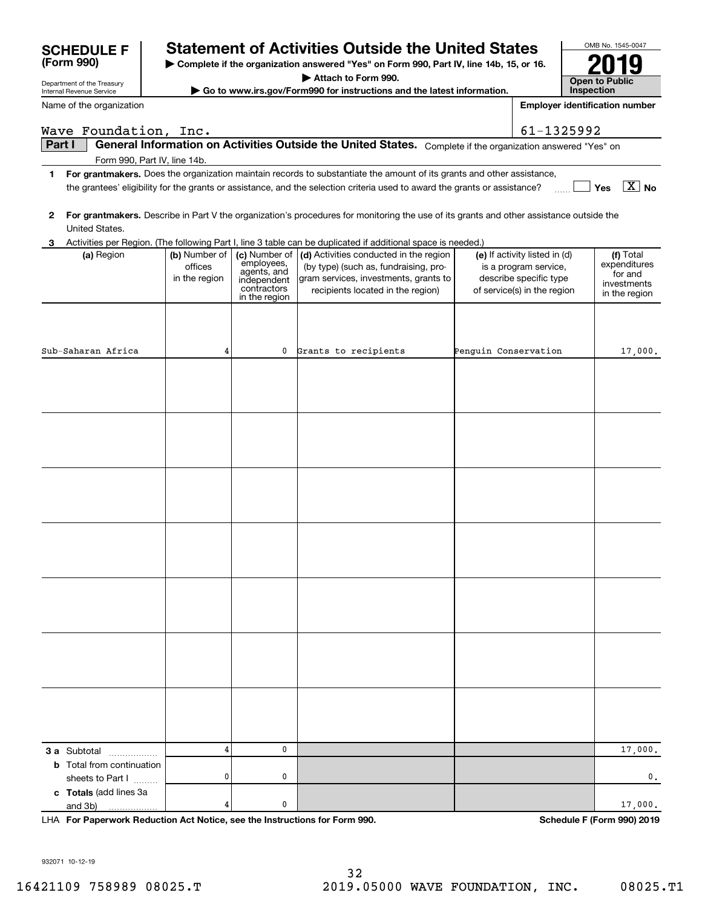**SCHEDULE F (Form 990)**

Department of the Treasury
Internal Revenue Service

# Statement of Activities Outside the United States

▶ Complete if the organization answered "Yes" on Form 990, Part IV, line 14b, 15, or 16.
▶ Attach to Form 990.
▶ Go to www.irs.gov/Form990 for instructions and the latest information.

OMB No. 1545-0047

**2019**

**Open to Public Inspection**

Name of the organization: Wave Foundation, Inc.

Employer identification number: 61-1325992

**Part I General Information on Activities Outside the United States.** Complete if the organization answered "Yes" on Form 990, Part IV, line 14b.

**1** **For grantmakers.** Does the organization maintain records to substantiate the amount of its grants and other assistance, the grantees' eligibility for the grants or assistance, and the selection criteria used to award the grants or assistance? ☐ Yes ☒ No

**2** **For grantmakers.** Describe in Part V the organization's procedures for monitoring the use of its grants and other assistance outside the United States.

**3** Activities per Region. (The following Part I, line 3 table can be duplicated if additional space is needed.)

| (a) Region | (b) Number of offices in the region | (c) Number of employees, agents, and independent contractors in the region | (d) Activities conducted in the region (by type) (such as, fundraising, program services, investments, grants to recipients located in the region) | (e) If activity listed in (d) is a program service, describe specific type of service(s) in the region | (f) Total expenditures for and investments in the region |
|---|---|---|---|---|---|
| Sub-Saharan Africa | 4 | 0 | Grants to recipients | Penguin Conservation | 17,000. |
| | | | | | |
| | | | | | |
| | | | | | |
| | | | | | |
| | | | | | |
| | | | | | |
| | | | | | |
| **3 a** Subtotal | 4 | 0 | | | 17,000. |
| **b** Total from continuation sheets to Part I | 0 | 0 | | | 0. |
| **c** **Totals** (add lines 3a and 3b) | 4 | 0 | | | 17,000. |

LHA **For Paperwork Reduction Act Notice, see the Instructions for Form 990.** **Schedule F (Form 990) 2019**

932071 10-12-19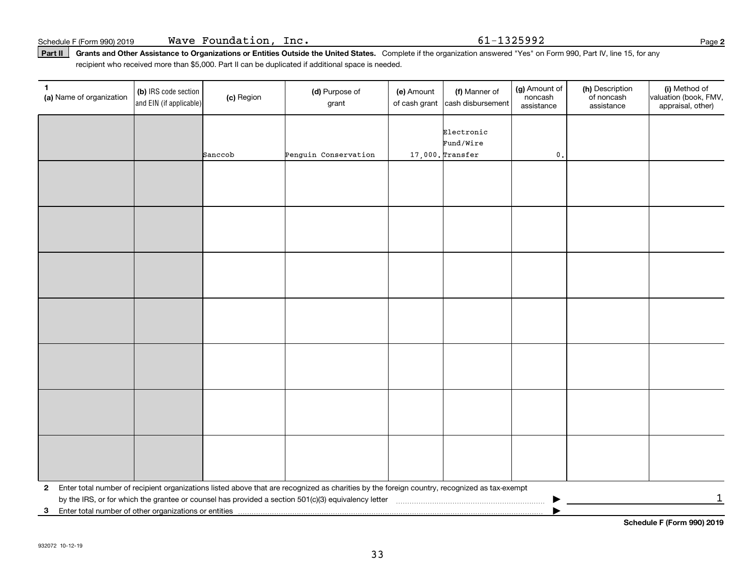Schedule F (Form 990) 2019 Wave Foundation, Inc. 61-1325992 Page **2**

**Part II** **Grants and Other Assistance to Organizations or Entities Outside the United States.** Complete if the organization answered "Yes" on Form 990, Part IV, line 15, for any recipient who received more than $5,000. Part II can be duplicated if additional space is needed.

| 1 (a) Name of organization | (b) IRS code section and EIN (if applicable) | (c) Region | (d) Purpose of grant | (e) Amount of cash grant | (f) Manner of cash disbursement | (g) Amount of noncash assistance | (h) Description of noncash assistance | (i) Method of valuation (book, FMV, appraisal, other) |
|---|---|---|---|---|---|---|---|---|
| | | Sanccob | Penguin Conservation | 17,000. | Electronic Fund/Wire Transfer | 0. | | |
| | | | | | | | | |
| | | | | | | | | |
| | | | | | | | | |
| | | | | | | | | |
| | | | | | | | | |
| | | | | | | | | |
| | | | | | | | | |

**2** Enter total number of recipient organizations listed above that are recognized as charities by the foreign country, recognized as tax-exempt by the IRS, or for which the grantee or counsel has provided a section 501(c)(3) equivalency letter ▶ 1

**3** Enter total number of other organizations or entities ▶

**Schedule F (Form 990) 2019**

932072 10-12-19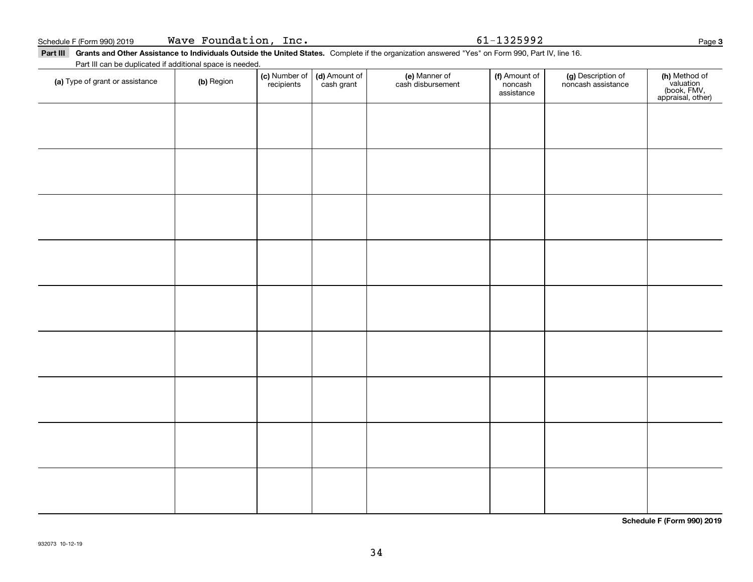Schedule F (Form 990) 2019 Wave Foundation, Inc. 61-1325992

## Part III Grants and Other Assistance to Individuals Outside the United States.

Complete if the organization answered "Yes" on Form 990, Part IV, line 16.

Part III can be duplicated if additional space is needed.

| (a) Type of grant or assistance | (b) Region | (c) Number of recipients | (d) Amount of cash grant | (e) Manner of cash disbursement | (f) Amount of noncash assistance | (g) Description of noncash assistance | (h) Method of valuation (book, FMV, appraisal, other) |
|---|---|---|---|---|---|---|---|
| | | | | | | | |
| | | | | | | | |
| | | | | | | | |
| | | | | | | | |
| | | | | | | | |
| | | | | | | | |
| | | | | | | | |
| | | | | | | | |
| | | | | | | | |

**Schedule F (Form 990) 2019**

932073 10-12-19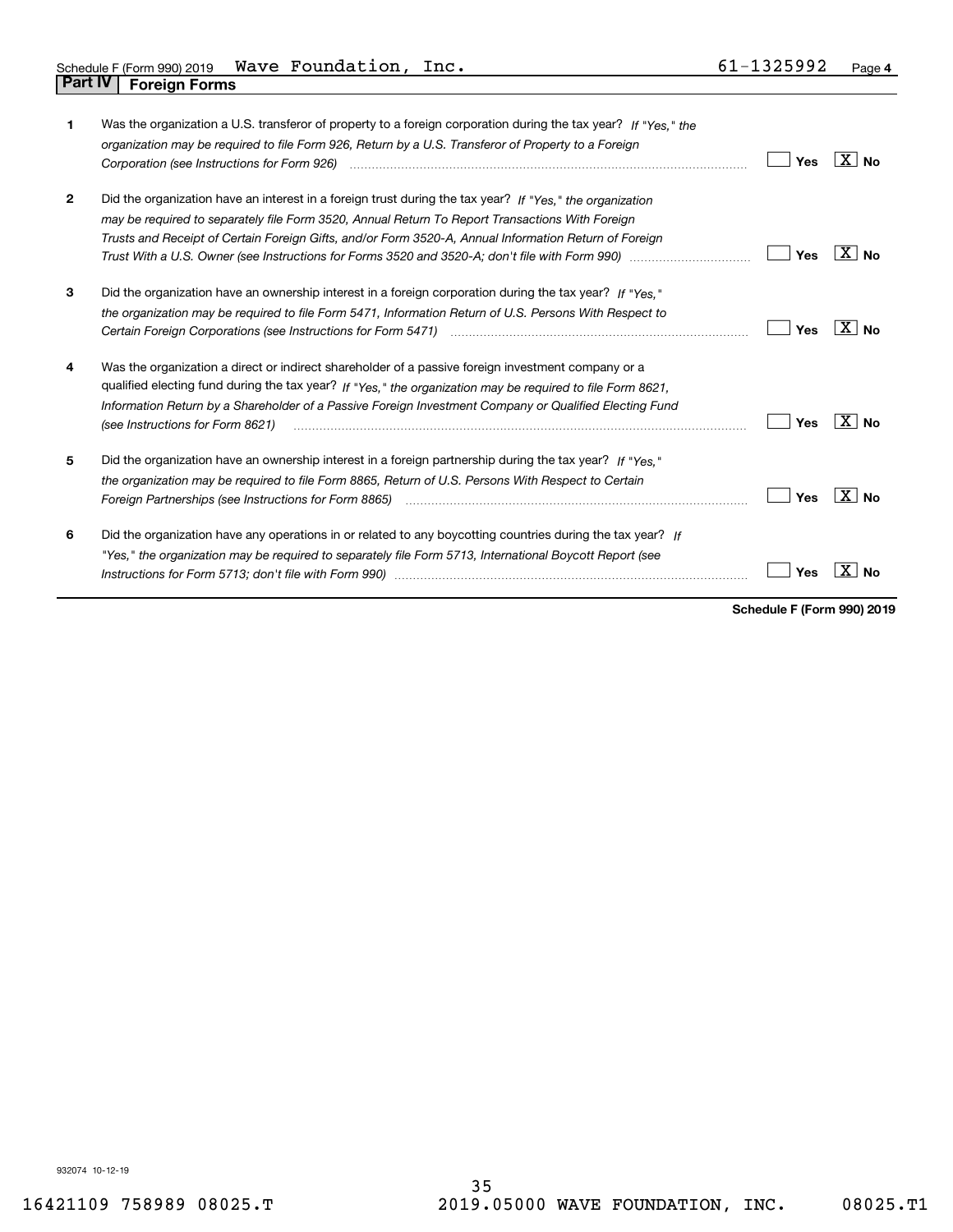Schedule F (Form 990) 2019 Wave Foundation, Inc. 61-1325992

## Part IV | Foreign Forms

| | | | |
|---|---|---|---|
| **1** | Was the organization a U.S. transferor of property to a foreign corporation during the tax year? *If "Yes," the organization may be required to file Form 926, Return by a U.S. Transferor of Property to a Foreign Corporation (see Instructions for Form 926)* | Yes | [X] No |
| **2** | Did the organization have an interest in a foreign trust during the tax year? *If "Yes," the organization may be required to separately file Form 3520, Annual Return To Report Transactions With Foreign Trusts and Receipt of Certain Foreign Gifts, and/or Form 3520-A, Annual Information Return of Foreign Trust With a U.S. Owner (see Instructions for Forms 3520 and 3520-A; don't file with Form 990)* | Yes | [X] No |
| **3** | Did the organization have an ownership interest in a foreign corporation during the tax year? *If "Yes," the organization may be required to file Form 5471, Information Return of U.S. Persons With Respect to Certain Foreign Corporations (see Instructions for Form 5471)* | Yes | [X] No |
| **4** | Was the organization a direct or indirect shareholder of a passive foreign investment company or a qualified electing fund during the tax year? *If "Yes," the organization may be required to file Form 8621, Information Return by a Shareholder of a Passive Foreign Investment Company or Qualified Electing Fund (see Instructions for Form 8621)* | Yes | [X] No |
| **5** | Did the organization have an ownership interest in a foreign partnership during the tax year? *If "Yes," the organization may be required to file Form 8865, Return of U.S. Persons With Respect to Certain Foreign Partnerships (see Instructions for Form 8865)* | Yes | [X] No |
| **6** | Did the organization have any operations in or related to any boycotting countries during the tax year? *If "Yes," the organization may be required to separately file Form 5713, International Boycott Report (see Instructions for Form 5713; don't file with Form 990)* | Yes | [X] No |

**Schedule F (Form 990) 2019**

932074 10-12-19

16421109 758989 08025.T 2019.05000 WAVE FOUNDATION, INC. 08025.T1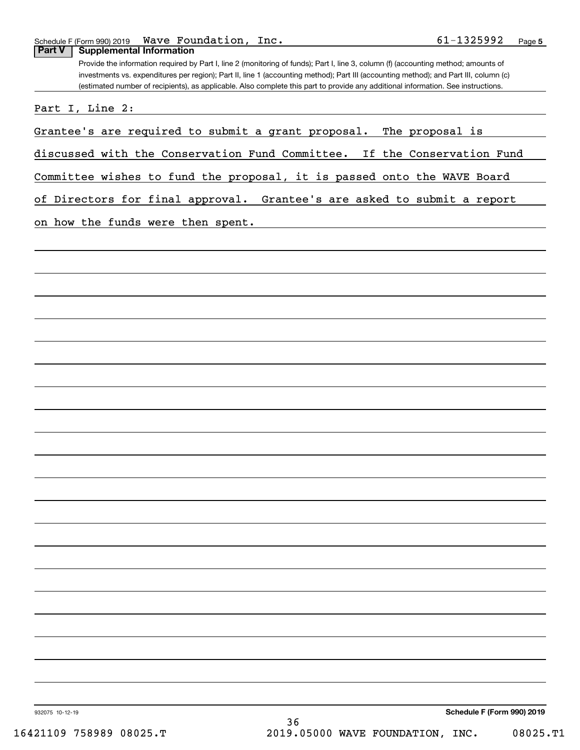## Part V Supplemental Information

Provide the information required by Part I, line 2 (monitoring of funds); Part I, line 3, column (f) (accounting method; amounts of investments vs. expenditures per region); Part II, line 1 (accounting method); Part III (accounting method); and Part III, column (c) (estimated number of recipients), as applicable. Also complete this part to provide any additional information. See instructions.

Part I, Line 2:

Grantee's are required to submit a grant proposal. The proposal is discussed with the Conservation Fund Committee. If the Conservation Fund Committee wishes to fund the proposal, it is passed onto the WAVE Board of Directors for final approval. Grantee's are asked to submit a report on how the funds were then spent.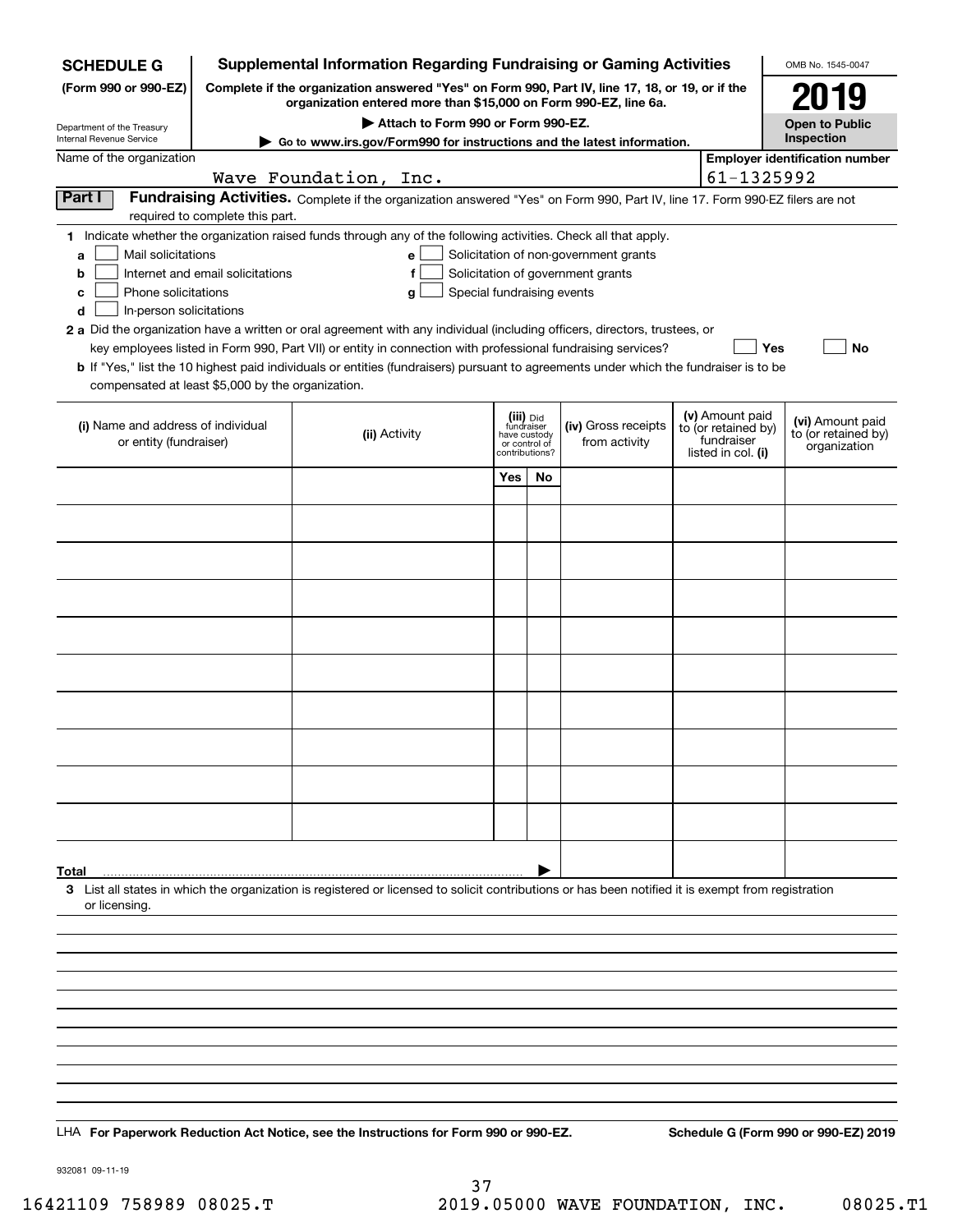**SCHEDULE G (Form 990 or 990-EZ)**

Department of the Treasury
Internal Revenue Service

# Supplemental Information Regarding Fundraising or Gaming Activities

**Complete if the organization answered "Yes" on Form 990, Part IV, line 17, 18, or 19, or if the organization entered more than $15,000 on Form 990-EZ, line 6a.**

**▶ Attach to Form 990 or Form 990-EZ.**

**▶ Go to www.irs.gov/Form990 for instructions and the latest information.**

OMB No. 1545-0047

**2019**

**Open to Public Inspection**

Name of the organization: Wave Foundation, Inc.

Employer identification number: 61-1325992

## Part I Fundraising Activities.

Complete if the organization answered "Yes" on Form 990, Part IV, line 17. Form 990-EZ filers are not required to complete this part.

**1** Indicate whether the organization raised funds through any of the following activities. Check all that apply.

- **a** ☐ Mail solicitations
- **b** ☐ Internet and email solicitations
- **c** ☐ Phone solicitations
- **d** ☐ In-person solicitations
- **e** ☐ Solicitation of non-government grants
- **f** ☐ Solicitation of government grants
- **g** ☐ Special fundraising events

**2 a** Did the organization have a written or oral agreement with any individual (including officers, directors, trustees, or key employees listed in Form 990, Part VII) or entity in connection with professional fundraising services? ☐ **Yes** ☐ **No**

**b** If "Yes," list the 10 highest paid individuals or entities (fundraisers) pursuant to agreements under which the fundraiser is to be compensated at least $5,000 by the organization.

| (i) Name and address of individual or entity (fundraiser) | (ii) Activity | (iii) Did fundraiser have custody or control of contributions? | | (iv) Gross receipts from activity | (v) Amount paid to (or retained by) fundraiser listed in col. (i) | (vi) Amount paid to (or retained by) organization |
|---|---|---|---|---|---|---|
| | | Yes | No | | | |
| | | | | | | |
| | | | | | | |
| | | | | | | |
| | | | | | | |
| | | | | | | |
| | | | | | | |
| | | | | | | |
| | | | | | | |
| | | | | | | |
| | | | | | | |
| **Total** ▶ | | | | | | |

**3** List all states in which the organization is registered or licensed to solicit contributions or has been notified it is exempt from registration or licensing.

LHA **For Paperwork Reduction Act Notice, see the Instructions for Form 990 or 990-EZ.** **Schedule G (Form 990 or 990-EZ) 2019**

932081 09-11-19

16421109 758989 08025.T 2019.05000 WAVE FOUNDATION, INC. 08025.T1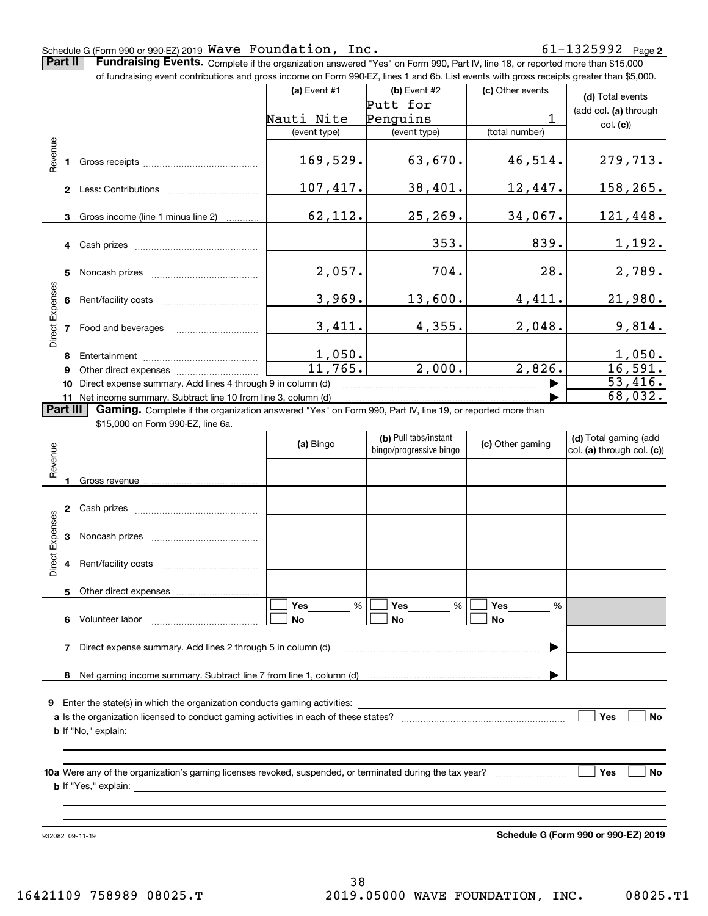Schedule G (Form 990 or 990-EZ) 2019 Wave Foundation, Inc. 61-1325992 Page 2

**Part II** **Fundraising Events.** Complete if the organization answered "Yes" on Form 990, Part IV, line 18, or reported more than $15,000 of fundraising event contributions and gross income on Form 990-EZ, lines 1 and 6b. List events with gross receipts greater than $5,000.

| | | (a) Event #1<br>Nauti Nite<br>(event type) | (b) Event #2<br>Putt for Penguins<br>(event type) | (c) Other events<br>1<br>(total number) | (d) Total events (add col. (a) through col. (c)) |
|---|---|---|---|---|---|
| Revenue | 1 Gross receipts | 169,529. | 63,670. | 46,514. | 279,713. |
| | 2 Less: Contributions | 107,417. | 38,401. | 12,447. | 158,265. |
| | 3 Gross income (line 1 minus line 2) | 62,112. | 25,269. | 34,067. | 121,448. |
| Direct Expenses | 4 Cash prizes | | 353. | 839. | 1,192. |
| | 5 Noncash prizes | 2,057. | 704. | 28. | 2,789. |
| | 6 Rent/facility costs | 3,969. | 13,600. | 4,411. | 21,980. |
| | 7 Food and beverages | 3,411. | 4,355. | 2,048. | 9,814. |
| | 8 Entertainment | 1,050. | | | 1,050. |
| | 9 Other direct expenses | 11,765. | 2,000. | 2,826. | 16,591. |
| | 10 Direct expense summary. Add lines 4 through 9 in column (d) | | | | 53,416. |
| | 11 Net income summary. Subtract line 10 from line 3, column (d) | | | | 68,032. |

**Part III** **Gaming.** Complete if the organization answered "Yes" on Form 990, Part IV, line 19, or reported more than $15,000 on Form 990-EZ, line 6a.

| | | (a) Bingo | (b) Pull tabs/instant bingo/progressive bingo | (c) Other gaming | (d) Total gaming (add col. (a) through col. (c)) |
|---|---|---|---|---|---|
| Revenue | 1 Gross revenue | | | | |
| Direct Expenses | 2 Cash prizes | | | | |
| | 3 Noncash prizes | | | | |
| | 4 Rent/facility costs | | | | |
| | 5 Other direct expenses | | | | |
| | 6 Volunteer labor | ☐ Yes ___ % ☐ No | ☐ Yes ___ % ☐ No | ☐ Yes ___ % ☐ No | |
| | 7 Direct expense summary. Add lines 2 through 5 in column (d) | | | | |
| | 8 Net gaming income summary. Subtract line 7 from line 1, column (d) | | | | |

9 Enter the state(s) in which the organization conducts gaming activities: ____________

a Is the organization licensed to conduct gaming activities in each of these states? ☐ Yes ☐ No

b If "No," explain: ____________

10a Were any of the organization's gaming licenses revoked, suspended, or terminated during the tax year? ☐ Yes ☐ No

b If "Yes," explain: ____________

932082 09-11-19

Schedule G (Form 990 or 990-EZ) 2019

16421109 758989 08025.T 2019.05000 WAVE FOUNDATION, INC. 08025.T1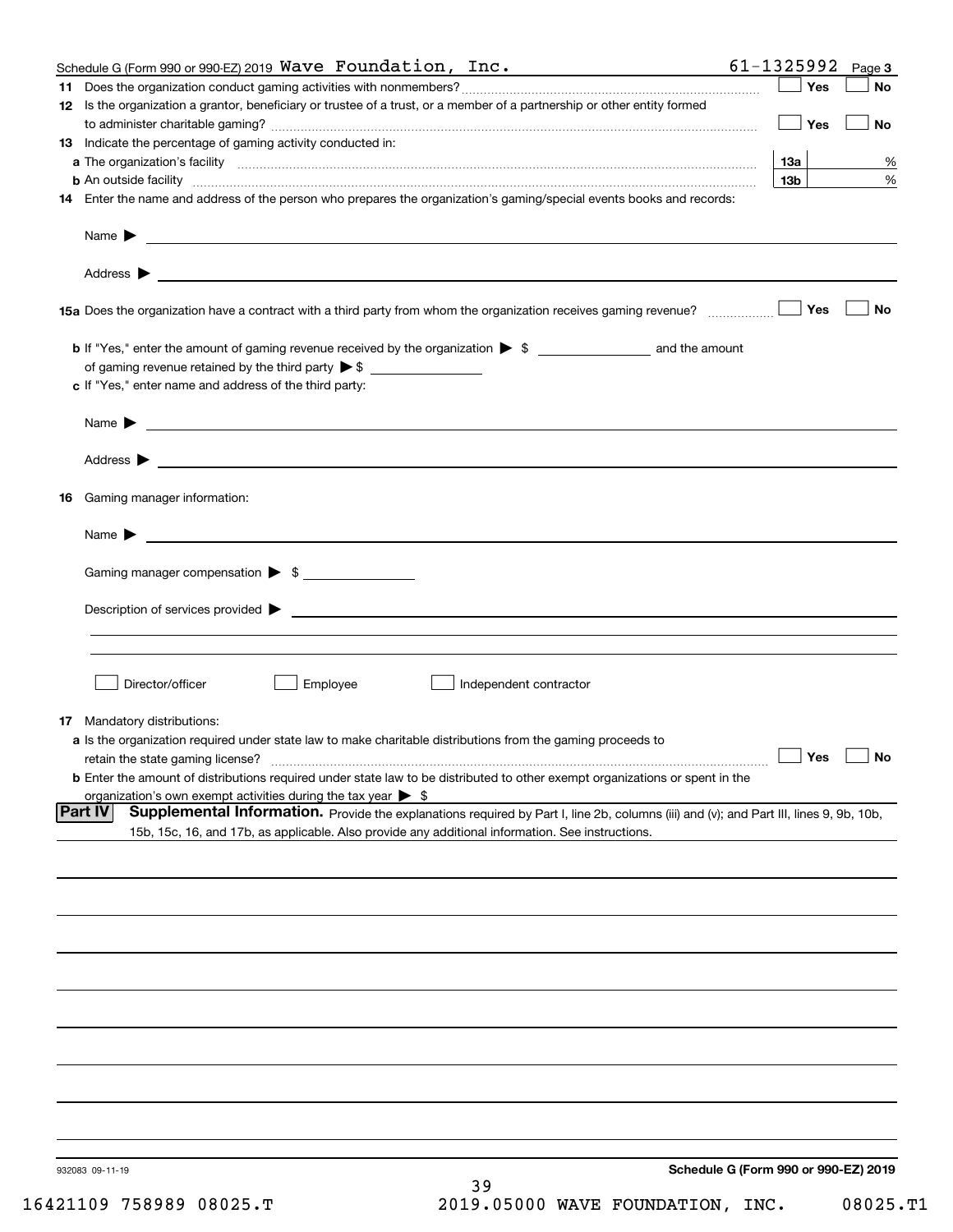Schedule G (Form 990 or 990-EZ) 2019 Wave Foundation, Inc. 61-1325992 Page 3

**11** Does the organization conduct gaming activities with nonmembers? ☐ Yes ☐ No

**12** Is the organization a grantor, beneficiary or trustee of a trust, or a member of a partnership or other entity formed to administer charitable gaming? ☐ Yes ☐ No

**13** Indicate the percentage of gaming activity conducted in:

**a** The organization's facility **13a** %

**b** An outside facility **13b** %

**14** Enter the name and address of the person who prepares the organization's gaming/special events books and records:

Name ▶

Address ▶

**15a** Does the organization have a contract with a third party from whom the organization receives gaming revenue? ☐ Yes ☐ No

**b** If "Yes," enter the amount of gaming revenue received by the organization ▶ $ and the amount of gaming revenue retained by the third party ▶ $

**c** If "Yes," enter name and address of the third party:

Name ▶

Address ▶

**16** Gaming manager information:

Name ▶

Gaming manager compensation ▶ $

Description of services provided ▶

☐ Director/officer ☐ Employee ☐ Independent contractor

**17** Mandatory distributions:

**a** Is the organization required under state law to make charitable distributions from the gaming proceeds to retain the state gaming license? ☐ Yes ☐ No

**b** Enter the amount of distributions required under state law to be distributed to other exempt organizations or spent in the organization's own exempt activities during the tax year ▶ $

## Part IV Supplemental Information.

Provide the explanations required by Part I, line 2b, columns (iii) and (v); and Part III, lines 9, 9b, 10b, 15b, 15c, 16, and 17b, as applicable. Also provide any additional information. See instructions.

932083 09-11-19

Schedule G (Form 990 or 990-EZ) 2019

16421109 758989 08025.T 2019.05000 WAVE FOUNDATION, INC. 08025.T1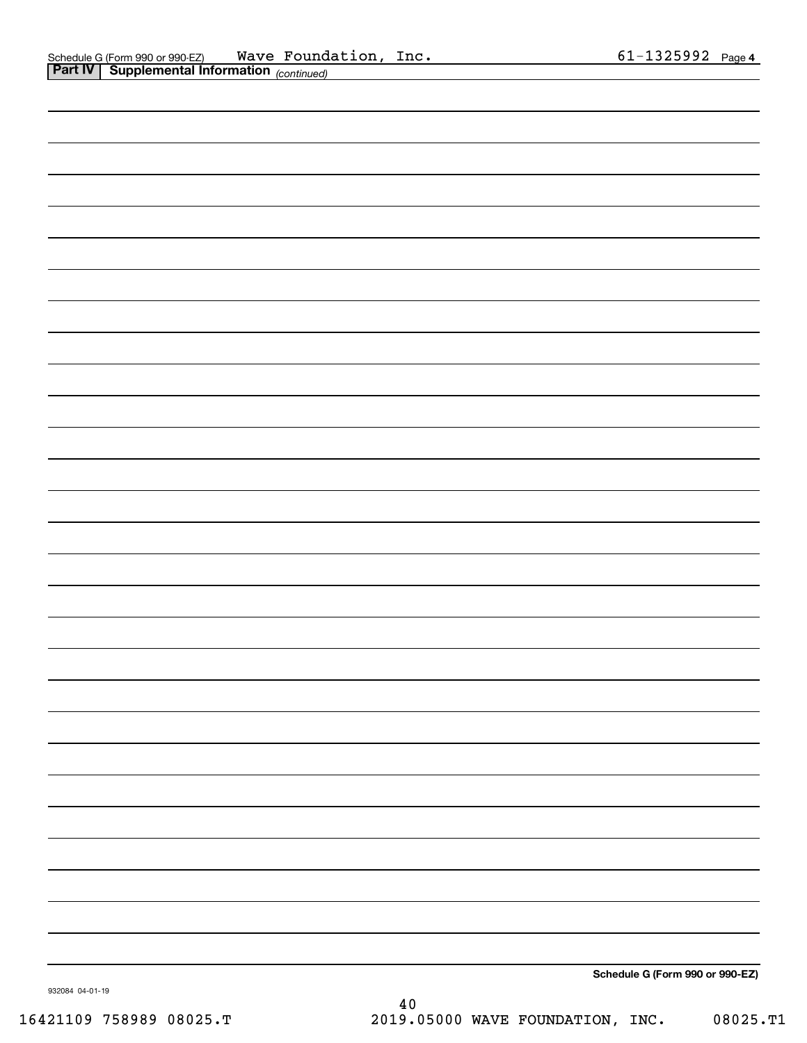Schedule G (Form 990 or 990-EZ) Wave Foundation, Inc. 61-1325992 Page 4

**Part IV | Supplemental Information** *(continued)*

**Schedule G (Form 990 or 990-EZ)**

932084 04-01-19

16421109 758989 08025.T 2019.05000 WAVE FOUNDATION, INC. 08025.T1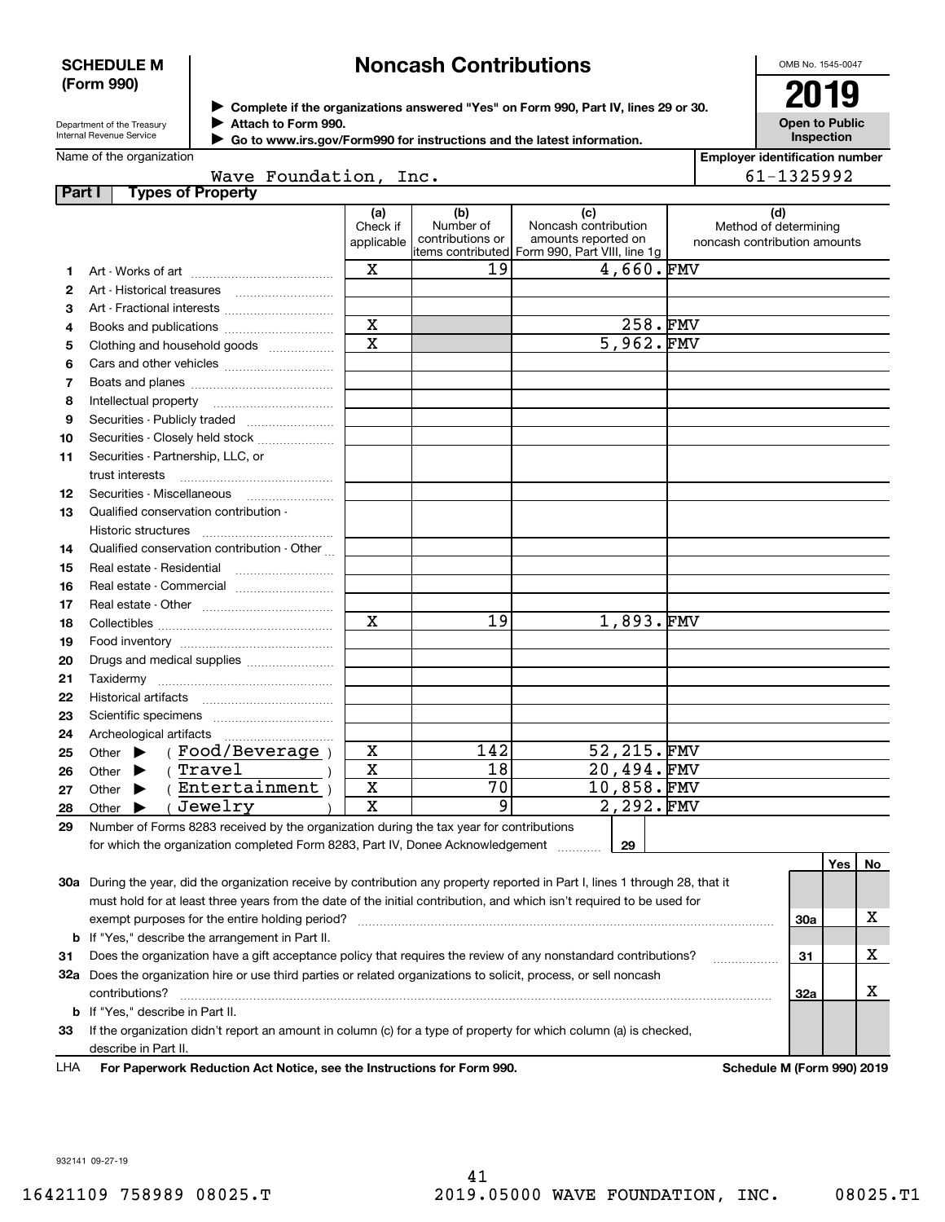**SCHEDULE M (Form 990)**

Department of the Treasury Internal Revenue Service

# Noncash Contributions

▶ Complete if the organizations answered "Yes" on Form 990, Part IV, lines 29 or 30.
▶ Attach to Form 990.
▶ Go to www.irs.gov/Form990 for instructions and the latest information.

OMB No. 1545-0047

**2019**

**Open to Public Inspection**

Name of the organization: Wave Foundation, Inc.

Employer identification number: 61-1325992

## Part I Types of Property

| | | (a) Check if applicable | (b) Number of contributions or items contributed | (c) Noncash contribution amounts reported on Form 990, Part VIII, line 1g | (d) Method of determining noncash contribution amounts |
|---|---|---|---|---|---|
| 1 | Art - Works of art | X | 19 | 4,660. | FMV |
| 2 | Art - Historical treasures | | | | |
| 3 | Art - Fractional interests | | | | |
| 4 | Books and publications | X | | 258. | FMV |
| 5 | Clothing and household goods | X | | 5,962. | FMV |
| 6 | Cars and other vehicles | | | | |
| 7 | Boats and planes | | | | |
| 8 | Intellectual property | | | | |
| 9 | Securities - Publicly traded | | | | |
| 10 | Securities - Closely held stock | | | | |
| 11 | Securities - Partnership, LLC, or trust interests | | | | |
| 12 | Securities - Miscellaneous | | | | |
| 13 | Qualified conservation contribution - Historic structures | | | | |
| 14 | Qualified conservation contribution - Other | | | | |
| 15 | Real estate - Residential | | | | |
| 16 | Real estate - Commercial | | | | |
| 17 | Real estate - Other | | | | |
| 18 | Collectibles | X | 19 | 1,893. | FMV |
| 19 | Food inventory | | | | |
| 20 | Drugs and medical supplies | | | | |
| 21 | Taxidermy | | | | |
| 22 | Historical artifacts | | | | |
| 23 | Scientific specimens | | | | |
| 24 | Archeological artifacts | | | | |
| 25 | Other ▶ ( Food/Beverage ) | X | 142 | 52,215. | FMV |
| 26 | Other ▶ ( Travel ) | X | 18 | 20,494. | FMV |
| 27 | Other ▶ ( Entertainment ) | X | 70 | 10,858. | FMV |
| 28 | Other ▶ ( Jewelry ) | X | 9 | 2,292. | FMV |

29 Number of Forms 8283 received by the organization during the tax year for contributions for which the organization completed Form 8283, Part IV, Donee Acknowledgement ..... 29

| | | | Yes | No |
|---|---|---|---|---|
| 30a | During the year, did the organization receive by contribution any property reported in Part I, lines 1 through 28, that it must hold for at least three years from the date of the initial contribution, and which isn't required to be used for exempt purposes for the entire holding period? | 30a | | X |
| b | If "Yes," describe the arrangement in Part II. | | | |
| 31 | Does the organization have a gift acceptance policy that requires the review of any nonstandard contributions? | 31 | | X |
| 32a | Does the organization hire or use third parties or related organizations to solicit, process, or sell noncash contributions? | 32a | | X |
| b | If "Yes," describe in Part II. | | | |
| 33 | If the organization didn't report an amount in column (c) for a type of property for which column (a) is checked, describe in Part II. | | | |

LHA For Paperwork Reduction Act Notice, see the Instructions for Form 990. Schedule M (Form 990) 2019

932141 09-27-19

16421109 758989 08025.T 2019.05000 WAVE FOUNDATION, INC. 08025.T1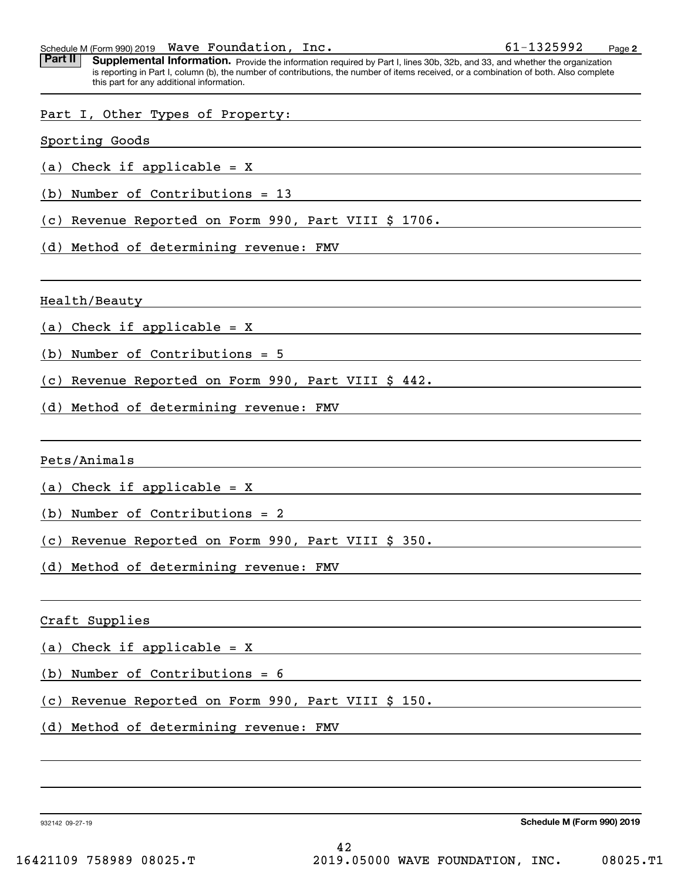## Part II Supplemental Information.

Provide the information required by Part I, lines 30b, 32b, and 33, and whether the organization is reporting in Part I, column (b), the number of contributions, the number of items received, or a combination of both. Also complete this part for any additional information.

Part I, Other Types of Property:

Sporting Goods

(a) Check if applicable = X

(b) Number of Contributions = 13

(c) Revenue Reported on Form 990, Part VIII $ 1706.

(d) Method of determining revenue: FMV

Health/Beauty

(a) Check if applicable = X

(b) Number of Contributions = 5

(c) Revenue Reported on Form 990, Part VIII $ 442.

(d) Method of determining revenue: FMV

Pets/Animals

(a) Check if applicable = X

(b) Number of Contributions = 2

(c) Revenue Reported on Form 990, Part VIII $ 350.

(d) Method of determining revenue: FMV

Craft Supplies

(a) Check if applicable = X

(b) Number of Contributions = 6

(c) Revenue Reported on Form 990, Part VIII $ 150.

(d) Method of determining revenue: FMV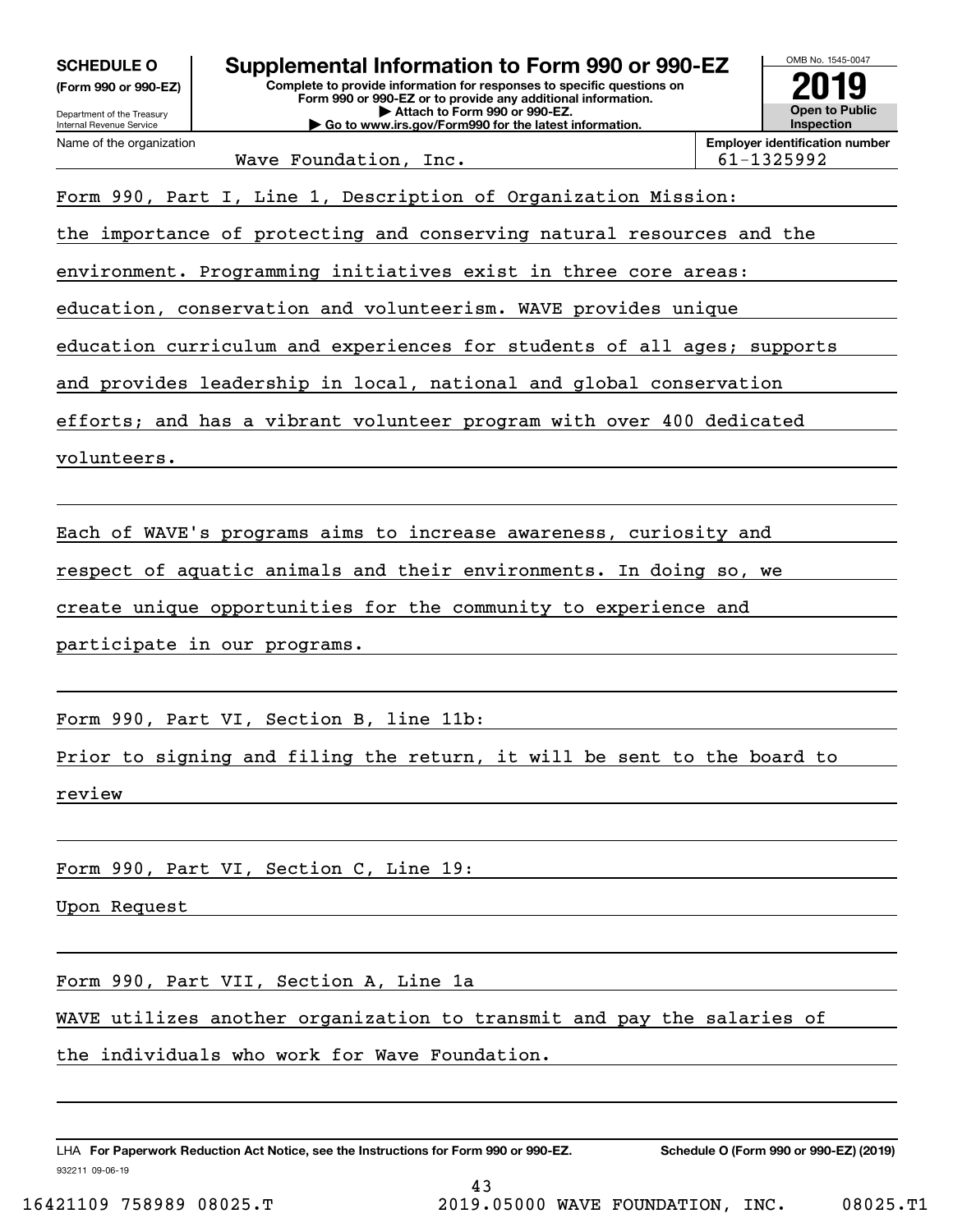**SCHEDULE O** **(Form 990 or 990-EZ)**

Department of the Treasury
Internal Revenue Service

# Supplemental Information to Form 990 or 990-EZ

**Complete to provide information for responses to specific questions on Form 990 or 990-EZ or to provide any additional information.**
**▶ Attach to Form 990 or 990-EZ.**
**▶ Go to www.irs.gov/Form990 for the latest information.**

OMB No. 1545-0047

**2019**

**Open to Public Inspection**

Name of the organization: Wave Foundation, Inc.

**Employer identification number:** 61-1325992

Form 990, Part I, Line 1, Description of Organization Mission:

the importance of protecting and conserving natural resources and the environment. Programming initiatives exist in three core areas: education, conservation and volunteerism. WAVE provides unique education curriculum and experiences for students of all ages; supports and provides leadership in local, national and global conservation efforts; and has a vibrant volunteer program with over 400 dedicated volunteers.

Each of WAVE's programs aims to increase awareness, curiosity and respect of aquatic animals and their environments. In doing so, we create unique opportunities for the community to experience and participate in our programs.

Form 990, Part VI, Section B, line 11b:

Prior to signing and filing the return, it will be sent to the board to review

Form 990, Part VI, Section C, Line 19:

Upon Request

Form 990, Part VII, Section A, Line 1a

WAVE utilizes another organization to transmit and pay the salaries of the individuals who work for Wave Foundation.

LHA **For Paperwork Reduction Act Notice, see the Instructions for Form 990 or 990-EZ.** **Schedule O (Form 990 or 990-EZ) (2019)**

932211 09-06-19

16421109 758989 08025.T 2019.05000 WAVE FOUNDATION, INC. 08025.T1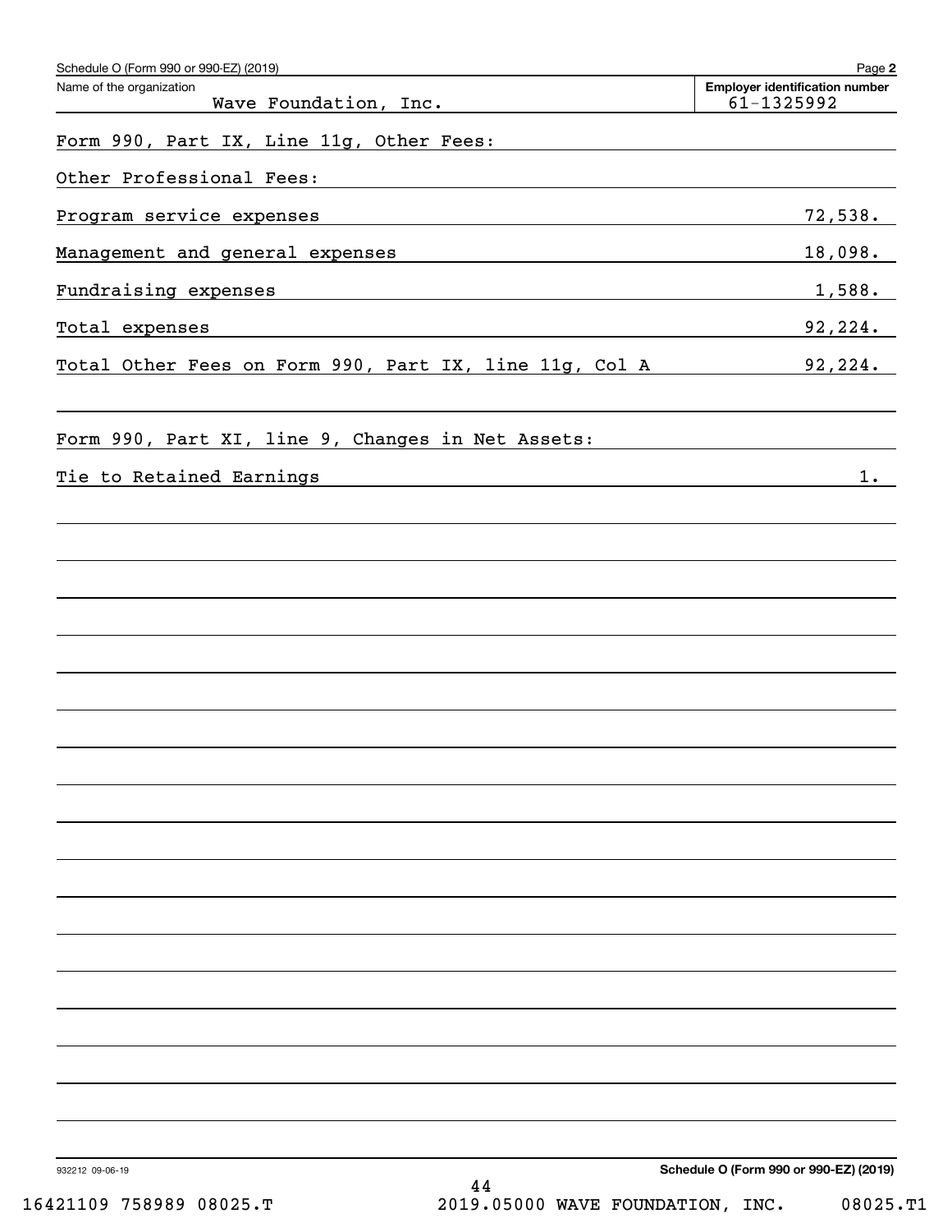Schedule O (Form 990 or 990-EZ) (2019)

Name of the organization: Wave Foundation, Inc.

Employer identification number: 61-1325992

Form 990, Part IX, Line 11g, Other Fees:

Other Professional Fees:

| | |
|---|---|
| Program service expenses | 72,538. |
| Management and general expenses | 18,098. |
| Fundraising expenses | 1,588. |
| Total expenses | 92,224. |
| Total Other Fees on Form 990, Part IX, line 11g, Col A | 92,224. |

Form 990, Part XI, line 9, Changes in Net Assets:

| | |
|---|---|
| Tie to Retained Earnings | 1. |

932212 09-06-19

Schedule O (Form 990 or 990-EZ) (2019)

16421109 758989 08025.T 2019.05000 WAVE FOUNDATION, INC. 08025.T1